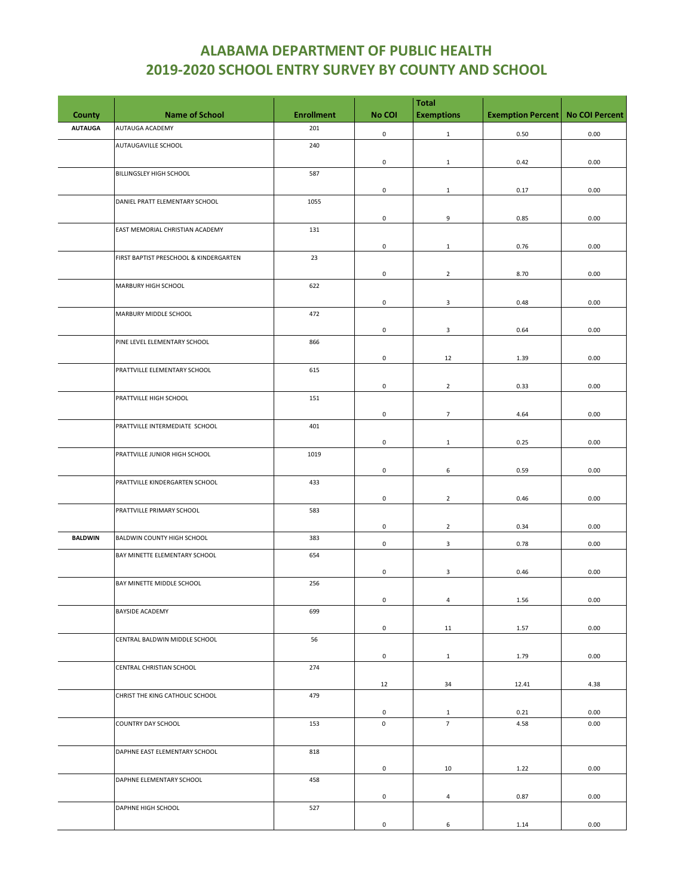# ALABAMA DEPARTMENT OF PUBLIC HEALTH
# 2019-2020 SCHOOL ENTRY SURVEY BY COUNTY AND SCHOOL

| County | Name of School | Enrollment | No COI | Total Exemptions | Exemption Percent | No COI Percent |
|---|---|---|---|---|---|---|
| AUTAUGA | AUTAUGA ACADEMY | 201 | 0 | 1 | 0.50 | 0.00 |
| | AUTAUGAVILLE SCHOOL | 240 | 0 | 1 | 0.42 | 0.00 |
| | BILLINGSLEY HIGH SCHOOL | 587 | 0 | 1 | 0.17 | 0.00 |
| | DANIEL PRATT ELEMENTARY SCHOOL | 1055 | 0 | 9 | 0.85 | 0.00 |
| | EAST MEMORIAL CHRISTIAN ACADEMY | 131 | 0 | 1 | 0.76 | 0.00 |
| | FIRST BAPTIST PRESCHOOL & KINDERGARTEN | 23 | 0 | 2 | 8.70 | 0.00 |
| | MARBURY HIGH SCHOOL | 622 | 0 | 3 | 0.48 | 0.00 |
| | MARBURY MIDDLE SCHOOL | 472 | 0 | 3 | 0.64 | 0.00 |
| | PINE LEVEL ELEMENTARY SCHOOL | 866 | 0 | 12 | 1.39 | 0.00 |
| | PRATTVILLE ELEMENTARY SCHOOL | 615 | 0 | 2 | 0.33 | 0.00 |
| | PRATTVILLE HIGH SCHOOL | 151 | 0 | 7 | 4.64 | 0.00 |
| | PRATTVILLE INTERMEDIATE SCHOOL | 401 | 0 | 1 | 0.25 | 0.00 |
| | PRATTVILLE JUNIOR HIGH SCHOOL | 1019 | 0 | 6 | 0.59 | 0.00 |
| | PRATTVILLE KINDERGARTEN SCHOOL | 433 | 0 | 2 | 0.46 | 0.00 |
| | PRATTVILLE PRIMARY SCHOOL | 583 | 0 | 2 | 0.34 | 0.00 |
| BALDWIN | BALDWIN COUNTY HIGH SCHOOL | 383 | 0 | 3 | 0.78 | 0.00 |
| | BAY MINETTE ELEMENTARY SCHOOL | 654 | 0 | 3 | 0.46 | 0.00 |
| | BAY MINETTE MIDDLE SCHOOL | 256 | 0 | 4 | 1.56 | 0.00 |
| | BAYSIDE ACADEMY | 699 | 0 | 11 | 1.57 | 0.00 |
| | CENTRAL BALDWIN MIDDLE SCHOOL | 56 | 0 | 1 | 1.79 | 0.00 |
| | CENTRAL CHRISTIAN SCHOOL | 274 | 12 | 34 | 12.41 | 4.38 |
| | CHRIST THE KING CATHOLIC SCHOOL | 479 | 0 | 1 | 0.21 | 0.00 |
| | COUNTRY DAY SCHOOL | 153 | 0 | 7 | 4.58 | 0.00 |
| | DAPHNE EAST ELEMENTARY SCHOOL | 818 | 0 | 10 | 1.22 | 0.00 |
| | DAPHNE ELEMENTARY SCHOOL | 458 | 0 | 4 | 0.87 | 0.00 |
| | DAPHNE HIGH SCHOOL | 527 | 0 | 6 | 1.14 | 0.00 |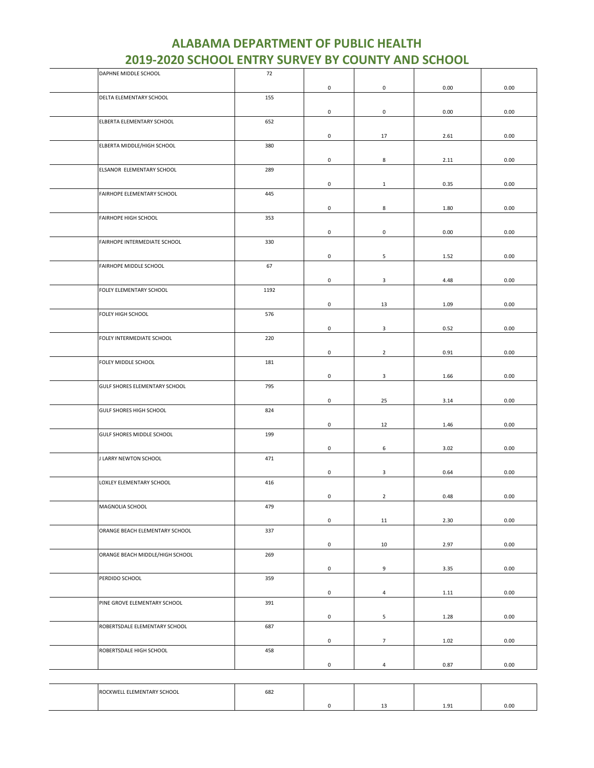# ALABAMA DEPARTMENT OF PUBLIC HEALTH
# 2019-2020 SCHOOL ENTRY SURVEY BY COUNTY AND SCHOOL

| | | | | | |
|---|---|---|---|---|---|
| | DAPHNE MIDDLE SCHOOL | 72 | 0 | 0 | 0.00 | 0.00 |
| | DELTA ELEMENTARY SCHOOL | 155 | 0 | 0 | 0.00 | 0.00 |
| | ELBERTA ELEMENTARY SCHOOL | 652 | 0 | 17 | 2.61 | 0.00 |
| | ELBERTA MIDDLE/HIGH SCHOOL | 380 | 0 | 8 | 2.11 | 0.00 |
| | ELSANOR ELEMENTARY SCHOOL | 289 | 0 | 1 | 0.35 | 0.00 |
| | FAIRHOPE ELEMENTARY SCHOOL | 445 | 0 | 8 | 1.80 | 0.00 |
| | FAIRHOPE HIGH SCHOOL | 353 | 0 | 0 | 0.00 | 0.00 |
| | FAIRHOPE INTERMEDIATE SCHOOL | 330 | 0 | 5 | 1.52 | 0.00 |
| | FAIRHOPE MIDDLE SCHOOL | 67 | 0 | 3 | 4.48 | 0.00 |
| | FOLEY ELEMENTARY SCHOOL | 1192 | 0 | 13 | 1.09 | 0.00 |
| | FOLEY HIGH SCHOOL | 576 | 0 | 3 | 0.52 | 0.00 |
| | FOLEY INTERMEDIATE SCHOOL | 220 | 0 | 2 | 0.91 | 0.00 |
| | FOLEY MIDDLE SCHOOL | 181 | 0 | 3 | 1.66 | 0.00 |
| | GULF SHORES ELEMENTARY SCHOOL | 795 | 0 | 25 | 3.14 | 0.00 |
| | GULF SHORES HIGH SCHOOL | 824 | 0 | 12 | 1.46 | 0.00 |
| | GULF SHORES MIDDLE SCHOOL | 199 | 0 | 6 | 3.02 | 0.00 |
| | J LARRY NEWTON SCHOOL | 471 | 0 | 3 | 0.64 | 0.00 |
| | LOXLEY ELEMENTARY SCHOOL | 416 | 0 | 2 | 0.48 | 0.00 |
| | MAGNOLIA SCHOOL | 479 | 0 | 11 | 2.30 | 0.00 |
| | ORANGE BEACH ELEMENTARY SCHOOL | 337 | 0 | 10 | 2.97 | 0.00 |
| | ORANGE BEACH MIDDLE/HIGH SCHOOL | 269 | 0 | 9 | 3.35 | 0.00 |
| | PERDIDO SCHOOL | 359 | 0 | 4 | 1.11 | 0.00 |
| | PINE GROVE ELEMENTARY SCHOOL | 391 | 0 | 5 | 1.28 | 0.00 |
| | ROBERTSDALE ELEMENTARY SCHOOL | 687 | 0 | 7 | 1.02 | 0.00 |
| | ROBERTSDALE HIGH SCHOOL | 458 | 0 | 4 | 0.87 | 0.00 |
| | ROCKWELL ELEMENTARY SCHOOL | 682 | 0 | 13 | 1.91 | 0.00 |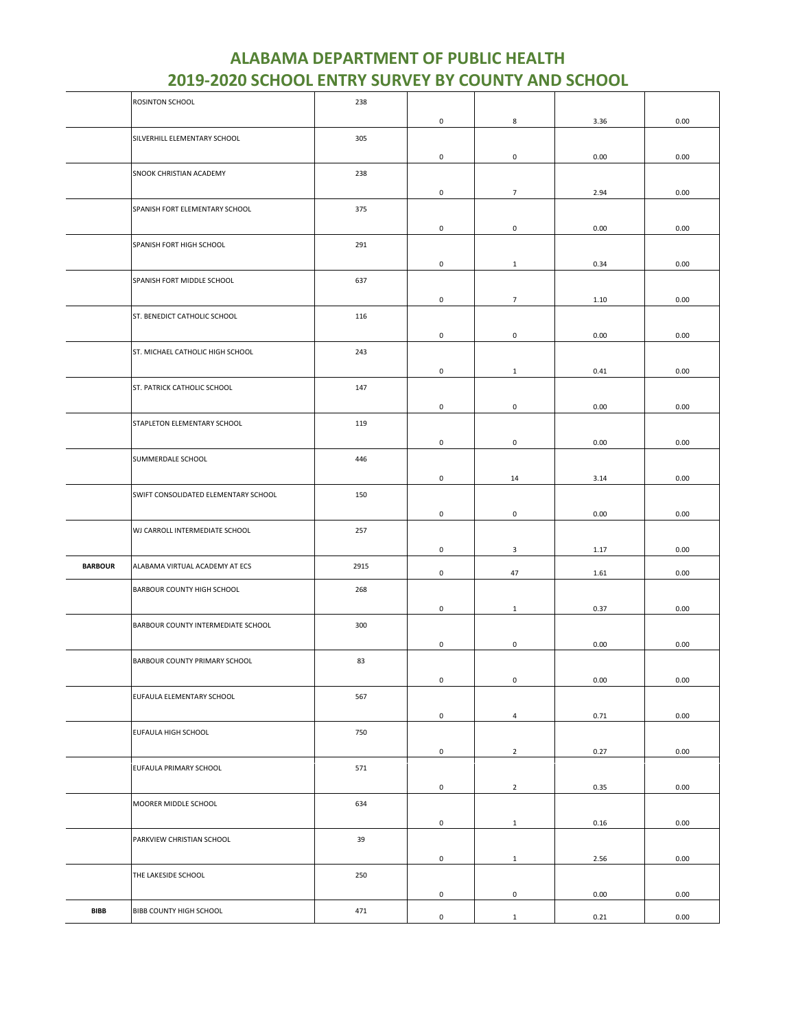# ALABAMA DEPARTMENT OF PUBLIC HEALTH
## 2019-2020 SCHOOL ENTRY SURVEY BY COUNTY AND SCHOOL

| | | | | | | |
|---|---|---|---|---|---|---|
| | ROSINTON SCHOOL | 238 | 0 | 8 | 3.36 | 0.00 |
| | SILVERHILL ELEMENTARY SCHOOL | 305 | 0 | 0 | 0.00 | 0.00 |
| | SNOOK CHRISTIAN ACADEMY | 238 | 0 | 7 | 2.94 | 0.00 |
| | SPANISH FORT ELEMENTARY SCHOOL | 375 | 0 | 0 | 0.00 | 0.00 |
| | SPANISH FORT HIGH SCHOOL | 291 | 0 | 1 | 0.34 | 0.00 |
| | SPANISH FORT MIDDLE SCHOOL | 637 | 0 | 7 | 1.10 | 0.00 |
| | ST. BENEDICT CATHOLIC SCHOOL | 116 | 0 | 0 | 0.00 | 0.00 |
| | ST. MICHAEL CATHOLIC HIGH SCHOOL | 243 | 0 | 1 | 0.41 | 0.00 |
| | ST. PATRICK CATHOLIC SCHOOL | 147 | 0 | 0 | 0.00 | 0.00 |
| | STAPLETON ELEMENTARY SCHOOL | 119 | 0 | 0 | 0.00 | 0.00 |
| | SUMMERDALE SCHOOL | 446 | 0 | 14 | 3.14 | 0.00 |
| | SWIFT CONSOLIDATED ELEMENTARY SCHOOL | 150 | 0 | 0 | 0.00 | 0.00 |
| | WJ CARROLL INTERMEDIATE SCHOOL | 257 | 0 | 3 | 1.17 | 0.00 |
| **BARBOUR** | ALABAMA VIRTUAL ACADEMY AT ECS | 2915 | 0 | 47 | 1.61 | 0.00 |
| | BARBOUR COUNTY HIGH SCHOOL | 268 | 0 | 1 | 0.37 | 0.00 |
| | BARBOUR COUNTY INTERMEDIATE SCHOOL | 300 | 0 | 0 | 0.00 | 0.00 |
| | BARBOUR COUNTY PRIMARY SCHOOL | 83 | 0 | 0 | 0.00 | 0.00 |
| | EUFAULA ELEMENTARY SCHOOL | 567 | 0 | 4 | 0.71 | 0.00 |
| | EUFAULA HIGH SCHOOL | 750 | 0 | 2 | 0.27 | 0.00 |
| | EUFAULA PRIMARY SCHOOL | 571 | 0 | 2 | 0.35 | 0.00 |
| | MOORER MIDDLE SCHOOL | 634 | 0 | 1 | 0.16 | 0.00 |
| | PARKVIEW CHRISTIAN SCHOOL | 39 | 0 | 1 | 2.56 | 0.00 |
| | THE LAKESIDE SCHOOL | 250 | 0 | 0 | 0.00 | 0.00 |
| **BIBB** | BIBB COUNTY HIGH SCHOOL | 471 | 0 | 1 | 0.21 | 0.00 |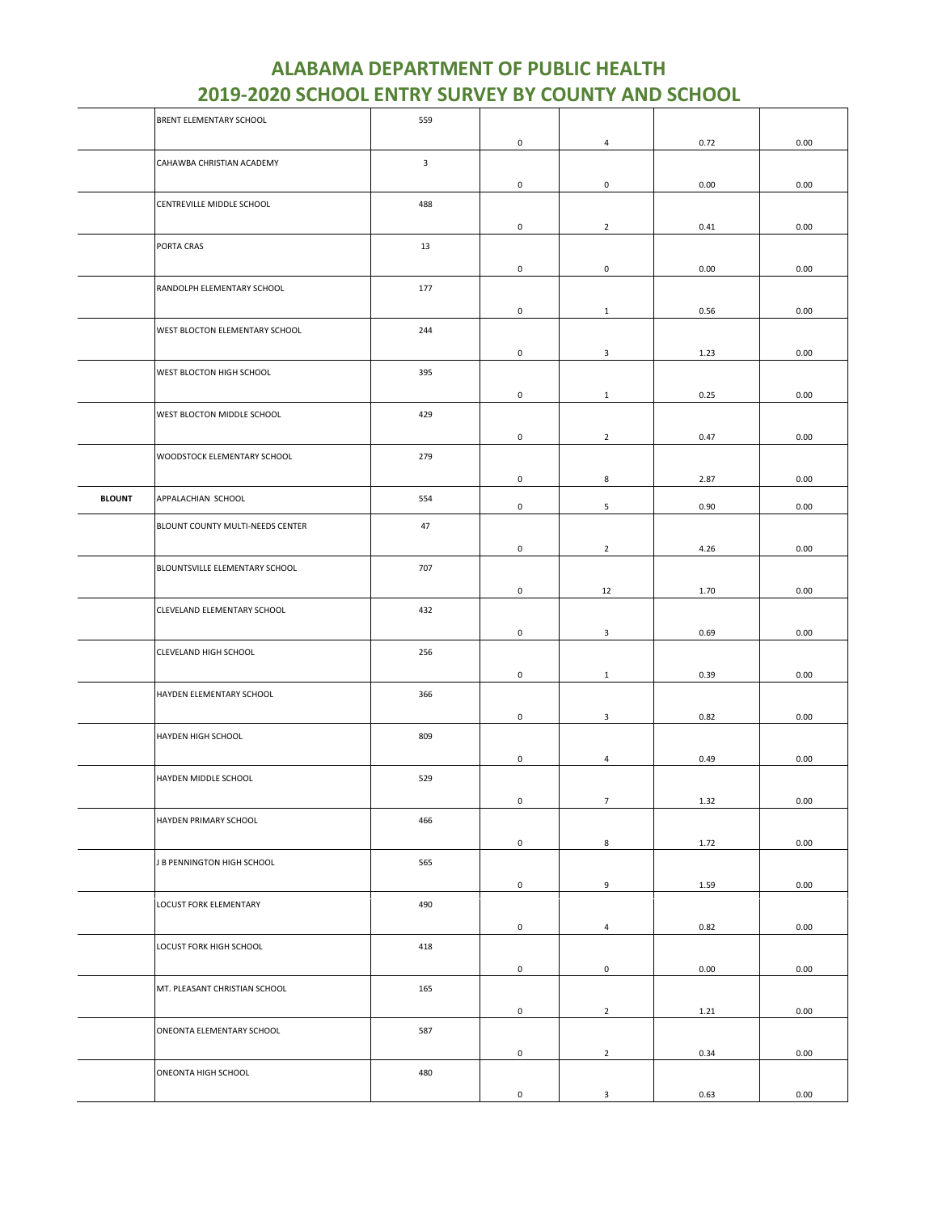# ALABAMA DEPARTMENT OF PUBLIC HEALTH
# 2019-2020 SCHOOL ENTRY SURVEY BY COUNTY AND SCHOOL

| | | | | | | |
|---|---|---|---|---|---|---|
| | BRENT ELEMENTARY SCHOOL | 559 | 0 | 4 | 0.72 | 0.00 |
| | CAHAWBA CHRISTIAN ACADEMY | 3 | 0 | 0 | 0.00 | 0.00 |
| | CENTREVILLE MIDDLE SCHOOL | 488 | 0 | 2 | 0.41 | 0.00 |
| | PORTA CRAS | 13 | 0 | 0 | 0.00 | 0.00 |
| | RANDOLPH ELEMENTARY SCHOOL | 177 | 0 | 1 | 0.56 | 0.00 |
| | WEST BLOCTON ELEMENTARY SCHOOL | 244 | 0 | 3 | 1.23 | 0.00 |
| | WEST BLOCTON HIGH SCHOOL | 395 | 0 | 1 | 0.25 | 0.00 |
| | WEST BLOCTON MIDDLE SCHOOL | 429 | 0 | 2 | 0.47 | 0.00 |
| | WOODSTOCK ELEMENTARY SCHOOL | 279 | 0 | 8 | 2.87 | 0.00 |
| **BLOUNT** | APPALACHIAN SCHOOL | 554 | 0 | 5 | 0.90 | 0.00 |
| | BLOUNT COUNTY MULTI-NEEDS CENTER | 47 | 0 | 2 | 4.26 | 0.00 |
| | BLOUNTSVILLE ELEMENTARY SCHOOL | 707 | 0 | 12 | 1.70 | 0.00 |
| | CLEVELAND ELEMENTARY SCHOOL | 432 | 0 | 3 | 0.69 | 0.00 |
| | CLEVELAND HIGH SCHOOL | 256 | 0 | 1 | 0.39 | 0.00 |
| | HAYDEN ELEMENTARY SCHOOL | 366 | 0 | 3 | 0.82 | 0.00 |
| | HAYDEN HIGH SCHOOL | 809 | 0 | 4 | 0.49 | 0.00 |
| | HAYDEN MIDDLE SCHOOL | 529 | 0 | 7 | 1.32 | 0.00 |
| | HAYDEN PRIMARY SCHOOL | 466 | 0 | 8 | 1.72 | 0.00 |
| | J B PENNINGTON HIGH SCHOOL | 565 | 0 | 9 | 1.59 | 0.00 |
| | LOCUST FORK ELEMENTARY | 490 | 0 | 4 | 0.82 | 0.00 |
| | LOCUST FORK HIGH SCHOOL | 418 | 0 | 0 | 0.00 | 0.00 |
| | MT. PLEASANT CHRISTIAN SCHOOL | 165 | 0 | 2 | 1.21 | 0.00 |
| | ONEONTA ELEMENTARY SCHOOL | 587 | 0 | 2 | 0.34 | 0.00 |
| | ONEONTA HIGH SCHOOL | 480 | 0 | 3 | 0.63 | 0.00 |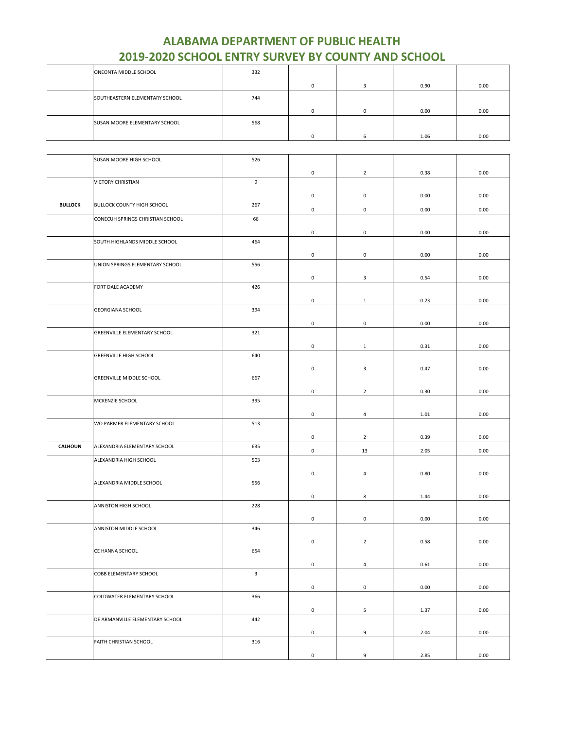# ALABAMA DEPARTMENT OF PUBLIC HEALTH
# 2019-2020 SCHOOL ENTRY SURVEY BY COUNTY AND SCHOOL

| | | | | | | |
|---|---|---|---|---|---|---|
| | ONEONTA MIDDLE SCHOOL | 332 | 0 | 3 | 0.90 | 0.00 |
| | SOUTHEASTERN ELEMENTARY SCHOOL | 744 | 0 | 0 | 0.00 | 0.00 |
| | SUSAN MOORE ELEMENTARY SCHOOL | 568 | 0 | 6 | 1.06 | 0.00 |
| | SUSAN MOORE HIGH SCHOOL | 526 | 0 | 2 | 0.38 | 0.00 |
| | VICTORY CHRISTIAN | 9 | 0 | 0 | 0.00 | 0.00 |
| **BULLOCK** | BULLOCK COUNTY HIGH SCHOOL | 267 | 0 | 0 | 0.00 | 0.00 |
| | CONECUH SPRINGS CHRISTIAN SCHOOL | 66 | 0 | 0 | 0.00 | 0.00 |
| | SOUTH HIGHLANDS MIDDLE SCHOOL | 464 | 0 | 0 | 0.00 | 0.00 |
| | UNION SPRINGS ELEMENTARY SCHOOL | 556 | 0 | 3 | 0.54 | 0.00 |
| | FORT DALE ACADEMY | 426 | 0 | 1 | 0.23 | 0.00 |
| | GEORGIANA SCHOOL | 394 | 0 | 0 | 0.00 | 0.00 |
| | GREENVILLE ELEMENTARY SCHOOL | 321 | 0 | 1 | 0.31 | 0.00 |
| | GREENVILLE HIGH SCHOOL | 640 | 0 | 3 | 0.47 | 0.00 |
| | GREENVILLE MIDDLE SCHOOL | 667 | 0 | 2 | 0.30 | 0.00 |
| | MCKENZIE SCHOOL | 395 | 0 | 4 | 1.01 | 0.00 |
| | WO PARMER ELEMENTARY SCHOOL | 513 | 0 | 2 | 0.39 | 0.00 |
| **CALHOUN** | ALEXANDRIA ELEMENTARY SCHOOL | 635 | 0 | 13 | 2.05 | 0.00 |
| | ALEXANDRIA HIGH SCHOOL | 503 | 0 | 4 | 0.80 | 0.00 |
| | ALEXANDRIA MIDDLE SCHOOL | 556 | 0 | 8 | 1.44 | 0.00 |
| | ANNISTON HIGH SCHOOL | 228 | 0 | 0 | 0.00 | 0.00 |
| | ANNISTON MIDDLE SCHOOL | 346 | 0 | 2 | 0.58 | 0.00 |
| | CE HANNA SCHOOL | 654 | 0 | 4 | 0.61 | 0.00 |
| | COBB ELEMENTARY SCHOOL | 3 | 0 | 0 | 0.00 | 0.00 |
| | COLDWATER ELEMENTARY SCHOOL | 366 | 0 | 5 | 1.37 | 0.00 |
| | DE ARMANVILLE ELEMENTARY SCHOOL | 442 | 0 | 9 | 2.04 | 0.00 |
| | FAITH CHRISTIAN SCHOOL | 316 | 0 | 9 | 2.85 | 0.00 |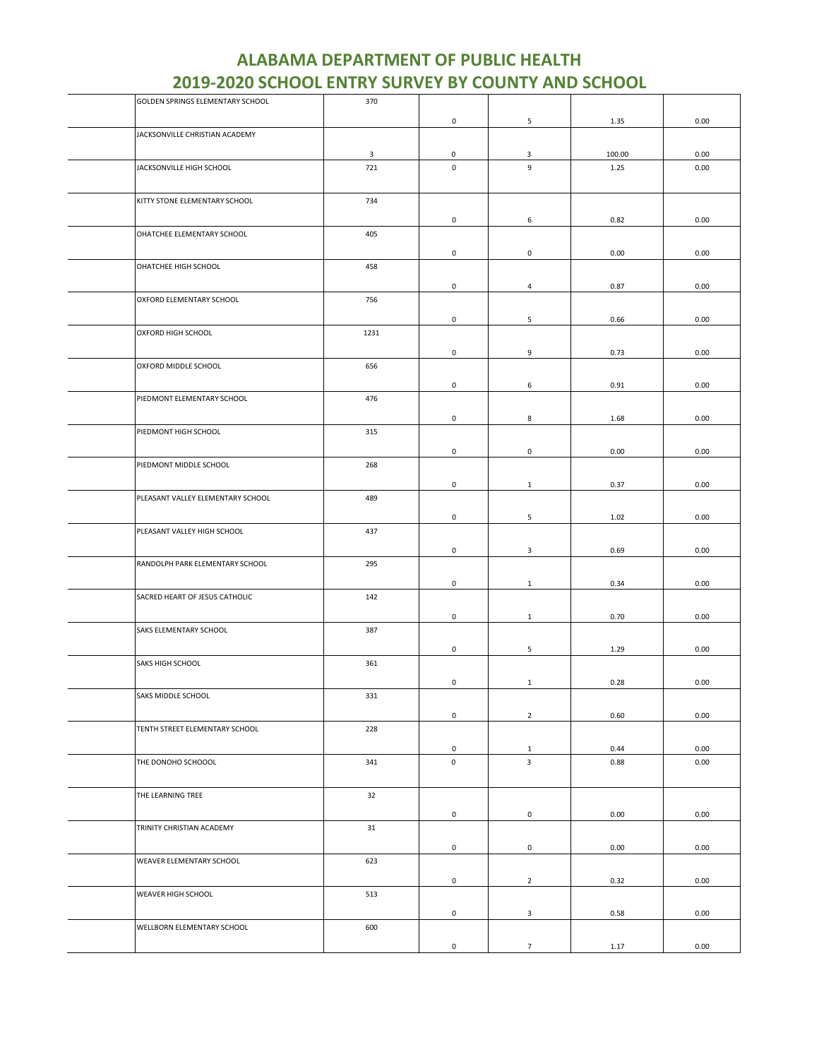# ALABAMA DEPARTMENT OF PUBLIC HEALTH
## 2019-2020 SCHOOL ENTRY SURVEY BY COUNTY AND SCHOOL

| | | | | | | |
|---|---|---|---|---|---|---|
| | GOLDEN SPRINGS ELEMENTARY SCHOOL | 370 | 0 | 5 | 1.35 | 0.00 |
| | JACKSONVILLE CHRISTIAN ACADEMY | 3 | 0 | 3 | 100.00 | 0.00 |
| | JACKSONVILLE HIGH SCHOOL | 721 | 0 | 9 | 1.25 | 0.00 |
| | KITTY STONE ELEMENTARY SCHOOL | 734 | 0 | 6 | 0.82 | 0.00 |
| | OHATCHEE ELEMENTARY SCHOOL | 405 | 0 | 0 | 0.00 | 0.00 |
| | OHATCHEE HIGH SCHOOL | 458 | 0 | 4 | 0.87 | 0.00 |
| | OXFORD ELEMENTARY SCHOOL | 756 | 0 | 5 | 0.66 | 0.00 |
| | OXFORD HIGH SCHOOL | 1231 | 0 | 9 | 0.73 | 0.00 |
| | OXFORD MIDDLE SCHOOL | 656 | 0 | 6 | 0.91 | 0.00 |
| | PIEDMONT ELEMENTARY SCHOOL | 476 | 0 | 8 | 1.68 | 0.00 |
| | PIEDMONT HIGH SCHOOL | 315 | 0 | 0 | 0.00 | 0.00 |
| | PIEDMONT MIDDLE SCHOOL | 268 | 0 | 1 | 0.37 | 0.00 |
| | PLEASANT VALLEY ELEMENTARY SCHOOL | 489 | 0 | 5 | 1.02 | 0.00 |
| | PLEASANT VALLEY HIGH SCHOOL | 437 | 0 | 3 | 0.69 | 0.00 |
| | RANDOLPH PARK ELEMENTARY SCHOOL | 295 | 0 | 1 | 0.34 | 0.00 |
| | SACRED HEART OF JESUS CATHOLIC | 142 | 0 | 1 | 0.70 | 0.00 |
| | SAKS ELEMENTARY SCHOOL | 387 | 0 | 5 | 1.29 | 0.00 |
| | SAKS HIGH SCHOOL | 361 | 0 | 1 | 0.28 | 0.00 |
| | SAKS MIDDLE SCHOOL | 331 | 0 | 2 | 0.60 | 0.00 |
| | TENTH STREET ELEMENTARY SCHOOL | 228 | 0 | 1 | 0.44 | 0.00 |
| | THE DONOHO SCHOOOL | 341 | 0 | 3 | 0.88 | 0.00 |
| | THE LEARNING TREE | 32 | 0 | 0 | 0.00 | 0.00 |
| | TRINITY CHRISTIAN ACADEMY | 31 | 0 | 0 | 0.00 | 0.00 |
| | WEAVER ELEMENTARY SCHOOL | 623 | 0 | 2 | 0.32 | 0.00 |
| | WEAVER HIGH SCHOOL | 513 | 0 | 3 | 0.58 | 0.00 |
| | WELLBORN ELEMENTARY SCHOOL | 600 | 0 | 7 | 1.17 | 0.00 |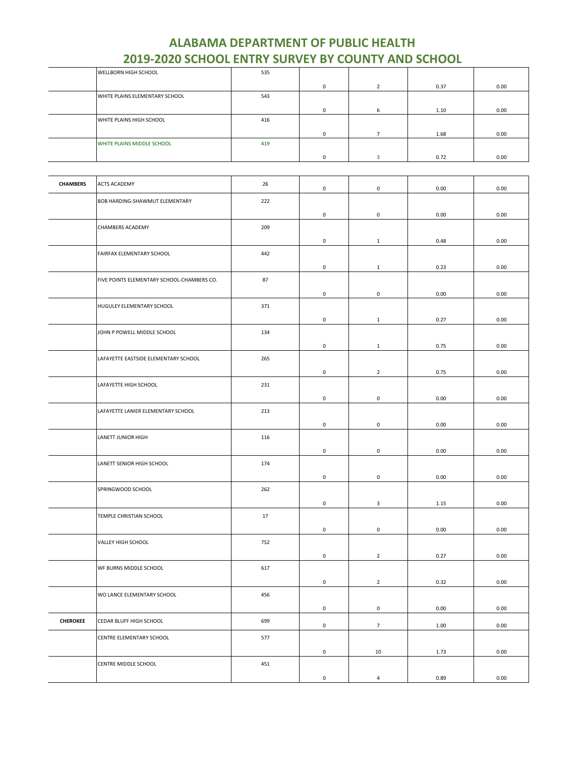# ALABAMA DEPARTMENT OF PUBLIC HEALTH
# 2019-2020 SCHOOL ENTRY SURVEY BY COUNTY AND SCHOOL

| | | | | | | |
|---|---|---|---|---|---|---|
| | WELLBORN HIGH SCHOOL | 535 | 0 | 2 | 0.37 | 0.00 |
| | WHITE PLAINS ELEMENTARY SCHOOL | 543 | 0 | 6 | 1.10 | 0.00 |
| | WHITE PLAINS HIGH SCHOOL | 416 | 0 | 7 | 1.68 | 0.00 |
| | WHITE PLAINS MIDDLE SCHOOL | 419 | 0 | 3 | 0.72 | 0.00 |

| | | | | | | |
|---|---|---|---|---|---|---|
| **CHAMBERS** | ACTS ACADEMY | 26 | 0 | 0 | 0.00 | 0.00 |
| | BOB HARDING-SHAWMUT ELEMENTARY | 222 | 0 | 0 | 0.00 | 0.00 |
| | CHAMBERS ACADEMY | 209 | 0 | 1 | 0.48 | 0.00 |
| | FAIRFAX ELEMENTARY SCHOOL | 442 | 0 | 1 | 0.23 | 0.00 |
| | FIVE POINTS ELEMENTARY SCHOOL-CHAMBERS CO. | 87 | 0 | 0 | 0.00 | 0.00 |
| | HUGULEY ELEMENTARY SCHOOL | 371 | 0 | 1 | 0.27 | 0.00 |
| | JOHN P POWELL MIDDLE SCHOOL | 134 | 0 | 1 | 0.75 | 0.00 |
| | LAFAYETTE EASTSIDE ELEMENTARY SCHOOL | 265 | 0 | 2 | 0.75 | 0.00 |
| | LAFAYETTE HIGH SCHOOL | 231 | 0 | 0 | 0.00 | 0.00 |
| | LAFAYETTE LANIER ELEMENTARY SCHOOL | 213 | 0 | 0 | 0.00 | 0.00 |
| | LANETT JUNIOR HIGH | 116 | 0 | 0 | 0.00 | 0.00 |
| | LANETT SENIOR HIGH SCHOOL | 174 | 0 | 0 | 0.00 | 0.00 |
| | SPRINGWOOD SCHOOL | 262 | 0 | 3 | 1.15 | 0.00 |
| | TEMPLE CHRISTIAN SCHOOL | 17 | 0 | 0 | 0.00 | 0.00 |
| | VALLEY HIGH SCHOOL | 752 | 0 | 2 | 0.27 | 0.00 |
| | WF BURNS MIDDLE SCHOOL | 617 | 0 | 2 | 0.32 | 0.00 |
| | WO LANCE ELEMENTARY SCHOOL | 456 | 0 | 0 | 0.00 | 0.00 |
| **CHEROKEE** | CEDAR BLUFF HIGH SCHOOL | 699 | 0 | 7 | 1.00 | 0.00 |
| | CENTRE ELEMENTARY SCHOOL | 577 | 0 | 10 | 1.73 | 0.00 |
| | CENTRE MIDDLE SCHOOL | 451 | 0 | 4 | 0.89 | 0.00 |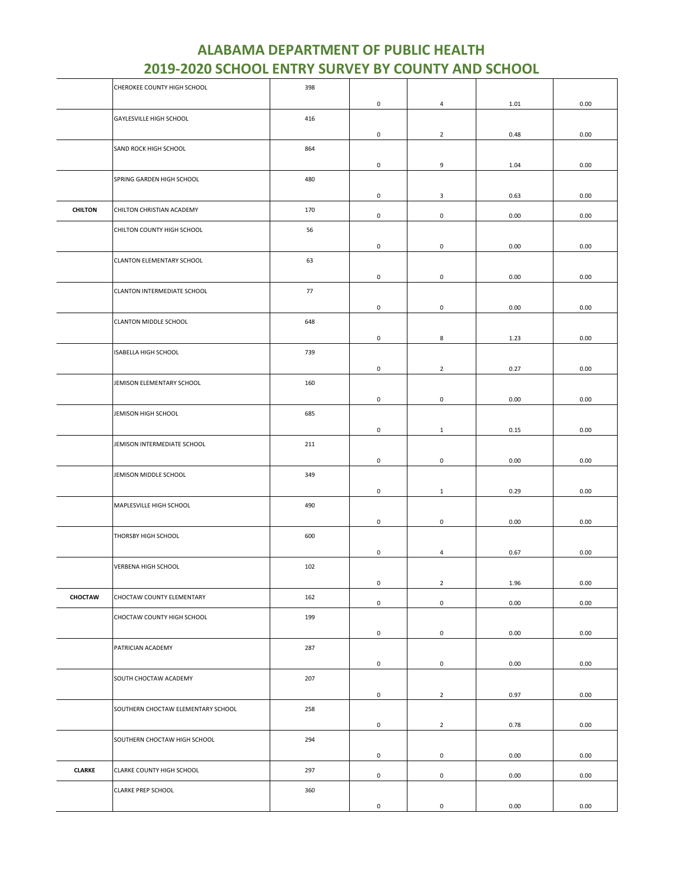# ALABAMA DEPARTMENT OF PUBLIC HEALTH
# 2019-2020 SCHOOL ENTRY SURVEY BY COUNTY AND SCHOOL

| | | | | | | |
|---|---|---|---|---|---|---|
| | CHEROKEE COUNTY HIGH SCHOOL | 398 | 0 | 4 | 1.01 | 0.00 |
| | GAYLESVILLE HIGH SCHOOL | 416 | 0 | 2 | 0.48 | 0.00 |
| | SAND ROCK HIGH SCHOOL | 864 | 0 | 9 | 1.04 | 0.00 |
| | SPRING GARDEN HIGH SCHOOL | 480 | 0 | 3 | 0.63 | 0.00 |
| **CHILTON** | CHILTON CHRISTIAN ACADEMY | 170 | 0 | 0 | 0.00 | 0.00 |
| | CHILTON COUNTY HIGH SCHOOL | 56 | 0 | 0 | 0.00 | 0.00 |
| | CLANTON ELEMENTARY SCHOOL | 63 | 0 | 0 | 0.00 | 0.00 |
| | CLANTON INTERMEDIATE SCHOOL | 77 | 0 | 0 | 0.00 | 0.00 |
| | CLANTON MIDDLE SCHOOL | 648 | 0 | 8 | 1.23 | 0.00 |
| | ISABELLA HIGH SCHOOL | 739 | 0 | 2 | 0.27 | 0.00 |
| | JEMISON ELEMENTARY SCHOOL | 160 | 0 | 0 | 0.00 | 0.00 |
| | JEMISON HIGH SCHOOL | 685 | 0 | 1 | 0.15 | 0.00 |
| | JEMISON INTERMEDIATE SCHOOL | 211 | 0 | 0 | 0.00 | 0.00 |
| | JEMISON MIDDLE SCHOOL | 349 | 0 | 1 | 0.29 | 0.00 |
| | MAPLESVILLE HIGH SCHOOL | 490 | 0 | 0 | 0.00 | 0.00 |
| | THORSBY HIGH SCHOOL | 600 | 0 | 4 | 0.67 | 0.00 |
| | VERBENA HIGH SCHOOL | 102 | 0 | 2 | 1.96 | 0.00 |
| **CHOCTAW** | CHOCTAW COUNTY ELEMENTARY | 162 | 0 | 0 | 0.00 | 0.00 |
| | CHOCTAW COUNTY HIGH SCHOOL | 199 | 0 | 0 | 0.00 | 0.00 |
| | PATRICIAN ACADEMY | 287 | 0 | 0 | 0.00 | 0.00 |
| | SOUTH CHOCTAW ACADEMY | 207 | 0 | 2 | 0.97 | 0.00 |
| | SOUTHERN CHOCTAW ELEMENTARY SCHOOL | 258 | 0 | 2 | 0.78 | 0.00 |
| | SOUTHERN CHOCTAW HIGH SCHOOL | 294 | 0 | 0 | 0.00 | 0.00 |
| **CLARKE** | CLARKE COUNTY HIGH SCHOOL | 297 | 0 | 0 | 0.00 | 0.00 |
| | CLARKE PREP SCHOOL | 360 | 0 | 0 | 0.00 | 0.00 |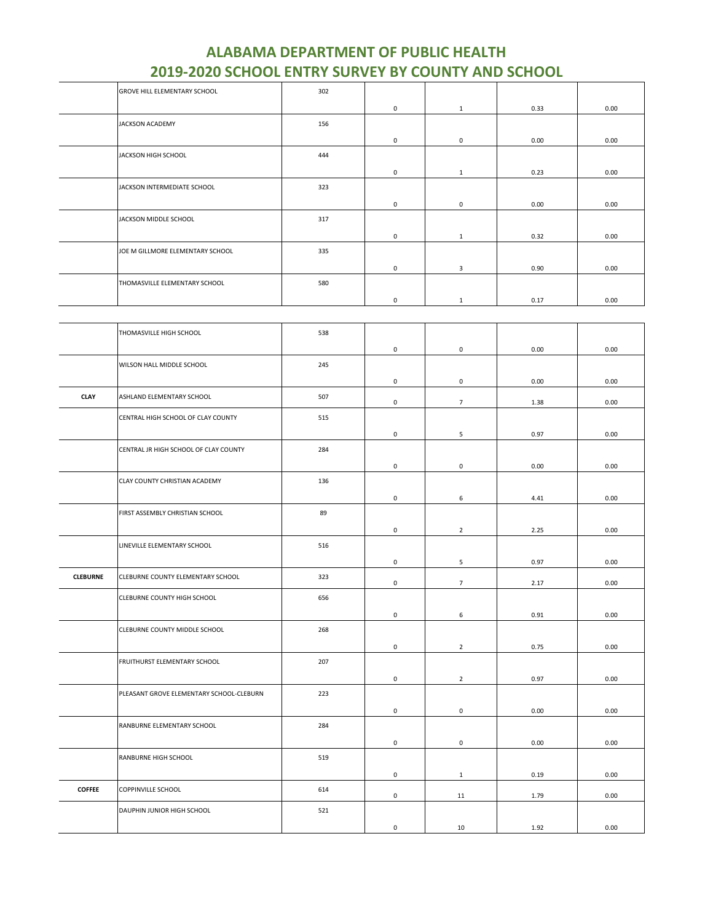# ALABAMA DEPARTMENT OF PUBLIC HEALTH
# 2019-2020 SCHOOL ENTRY SURVEY BY COUNTY AND SCHOOL

| | | | | | | |
|---|---|---|---|---|---|---|
| | GROVE HILL ELEMENTARY SCHOOL | 302 | 0 | 1 | 0.33 | 0.00 |
| | JACKSON ACADEMY | 156 | 0 | 0 | 0.00 | 0.00 |
| | JACKSON HIGH SCHOOL | 444 | 0 | 1 | 0.23 | 0.00 |
| | JACKSON INTERMEDIATE SCHOOL | 323 | 0 | 0 | 0.00 | 0.00 |
| | JACKSON MIDDLE SCHOOL | 317 | 0 | 1 | 0.32 | 0.00 |
| | JOE M GILLMORE ELEMENTARY SCHOOL | 335 | 0 | 3 | 0.90 | 0.00 |
| | THOMASVILLE ELEMENTARY SCHOOL | 580 | 0 | 1 | 0.17 | 0.00 |
| | THOMASVILLE HIGH SCHOOL | 538 | 0 | 0 | 0.00 | 0.00 |
| | WILSON HALL MIDDLE SCHOOL | 245 | 0 | 0 | 0.00 | 0.00 |
| **CLAY** | ASHLAND ELEMENTARY SCHOOL | 507 | 0 | 7 | 1.38 | 0.00 |
| | CENTRAL HIGH SCHOOL OF CLAY COUNTY | 515 | 0 | 5 | 0.97 | 0.00 |
| | CENTRAL JR HIGH SCHOOL OF CLAY COUNTY | 284 | 0 | 0 | 0.00 | 0.00 |
| | CLAY COUNTY CHRISTIAN ACADEMY | 136 | 0 | 6 | 4.41 | 0.00 |
| | FIRST ASSEMBLY CHRISTIAN SCHOOL | 89 | 0 | 2 | 2.25 | 0.00 |
| | LINEVILLE ELEMENTARY SCHOOL | 516 | 0 | 5 | 0.97 | 0.00 |
| **CLEBURNE** | CLEBURNE COUNTY ELEMENTARY SCHOOL | 323 | 0 | 7 | 2.17 | 0.00 |
| | CLEBURNE COUNTY HIGH SCHOOL | 656 | 0 | 6 | 0.91 | 0.00 |
| | CLEBURNE COUNTY MIDDLE SCHOOL | 268 | 0 | 2 | 0.75 | 0.00 |
| | FRUITHURST ELEMENTARY SCHOOL | 207 | 0 | 2 | 0.97 | 0.00 |
| | PLEASANT GROVE ELEMENTARY SCHOOL-CLEBURN | 223 | 0 | 0 | 0.00 | 0.00 |
| | RANBURNE ELEMENTARY SCHOOL | 284 | 0 | 0 | 0.00 | 0.00 |
| | RANBURNE HIGH SCHOOL | 519 | 0 | 1 | 0.19 | 0.00 |
| **COFFEE** | COPPINVILLE SCHOOL | 614 | 0 | 11 | 1.79 | 0.00 |
| | DAUPHIN JUNIOR HIGH SCHOOL | 521 | 0 | 10 | 1.92 | 0.00 |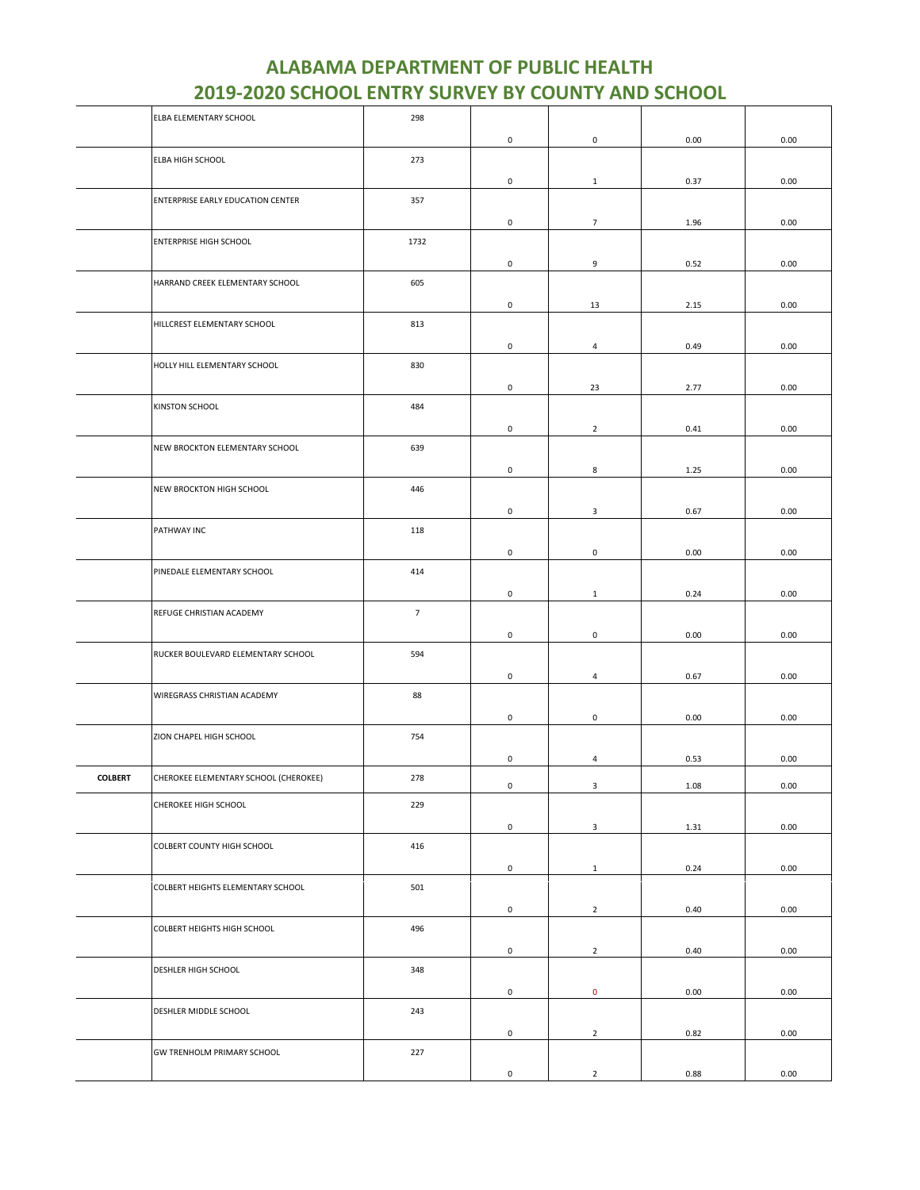# ALABAMA DEPARTMENT OF PUBLIC HEALTH
# 2019-2020 SCHOOL ENTRY SURVEY BY COUNTY AND SCHOOL

| | | | | | | |
|---|---|---|---|---|---|---|
| | ELBA ELEMENTARY SCHOOL | 298 | 0 | 0 | 0.00 | 0.00 |
| | ELBA HIGH SCHOOL | 273 | 0 | 1 | 0.37 | 0.00 |
| | ENTERPRISE EARLY EDUCATION CENTER | 357 | 0 | 7 | 1.96 | 0.00 |
| | ENTERPRISE HIGH SCHOOL | 1732 | 0 | 9 | 0.52 | 0.00 |
| | HARRAND CREEK ELEMENTARY SCHOOL | 605 | 0 | 13 | 2.15 | 0.00 |
| | HILLCREST ELEMENTARY SCHOOL | 813 | 0 | 4 | 0.49 | 0.00 |
| | HOLLY HILL ELEMENTARY SCHOOL | 830 | 0 | 23 | 2.77 | 0.00 |
| | KINSTON SCHOOL | 484 | 0 | 2 | 0.41 | 0.00 |
| | NEW BROCKTON ELEMENTARY SCHOOL | 639 | 0 | 8 | 1.25 | 0.00 |
| | NEW BROCKTON HIGH SCHOOL | 446 | 0 | 3 | 0.67 | 0.00 |
| | PATHWAY INC | 118 | 0 | 0 | 0.00 | 0.00 |
| | PINEDALE ELEMENTARY SCHOOL | 414 | 0 | 1 | 0.24 | 0.00 |
| | REFUGE CHRISTIAN ACADEMY | 7 | 0 | 0 | 0.00 | 0.00 |
| | RUCKER BOULEVARD ELEMENTARY SCHOOL | 594 | 0 | 4 | 0.67 | 0.00 |
| | WIREGRASS CHRISTIAN ACADEMY | 88 | 0 | 0 | 0.00 | 0.00 |
| | ZION CHAPEL HIGH SCHOOL | 754 | 0 | 4 | 0.53 | 0.00 |
| **COLBERT** | CHEROKEE ELEMENTARY SCHOOL (CHEROKEE) | 278 | 0 | 3 | 1.08 | 0.00 |
| | CHEROKEE HIGH SCHOOL | 229 | 0 | 3 | 1.31 | 0.00 |
| | COLBERT COUNTY HIGH SCHOOL | 416 | 0 | 1 | 0.24 | 0.00 |
| | COLBERT HEIGHTS ELEMENTARY SCHOOL | 501 | 0 | 2 | 0.40 | 0.00 |
| | COLBERT HEIGHTS HIGH SCHOOL | 496 | 0 | 2 | 0.40 | 0.00 |
| | DESHLER HIGH SCHOOL | 348 | 0 | 0 | 0.00 | 0.00 |
| | DESHLER MIDDLE SCHOOL | 243 | 0 | 2 | 0.82 | 0.00 |
| | GW TRENHOLM PRIMARY SCHOOL | 227 | 0 | 2 | 0.88 | 0.00 |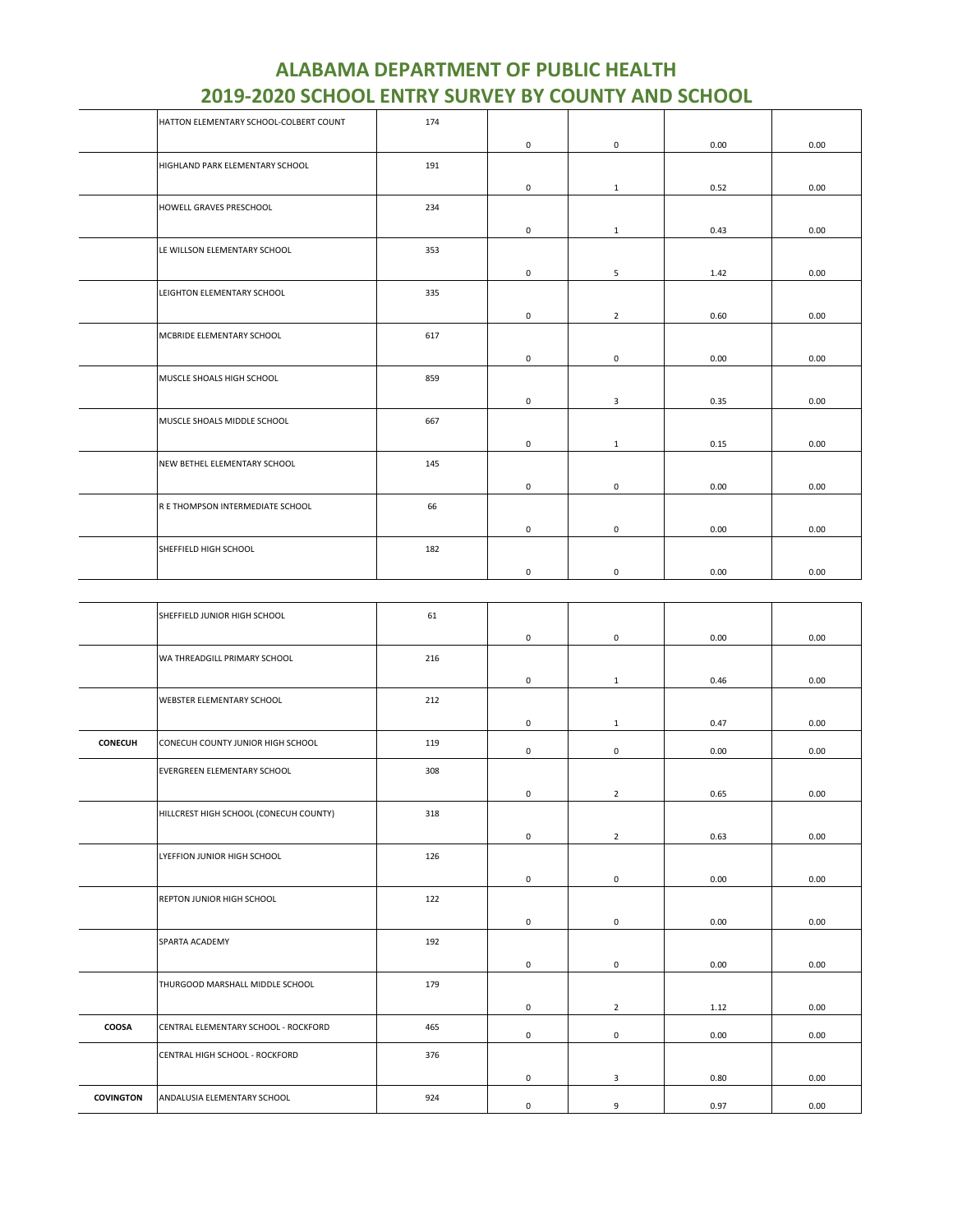# ALABAMA DEPARTMENT OF PUBLIC HEALTH
# 2019-2020 SCHOOL ENTRY SURVEY BY COUNTY AND SCHOOL

| | | | | | | |
|---|---|---|---|---|---|---|
| | HATTON ELEMENTARY SCHOOL-COLBERT COUNT | 174 | 0 | 0 | 0.00 | 0.00 |
| | HIGHLAND PARK ELEMENTARY SCHOOL | 191 | 0 | 1 | 0.52 | 0.00 |
| | HOWELL GRAVES PRESCHOOL | 234 | 0 | 1 | 0.43 | 0.00 |
| | LE WILLSON ELEMENTARY SCHOOL | 353 | 0 | 5 | 1.42 | 0.00 |
| | LEIGHTON ELEMENTARY SCHOOL | 335 | 0 | 2 | 0.60 | 0.00 |
| | MCBRIDE ELEMENTARY SCHOOL | 617 | 0 | 0 | 0.00 | 0.00 |
| | MUSCLE SHOALS HIGH SCHOOL | 859 | 0 | 3 | 0.35 | 0.00 |
| | MUSCLE SHOALS MIDDLE SCHOOL | 667 | 0 | 1 | 0.15 | 0.00 |
| | NEW BETHEL ELEMENTARY SCHOOL | 145 | 0 | 0 | 0.00 | 0.00 |
| | R E THOMPSON INTERMEDIATE SCHOOL | 66 | 0 | 0 | 0.00 | 0.00 |
| | SHEFFIELD HIGH SCHOOL | 182 | 0 | 0 | 0.00 | 0.00 |
| | SHEFFIELD JUNIOR HIGH SCHOOL | 61 | 0 | 0 | 0.00 | 0.00 |
| | WA THREADGILL PRIMARY SCHOOL | 216 | 0 | 1 | 0.46 | 0.00 |
| | WEBSTER ELEMENTARY SCHOOL | 212 | 0 | 1 | 0.47 | 0.00 |
| **CONECUH** | CONECUH COUNTY JUNIOR HIGH SCHOOL | 119 | 0 | 0 | 0.00 | 0.00 |
| | EVERGREEN ELEMENTARY SCHOOL | 308 | 0 | 2 | 0.65 | 0.00 |
| | HILLCREST HIGH SCHOOL (CONECUH COUNTY) | 318 | 0 | 2 | 0.63 | 0.00 |
| | LYEFFION JUNIOR HIGH SCHOOL | 126 | 0 | 0 | 0.00 | 0.00 |
| | REPTON JUNIOR HIGH SCHOOL | 122 | 0 | 0 | 0.00 | 0.00 |
| | SPARTA ACADEMY | 192 | 0 | 0 | 0.00 | 0.00 |
| | THURGOOD MARSHALL MIDDLE SCHOOL | 179 | 0 | 2 | 1.12 | 0.00 |
| **COOSA** | CENTRAL ELEMENTARY SCHOOL - ROCKFORD | 465 | 0 | 0 | 0.00 | 0.00 |
| | CENTRAL HIGH SCHOOL - ROCKFORD | 376 | 0 | 3 | 0.80 | 0.00 |
| **COVINGTON** | ANDALUSIA ELEMENTARY SCHOOL | 924 | 0 | 9 | 0.97 | 0.00 |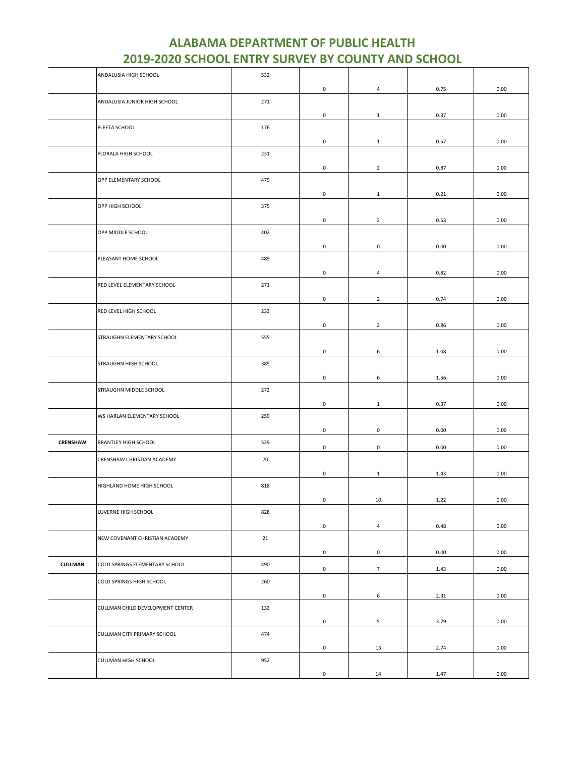# ALABAMA DEPARTMENT OF PUBLIC HEALTH
# 2019-2020 SCHOOL ENTRY SURVEY BY COUNTY AND SCHOOL

| | | | | | | |
|---|---|---|---|---|---|---|
| | ANDALUSIA HIGH SCHOOL | 532 | 0 | 4 | 0.75 | 0.00 |
| | ANDALUSIA JUNIOR HIGH SCHOOL | 271 | 0 | 1 | 0.37 | 0.00 |
| | FLEETA SCHOOL | 176 | 0 | 1 | 0.57 | 0.00 |
| | FLORALA HIGH SCHOOL | 231 | 0 | 2 | 0.87 | 0.00 |
| | OPP ELEMENTARY SCHOOL | 479 | 0 | 1 | 0.21 | 0.00 |
| | OPP HIGH SCHOOL | 375 | 0 | 2 | 0.53 | 0.00 |
| | OPP MIDDLE SCHOOL | 402 | 0 | 0 | 0.00 | 0.00 |
| | PLEASANT HOME SCHOOL | 489 | 0 | 4 | 0.82 | 0.00 |
| | RED LEVEL ELEMENTARY SCHOOL | 271 | 0 | 2 | 0.74 | 0.00 |
| | RED LEVEL HIGH SCHOOL | 233 | 0 | 2 | 0.86 | 0.00 |
| | STRAUGHN ELEMENTARY SCHOOL | 555 | 0 | 6 | 1.08 | 0.00 |
| | STRAUGHN HIGH SCHOOL | 385 | 0 | 6 | 1.56 | 0.00 |
| | STRAUGHN MIDDLE SCHOOL | 272 | 0 | 1 | 0.37 | 0.00 |
| | WS HARLAN ELEMENTARY SCHOOL | 259 | 0 | 0 | 0.00 | 0.00 |
| **CRENSHAW** | BRANTLEY HIGH SCHOOL | 529 | 0 | 0 | 0.00 | 0.00 |
| | CRENSHAW CHRISTIAN ACADEMY | 70 | 0 | 1 | 1.43 | 0.00 |
| | HIGHLAND HOME HIGH SCHOOL | 818 | 0 | 10 | 1.22 | 0.00 |
| | LUVERNE HIGH SCHOOL | 828 | 0 | 4 | 0.48 | 0.00 |
| | NEW COVENANT CHRISTIAN ACADEMY | 21 | 0 | 0 | 0.00 | 0.00 |
| **CULLMAN** | COLD SPRINGS ELEMENTARY SCHOOL | 490 | 0 | 7 | 1.43 | 0.00 |
| | COLD SPRINGS HIGH SCHOOL | 260 | 0 | 6 | 2.31 | 0.00 |
| | CULLMAN CHILD DEVELOPMENT CENTER | 132 | 0 | 5 | 3.79 | 0.00 |
| | CULLMAN CITY PRIMARY SCHOOL | 474 | 0 | 13 | 2.74 | 0.00 |
| | CULLMAN HIGH SCHOOL | 952 | 0 | 14 | 1.47 | 0.00 |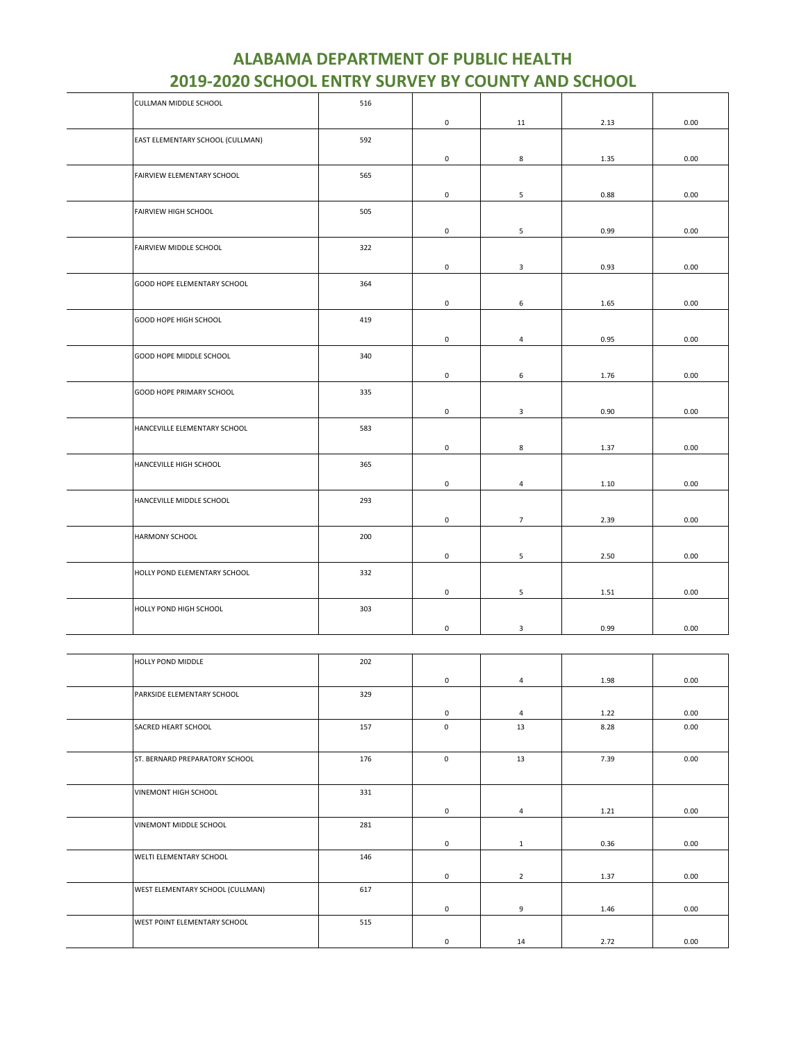# ALABAMA DEPARTMENT OF PUBLIC HEALTH
# 2019-2020 SCHOOL ENTRY SURVEY BY COUNTY AND SCHOOL

| | | | | | | |
|---|---|---|---|---|---|---|
| | CULLMAN MIDDLE SCHOOL | 516 | 0 | 11 | 2.13 | 0.00 |
| | EAST ELEMENTARY SCHOOL (CULLMAN) | 592 | 0 | 8 | 1.35 | 0.00 |
| | FAIRVIEW ELEMENTARY SCHOOL | 565 | 0 | 5 | 0.88 | 0.00 |
| | FAIRVIEW HIGH SCHOOL | 505 | 0 | 5 | 0.99 | 0.00 |
| | FAIRVIEW MIDDLE SCHOOL | 322 | 0 | 3 | 0.93 | 0.00 |
| | GOOD HOPE ELEMENTARY SCHOOL | 364 | 0 | 6 | 1.65 | 0.00 |
| | GOOD HOPE HIGH SCHOOL | 419 | 0 | 4 | 0.95 | 0.00 |
| | GOOD HOPE MIDDLE SCHOOL | 340 | 0 | 6 | 1.76 | 0.00 |
| | GOOD HOPE PRIMARY SCHOOL | 335 | 0 | 3 | 0.90 | 0.00 |
| | HANCEVILLE ELEMENTARY SCHOOL | 583 | 0 | 8 | 1.37 | 0.00 |
| | HANCEVILLE HIGH SCHOOL | 365 | 0 | 4 | 1.10 | 0.00 |
| | HANCEVILLE MIDDLE SCHOOL | 293 | 0 | 7 | 2.39 | 0.00 |
| | HARMONY SCHOOL | 200 | 0 | 5 | 2.50 | 0.00 |
| | HOLLY POND ELEMENTARY SCHOOL | 332 | 0 | 5 | 1.51 | 0.00 |
| | HOLLY POND HIGH SCHOOL | 303 | 0 | 3 | 0.99 | 0.00 |
| | HOLLY POND MIDDLE | 202 | 0 | 4 | 1.98 | 0.00 |
| | PARKSIDE ELEMENTARY SCHOOL | 329 | 0 | 4 | 1.22 | 0.00 |
| | SACRED HEART SCHOOL | 157 | 0 | 13 | 8.28 | 0.00 |
| | ST. BERNARD PREPARATORY SCHOOL | 176 | 0 | 13 | 7.39 | 0.00 |
| | VINEMONT HIGH SCHOOL | 331 | 0 | 4 | 1.21 | 0.00 |
| | VINEMONT MIDDLE SCHOOL | 281 | 0 | 1 | 0.36 | 0.00 |
| | WELTI ELEMENTARY SCHOOL | 146 | 0 | 2 | 1.37 | 0.00 |
| | WEST ELEMENTARY SCHOOL (CULLMAN) | 617 | 0 | 9 | 1.46 | 0.00 |
| | WEST POINT ELEMENTARY SCHOOL | 515 | 0 | 14 | 2.72 | 0.00 |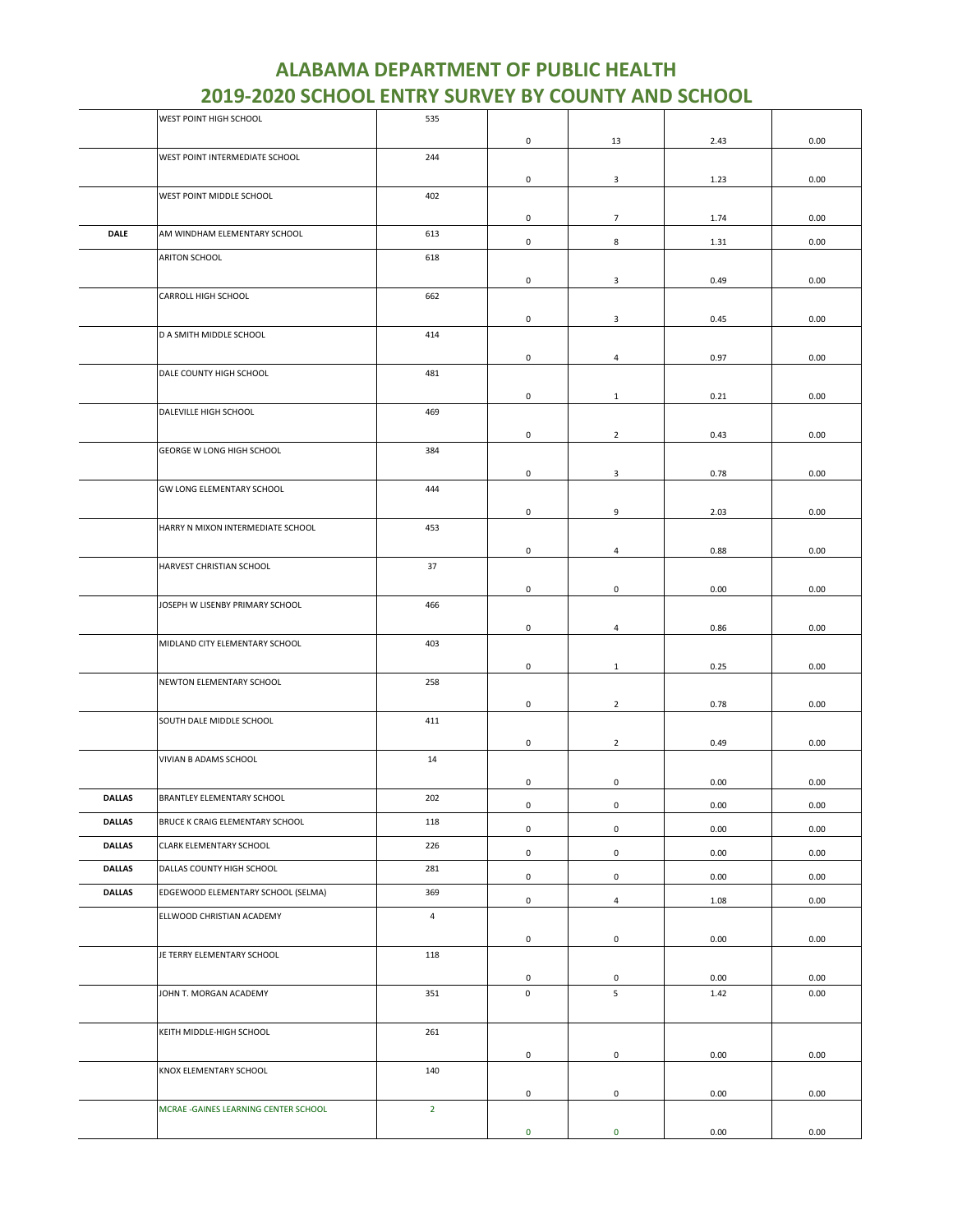# ALABAMA DEPARTMENT OF PUBLIC HEALTH
## 2019-2020 SCHOOL ENTRY SURVEY BY COUNTY AND SCHOOL

| | | | | | | |
|---|---|---|---|---|---|---|
| | WEST POINT HIGH SCHOOL | 535 | 0 | 13 | 2.43 | 0.00 |
| | WEST POINT INTERMEDIATE SCHOOL | 244 | 0 | 3 | 1.23 | 0.00 |
| | WEST POINT MIDDLE SCHOOL | 402 | 0 | 7 | 1.74 | 0.00 |
| **DALE** | AM WINDHAM ELEMENTARY SCHOOL | 613 | 0 | 8 | 1.31 | 0.00 |
| | ARITON SCHOOL | 618 | 0 | 3 | 0.49 | 0.00 |
| | CARROLL HIGH SCHOOL | 662 | 0 | 3 | 0.45 | 0.00 |
| | D A SMITH MIDDLE SCHOOL | 414 | 0 | 4 | 0.97 | 0.00 |
| | DALE COUNTY HIGH SCHOOL | 481 | 0 | 1 | 0.21 | 0.00 |
| | DALEVILLE HIGH SCHOOL | 469 | 0 | 2 | 0.43 | 0.00 |
| | GEORGE W LONG HIGH SCHOOL | 384 | 0 | 3 | 0.78 | 0.00 |
| | GW LONG ELEMENTARY SCHOOL | 444 | 0 | 9 | 2.03 | 0.00 |
| | HARRY N MIXON INTERMEDIATE SCHOOL | 453 | 0 | 4 | 0.88 | 0.00 |
| | HARVEST CHRISTIAN SCHOOL | 37 | 0 | 0 | 0.00 | 0.00 |
| | JOSEPH W LISENBY PRIMARY SCHOOL | 466 | 0 | 4 | 0.86 | 0.00 |
| | MIDLAND CITY ELEMENTARY SCHOOL | 403 | 0 | 1 | 0.25 | 0.00 |
| | NEWTON ELEMENTARY SCHOOL | 258 | 0 | 2 | 0.78 | 0.00 |
| | SOUTH DALE MIDDLE SCHOOL | 411 | 0 | 2 | 0.49 | 0.00 |
| | VIVIAN B ADAMS SCHOOL | 14 | 0 | 0 | 0.00 | 0.00 |
| **DALLAS** | BRANTLEY ELEMENTARY SCHOOL | 202 | 0 | 0 | 0.00 | 0.00 |
| **DALLAS** | BRUCE K CRAIG ELEMENTARY SCHOOL | 118 | 0 | 0 | 0.00 | 0.00 |
| **DALLAS** | CLARK ELEMENTARY SCHOOL | 226 | 0 | 0 | 0.00 | 0.00 |
| **DALLAS** | DALLAS COUNTY HIGH SCHOOL | 281 | 0 | 0 | 0.00 | 0.00 |
| **DALLAS** | EDGEWOOD ELEMENTARY SCHOOL (SELMA) | 369 | 0 | 4 | 1.08 | 0.00 |
| | ELLWOOD CHRISTIAN ACADEMY | 4 | 0 | 0 | 0.00 | 0.00 |
| | JE TERRY ELEMENTARY SCHOOL | 118 | 0 | 0 | 0.00 | 0.00 |
| | JOHN T. MORGAN ACADEMY | 351 | 0 | 5 | 1.42 | 0.00 |
| | KEITH MIDDLE-HIGH SCHOOL | 261 | 0 | 0 | 0.00 | 0.00 |
| | KNOX ELEMENTARY SCHOOL | 140 | 0 | 0 | 0.00 | 0.00 |
| | MCRAE -GAINES LEARNING CENTER SCHOOL | 2 | 0 | 0 | 0.00 | 0.00 |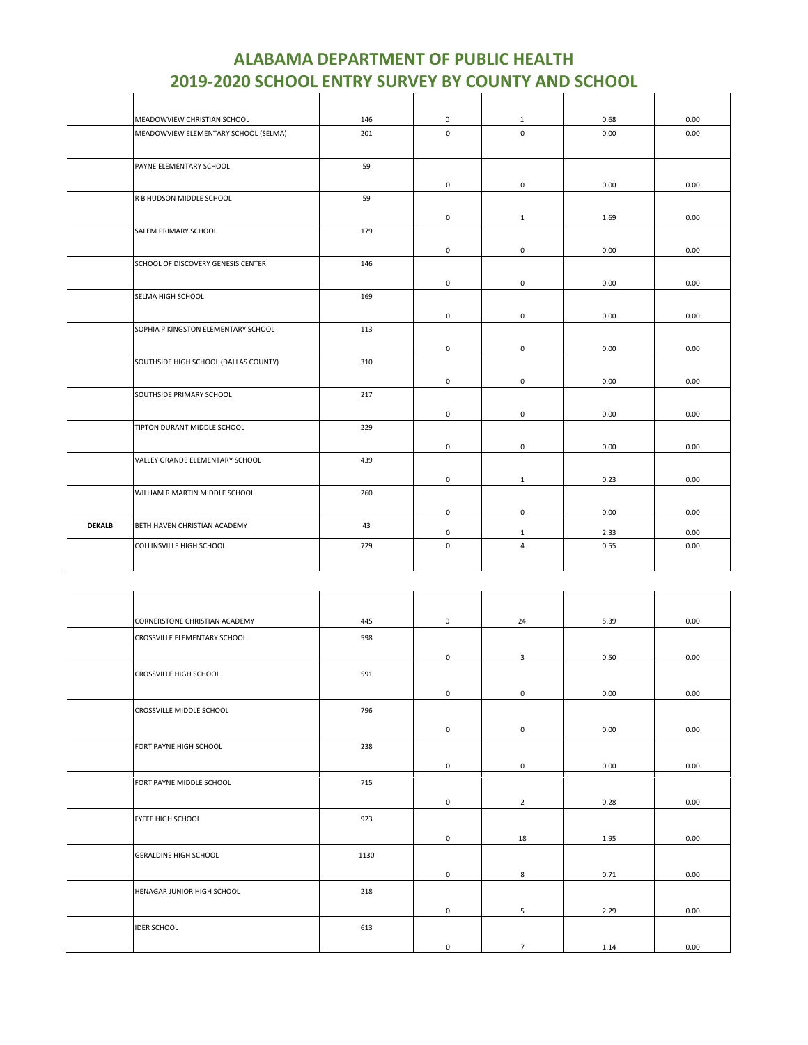# ALABAMA DEPARTMENT OF PUBLIC HEALTH
# 2019-2020 SCHOOL ENTRY SURVEY BY COUNTY AND SCHOOL

| | | | | | | |
|---|---|---|---|---|---|---|
| | MEADOWVIEW CHRISTIAN SCHOOL | 146 | 0 | 1 | 0.68 | 0.00 |
| | MEADOWVIEW ELEMENTARY SCHOOL (SELMA) | 201 | 0 | 0 | 0.00 | 0.00 |
| | PAYNE ELEMENTARY SCHOOL | 59 | 0 | 0 | 0.00 | 0.00 |
| | R B HUDSON MIDDLE SCHOOL | 59 | 0 | 1 | 1.69 | 0.00 |
| | SALEM PRIMARY SCHOOL | 179 | 0 | 0 | 0.00 | 0.00 |
| | SCHOOL OF DISCOVERY GENESIS CENTER | 146 | 0 | 0 | 0.00 | 0.00 |
| | SELMA HIGH SCHOOL | 169 | 0 | 0 | 0.00 | 0.00 |
| | SOPHIA P KINGSTON ELEMENTARY SCHOOL | 113 | 0 | 0 | 0.00 | 0.00 |
| | SOUTHSIDE HIGH SCHOOL (DALLAS COUNTY) | 310 | 0 | 0 | 0.00 | 0.00 |
| | SOUTHSIDE PRIMARY SCHOOL | 217 | 0 | 0 | 0.00 | 0.00 |
| | TIPTON DURANT MIDDLE SCHOOL | 229 | 0 | 0 | 0.00 | 0.00 |
| | VALLEY GRANDE ELEMENTARY SCHOOL | 439 | 0 | 1 | 0.23 | 0.00 |
| | WILLIAM R MARTIN MIDDLE SCHOOL | 260 | 0 | 0 | 0.00 | 0.00 |
| **DEKALB** | BETH HAVEN CHRISTIAN ACADEMY | 43 | 0 | 1 | 2.33 | 0.00 |
| | COLLINSVILLE HIGH SCHOOL | 729 | 0 | 4 | 0.55 | 0.00 |
| | CORNERSTONE CHRISTIAN ACADEMY | 445 | 0 | 24 | 5.39 | 0.00 |
| | CROSSVILLE ELEMENTARY SCHOOL | 598 | 0 | 3 | 0.50 | 0.00 |
| | CROSSVILLE HIGH SCHOOL | 591 | 0 | 0 | 0.00 | 0.00 |
| | CROSSVILLE MIDDLE SCHOOL | 796 | 0 | 0 | 0.00 | 0.00 |
| | FORT PAYNE HIGH SCHOOL | 238 | 0 | 0 | 0.00 | 0.00 |
| | FORT PAYNE MIDDLE SCHOOL | 715 | 0 | 2 | 0.28 | 0.00 |
| | FYFFE HIGH SCHOOL | 923 | 0 | 18 | 1.95 | 0.00 |
| | GERALDINE HIGH SCHOOL | 1130 | 0 | 8 | 0.71 | 0.00 |
| | HENAGAR JUNIOR HIGH SCHOOL | 218 | 0 | 5 | 2.29 | 0.00 |
| | IDER SCHOOL | 613 | 0 | 7 | 1.14 | 0.00 |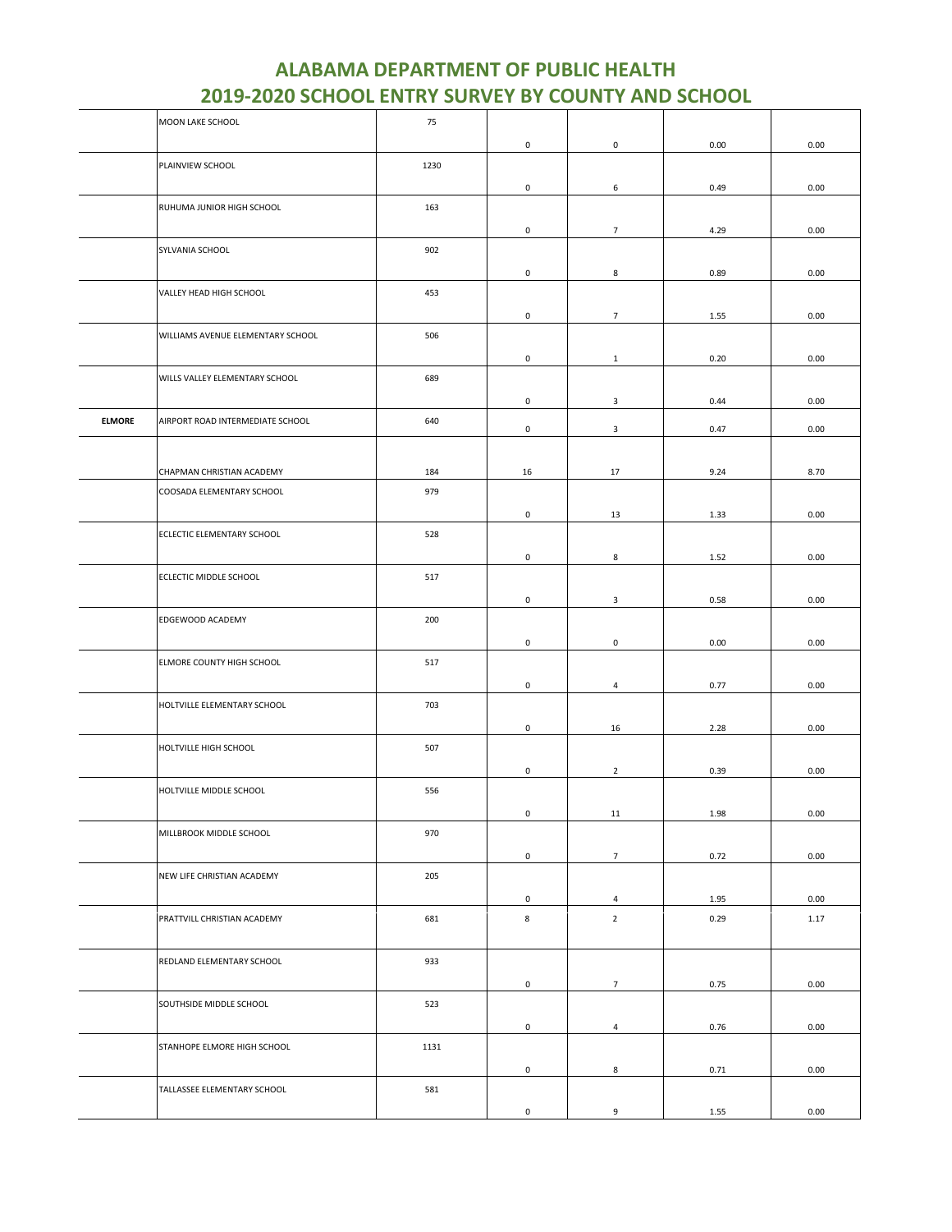# ALABAMA DEPARTMENT OF PUBLIC HEALTH
# 2019-2020 SCHOOL ENTRY SURVEY BY COUNTY AND SCHOOL

| | | | | | | |
|---|---|---|---|---|---|---|
| | MOON LAKE SCHOOL | 75 | 0 | 0 | 0.00 | 0.00 |
| | PLAINVIEW SCHOOL | 1230 | 0 | 6 | 0.49 | 0.00 |
| | RUHUMA JUNIOR HIGH SCHOOL | 163 | 0 | 7 | 4.29 | 0.00 |
| | SYLVANIA SCHOOL | 902 | 0 | 8 | 0.89 | 0.00 |
| | VALLEY HEAD HIGH SCHOOL | 453 | 0 | 7 | 1.55 | 0.00 |
| | WILLIAMS AVENUE ELEMENTARY SCHOOL | 506 | 0 | 1 | 0.20 | 0.00 |
| | WILLS VALLEY ELEMENTARY SCHOOL | 689 | 0 | 3 | 0.44 | 0.00 |
| **ELMORE** | AIRPORT ROAD INTERMEDIATE SCHOOL | 640 | 0 | 3 | 0.47 | 0.00 |
| | CHAPMAN CHRISTIAN ACADEMY | 184 | 16 | 17 | 9.24 | 8.70 |
| | COOSADA ELEMENTARY SCHOOL | 979 | 0 | 13 | 1.33 | 0.00 |
| | ECLECTIC ELEMENTARY SCHOOL | 528 | 0 | 8 | 1.52 | 0.00 |
| | ECLECTIC MIDDLE SCHOOL | 517 | 0 | 3 | 0.58 | 0.00 |
| | EDGEWOOD ACADEMY | 200 | 0 | 0 | 0.00 | 0.00 |
| | ELMORE COUNTY HIGH SCHOOL | 517 | 0 | 4 | 0.77 | 0.00 |
| | HOLTVILLE ELEMENTARY SCHOOL | 703 | 0 | 16 | 2.28 | 0.00 |
| | HOLTVILLE HIGH SCHOOL | 507 | 0 | 2 | 0.39 | 0.00 |
| | HOLTVILLE MIDDLE SCHOOL | 556 | 0 | 11 | 1.98 | 0.00 |
| | MILLBROOK MIDDLE SCHOOL | 970 | 0 | 7 | 0.72 | 0.00 |
| | NEW LIFE CHRISTIAN ACADEMY | 205 | 0 | 4 | 1.95 | 0.00 |
| | PRATTVILL CHRISTIAN ACADEMY | 681 | 8 | 2 | 0.29 | 1.17 |
| | REDLAND ELEMENTARY SCHOOL | 933 | 0 | 7 | 0.75 | 0.00 |
| | SOUTHSIDE MIDDLE SCHOOL | 523 | 0 | 4 | 0.76 | 0.00 |
| | STANHOPE ELMORE HIGH SCHOOL | 1131 | 0 | 8 | 0.71 | 0.00 |
| | TALLASSEE ELEMENTARY SCHOOL | 581 | 0 | 9 | 1.55 | 0.00 |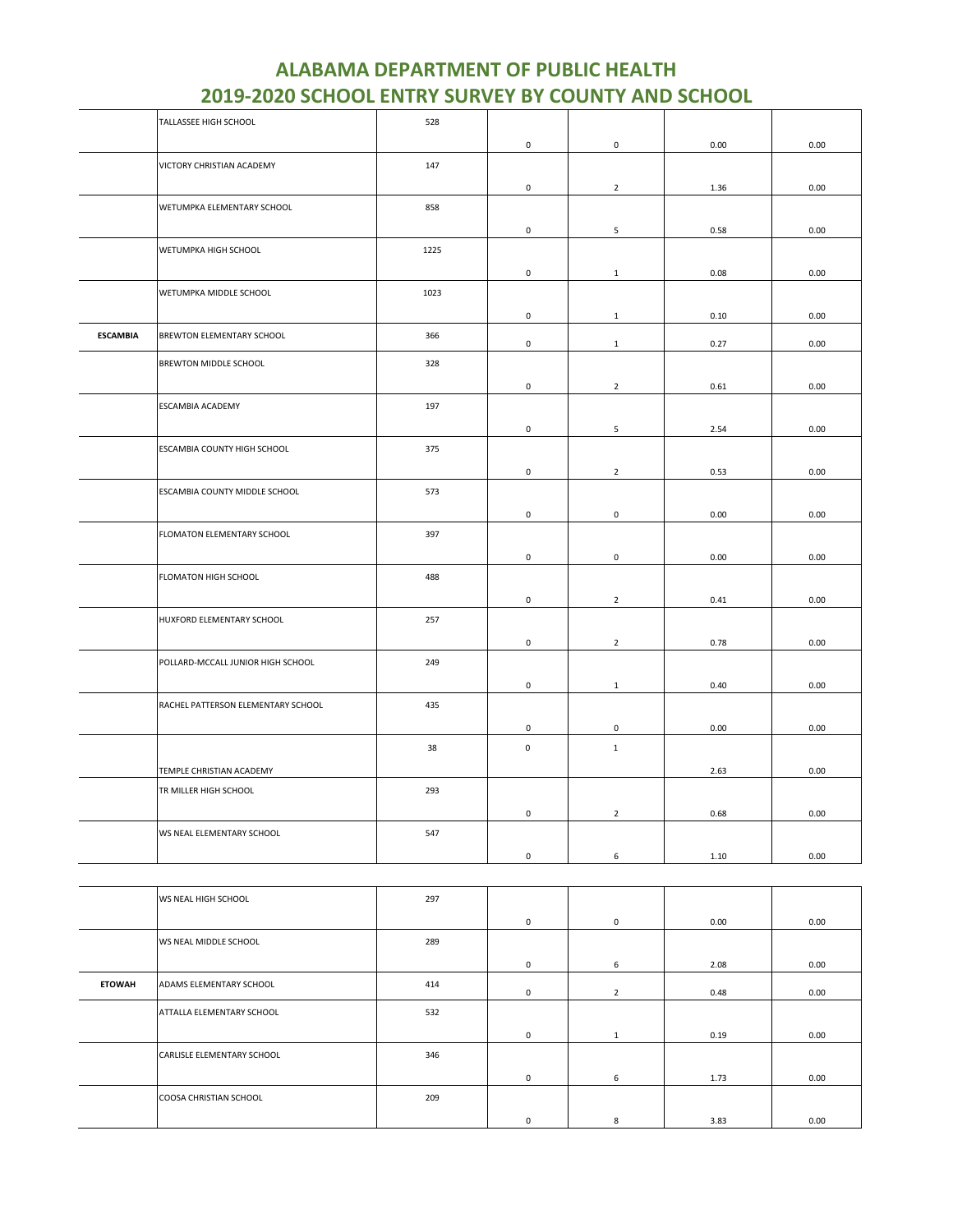# ALABAMA DEPARTMENT OF PUBLIC HEALTH
## 2019-2020 SCHOOL ENTRY SURVEY BY COUNTY AND SCHOOL

| | | | | | | |
|---|---|---|---|---|---|---|
| | TALLASSEE HIGH SCHOOL | 528 | 0 | 0 | 0.00 | 0.00 |
| | VICTORY CHRISTIAN ACADEMY | 147 | 0 | 2 | 1.36 | 0.00 |
| | WETUMPKA ELEMENTARY SCHOOL | 858 | 0 | 5 | 0.58 | 0.00 |
| | WETUMPKA HIGH SCHOOL | 1225 | 0 | 1 | 0.08 | 0.00 |
| | WETUMPKA MIDDLE SCHOOL | 1023 | 0 | 1 | 0.10 | 0.00 |
| **ESCAMBIA** | BREWTON ELEMENTARY SCHOOL | 366 | 0 | 1 | 0.27 | 0.00 |
| | BREWTON MIDDLE SCHOOL | 328 | 0 | 2 | 0.61 | 0.00 |
| | ESCAMBIA ACADEMY | 197 | 0 | 5 | 2.54 | 0.00 |
| | ESCAMBIA COUNTY HIGH SCHOOL | 375 | 0 | 2 | 0.53 | 0.00 |
| | ESCAMBIA COUNTY MIDDLE SCHOOL | 573 | 0 | 0 | 0.00 | 0.00 |
| | FLOMATON ELEMENTARY SCHOOL | 397 | 0 | 0 | 0.00 | 0.00 |
| | FLOMATON HIGH SCHOOL | 488 | 0 | 2 | 0.41 | 0.00 |
| | HUXFORD ELEMENTARY SCHOOL | 257 | 0 | 2 | 0.78 | 0.00 |
| | POLLARD-MCCALL JUNIOR HIGH SCHOOL | 249 | 0 | 1 | 0.40 | 0.00 |
| | RACHEL PATTERSON ELEMENTARY SCHOOL | 435 | 0 | 0 | 0.00 | 0.00 |
| | TEMPLE CHRISTIAN ACADEMY | 38 | 0 | 1 | 2.63 | 0.00 |
| | TR MILLER HIGH SCHOOL | 293 | 0 | 2 | 0.68 | 0.00 |
| | WS NEAL ELEMENTARY SCHOOL | 547 | 0 | 6 | 1.10 | 0.00 |
| | WS NEAL HIGH SCHOOL | 297 | 0 | 0 | 0.00 | 0.00 |
| | WS NEAL MIDDLE SCHOOL | 289 | 0 | 6 | 2.08 | 0.00 |
| **ETOWAH** | ADAMS ELEMENTARY SCHOOL | 414 | 0 | 2 | 0.48 | 0.00 |
| | ATTALLA ELEMENTARY SCHOOL | 532 | 0 | 1 | 0.19 | 0.00 |
| | CARLISLE ELEMENTARY SCHOOL | 346 | 0 | 6 | 1.73 | 0.00 |
| | COOSA CHRISTIAN SCHOOL | 209 | 0 | 8 | 3.83 | 0.00 |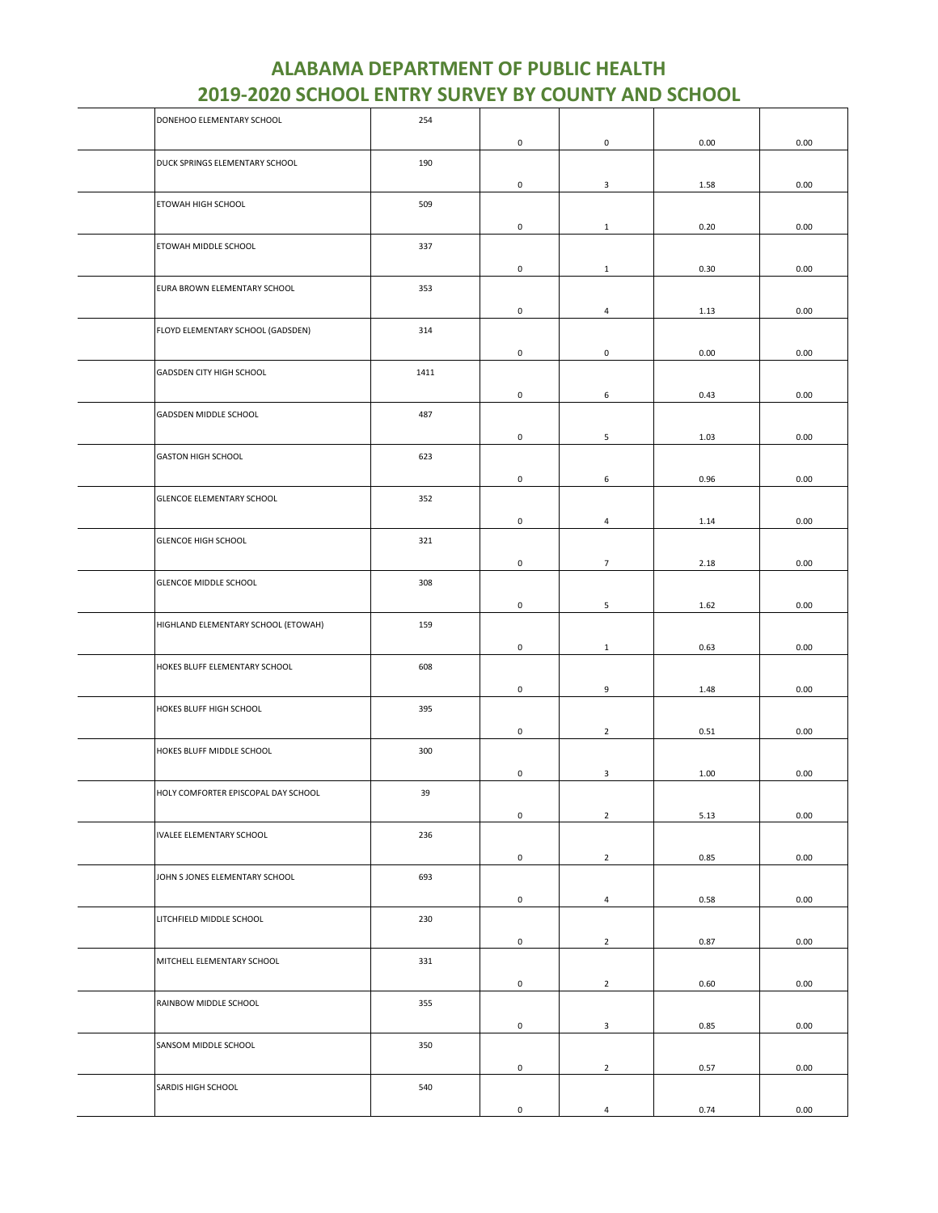# ALABAMA DEPARTMENT OF PUBLIC HEALTH
# 2019-2020 SCHOOL ENTRY SURVEY BY COUNTY AND SCHOOL

| | | | | | | |
|---|---|---|---|---|---|---|
| | DONEHOO ELEMENTARY SCHOOL | 254 | 0 | 0 | 0.00 | 0.00 |
| | DUCK SPRINGS ELEMENTARY SCHOOL | 190 | 0 | 3 | 1.58 | 0.00 |
| | ETOWAH HIGH SCHOOL | 509 | 0 | 1 | 0.20 | 0.00 |
| | ETOWAH MIDDLE SCHOOL | 337 | 0 | 1 | 0.30 | 0.00 |
| | EURA BROWN ELEMENTARY SCHOOL | 353 | 0 | 4 | 1.13 | 0.00 |
| | FLOYD ELEMENTARY SCHOOL (GADSDEN) | 314 | 0 | 0 | 0.00 | 0.00 |
| | GADSDEN CITY HIGH SCHOOL | 1411 | 0 | 6 | 0.43 | 0.00 |
| | GADSDEN MIDDLE SCHOOL | 487 | 0 | 5 | 1.03 | 0.00 |
| | GASTON HIGH SCHOOL | 623 | 0 | 6 | 0.96 | 0.00 |
| | GLENCOE ELEMENTARY SCHOOL | 352 | 0 | 4 | 1.14 | 0.00 |
| | GLENCOE HIGH SCHOOL | 321 | 0 | 7 | 2.18 | 0.00 |
| | GLENCOE MIDDLE SCHOOL | 308 | 0 | 5 | 1.62 | 0.00 |
| | HIGHLAND ELEMENTARY SCHOOL (ETOWAH) | 159 | 0 | 1 | 0.63 | 0.00 |
| | HOKES BLUFF ELEMENTARY SCHOOL | 608 | 0 | 9 | 1.48 | 0.00 |
| | HOKES BLUFF HIGH SCHOOL | 395 | 0 | 2 | 0.51 | 0.00 |
| | HOKES BLUFF MIDDLE SCHOOL | 300 | 0 | 3 | 1.00 | 0.00 |
| | HOLY COMFORTER EPISCOPAL DAY SCHOOL | 39 | 0 | 2 | 5.13 | 0.00 |
| | IVALEE ELEMENTARY SCHOOL | 236 | 0 | 2 | 0.85 | 0.00 |
| | JOHN S JONES ELEMENTARY SCHOOL | 693 | 0 | 4 | 0.58 | 0.00 |
| | LITCHFIELD MIDDLE SCHOOL | 230 | 0 | 2 | 0.87 | 0.00 |
| | MITCHELL ELEMENTARY SCHOOL | 331 | 0 | 2 | 0.60 | 0.00 |
| | RAINBOW MIDDLE SCHOOL | 355 | 0 | 3 | 0.85 | 0.00 |
| | SANSOM MIDDLE SCHOOL | 350 | 0 | 2 | 0.57 | 0.00 |
| | SARDIS HIGH SCHOOL | 540 | 0 | 4 | 0.74 | 0.00 |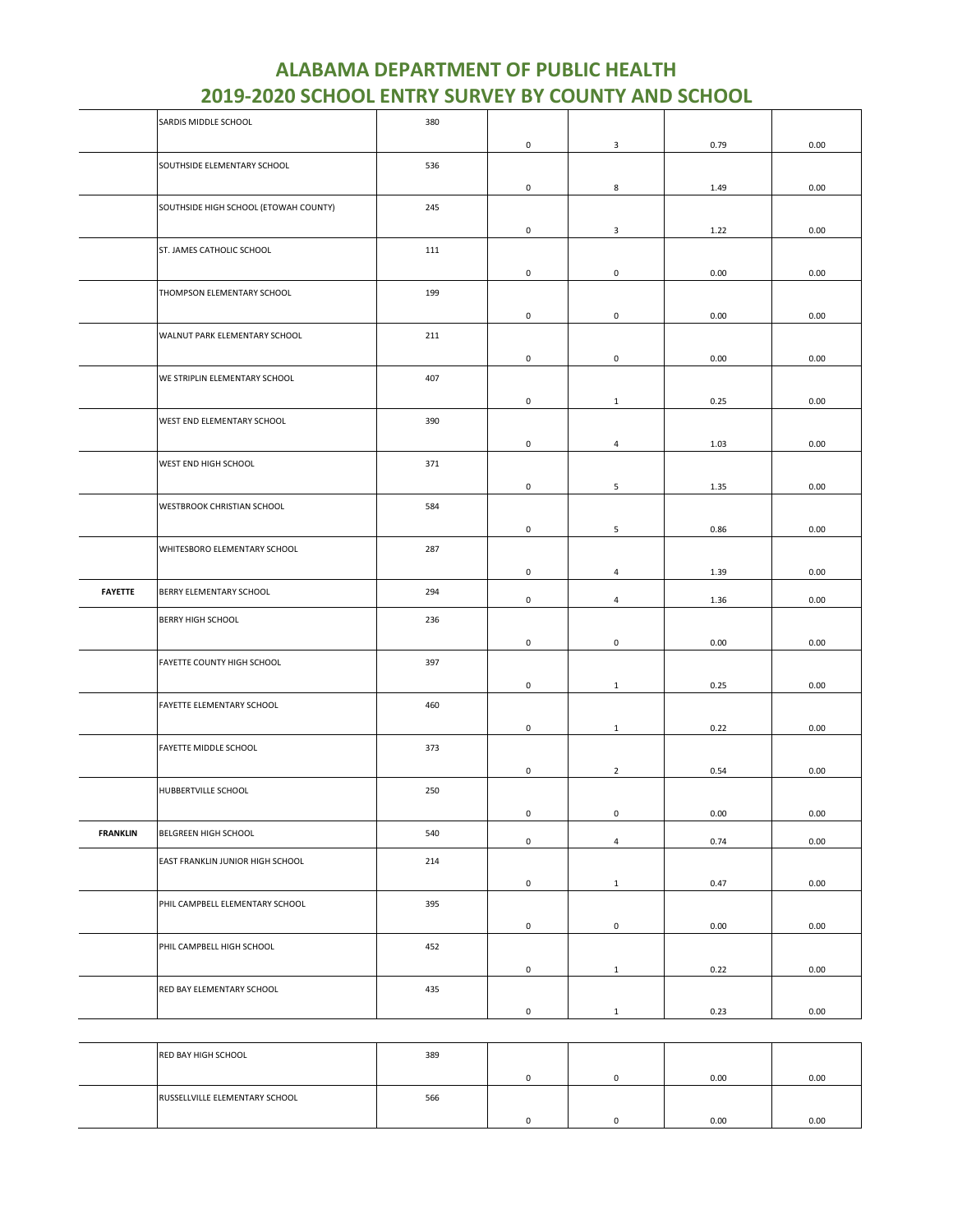# ALABAMA DEPARTMENT OF PUBLIC HEALTH
# 2019-2020 SCHOOL ENTRY SURVEY BY COUNTY AND SCHOOL

| | | | | | | |
|---|---|---|---|---|---|---|
| | SARDIS MIDDLE SCHOOL | 380 | 0 | 3 | 0.79 | 0.00 |
| | SOUTHSIDE ELEMENTARY SCHOOL | 536 | 0 | 8 | 1.49 | 0.00 |
| | SOUTHSIDE HIGH SCHOOL (ETOWAH COUNTY) | 245 | 0 | 3 | 1.22 | 0.00 |
| | ST. JAMES CATHOLIC SCHOOL | 111 | 0 | 0 | 0.00 | 0.00 |
| | THOMPSON ELEMENTARY SCHOOL | 199 | 0 | 0 | 0.00 | 0.00 |
| | WALNUT PARK ELEMENTARY SCHOOL | 211 | 0 | 0 | 0.00 | 0.00 |
| | WE STRIPLIN ELEMENTARY SCHOOL | 407 | 0 | 1 | 0.25 | 0.00 |
| | WEST END ELEMENTARY SCHOOL | 390 | 0 | 4 | 1.03 | 0.00 |
| | WEST END HIGH SCHOOL | 371 | 0 | 5 | 1.35 | 0.00 |
| | WESTBROOK CHRISTIAN SCHOOL | 584 | 0 | 5 | 0.86 | 0.00 |
| | WHITESBORO ELEMENTARY SCHOOL | 287 | 0 | 4 | 1.39 | 0.00 |
| **FAYETTE** | BERRY ELEMENTARY SCHOOL | 294 | 0 | 4 | 1.36 | 0.00 |
| | BERRY HIGH SCHOOL | 236 | 0 | 0 | 0.00 | 0.00 |
| | FAYETTE COUNTY HIGH SCHOOL | 397 | 0 | 1 | 0.25 | 0.00 |
| | FAYETTE ELEMENTARY SCHOOL | 460 | 0 | 1 | 0.22 | 0.00 |
| | FAYETTE MIDDLE SCHOOL | 373 | 0 | 2 | 0.54 | 0.00 |
| | HUBBERTVILLE SCHOOL | 250 | 0 | 0 | 0.00 | 0.00 |
| **FRANKLIN** | BELGREEN HIGH SCHOOL | 540 | 0 | 4 | 0.74 | 0.00 |
| | EAST FRANKLIN JUNIOR HIGH SCHOOL | 214 | 0 | 1 | 0.47 | 0.00 |
| | PHIL CAMPBELL ELEMENTARY SCHOOL | 395 | 0 | 0 | 0.00 | 0.00 |
| | PHIL CAMPBELL HIGH SCHOOL | 452 | 0 | 1 | 0.22 | 0.00 |
| | RED BAY ELEMENTARY SCHOOL | 435 | 0 | 1 | 0.23 | 0.00 |
| | RED BAY HIGH SCHOOL | 389 | 0 | 0 | 0.00 | 0.00 |
| | RUSSELLVILLE ELEMENTARY SCHOOL | 566 | 0 | 0 | 0.00 | 0.00 |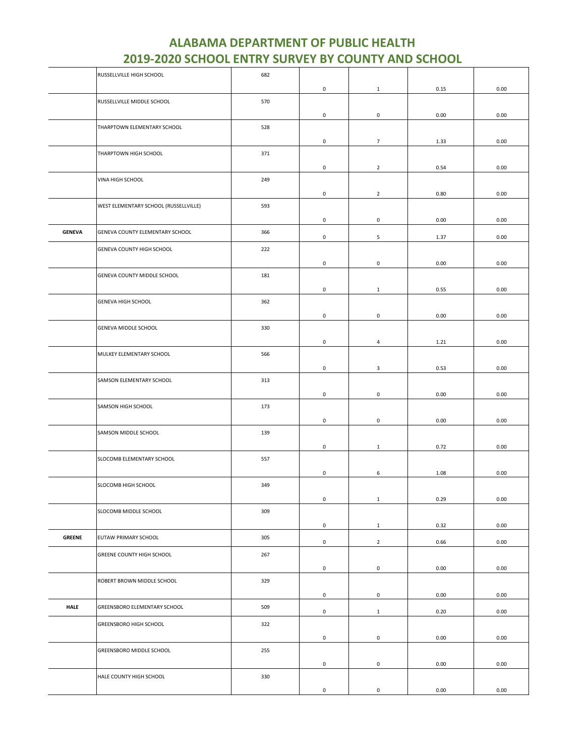# ALABAMA DEPARTMENT OF PUBLIC HEALTH
## 2019-2020 SCHOOL ENTRY SURVEY BY COUNTY AND SCHOOL

| | | | | | | |
|---|---|---|---|---|---|---|
| | RUSSELLVILLE HIGH SCHOOL | 682 | 0 | 1 | 0.15 | 0.00 |
| | RUSSELLVILLE MIDDLE SCHOOL | 570 | 0 | 0 | 0.00 | 0.00 |
| | THARPTOWN ELEMENTARY SCHOOL | 528 | 0 | 7 | 1.33 | 0.00 |
| | THARPTOWN HIGH SCHOOL | 371 | 0 | 2 | 0.54 | 0.00 |
| | VINA HIGH SCHOOL | 249 | 0 | 2 | 0.80 | 0.00 |
| | WEST ELEMENTARY SCHOOL (RUSSELLVILLE) | 593 | 0 | 0 | 0.00 | 0.00 |
| **GENEVA** | GENEVA COUNTY ELEMENTARY SCHOOL | 366 | 0 | 5 | 1.37 | 0.00 |
| | GENEVA COUNTY HIGH SCHOOL | 222 | 0 | 0 | 0.00 | 0.00 |
| | GENEVA COUNTY MIDDLE SCHOOL | 181 | 0 | 1 | 0.55 | 0.00 |
| | GENEVA HIGH SCHOOL | 362 | 0 | 0 | 0.00 | 0.00 |
| | GENEVA MIDDLE SCHOOL | 330 | 0 | 4 | 1.21 | 0.00 |
| | MULKEY ELEMENTARY SCHOOL | 566 | 0 | 3 | 0.53 | 0.00 |
| | SAMSON ELEMENTARY SCHOOL | 313 | 0 | 0 | 0.00 | 0.00 |
| | SAMSON HIGH SCHOOL | 173 | 0 | 0 | 0.00 | 0.00 |
| | SAMSON MIDDLE SCHOOL | 139 | 0 | 1 | 0.72 | 0.00 |
| | SLOCOMB ELEMENTARY SCHOOL | 557 | 0 | 6 | 1.08 | 0.00 |
| | SLOCOMB HIGH SCHOOL | 349 | 0 | 1 | 0.29 | 0.00 |
| | SLOCOMB MIDDLE SCHOOL | 309 | 0 | 1 | 0.32 | 0.00 |
| **GREENE** | EUTAW PRIMARY SCHOOL | 305 | 0 | 2 | 0.66 | 0.00 |
| | GREENE COUNTY HIGH SCHOOL | 267 | 0 | 0 | 0.00 | 0.00 |
| | ROBERT BROWN MIDDLE SCHOOL | 329 | 0 | 0 | 0.00 | 0.00 |
| **HALE** | GREENSBORO ELEMENTARY SCHOOL | 509 | 0 | 1 | 0.20 | 0.00 |
| | GREENSBORO HIGH SCHOOL | 322 | 0 | 0 | 0.00 | 0.00 |
| | GREENSBORO MIDDLE SCHOOL | 255 | 0 | 0 | 0.00 | 0.00 |
| | HALE COUNTY HIGH SCHOOL | 330 | 0 | 0 | 0.00 | 0.00 |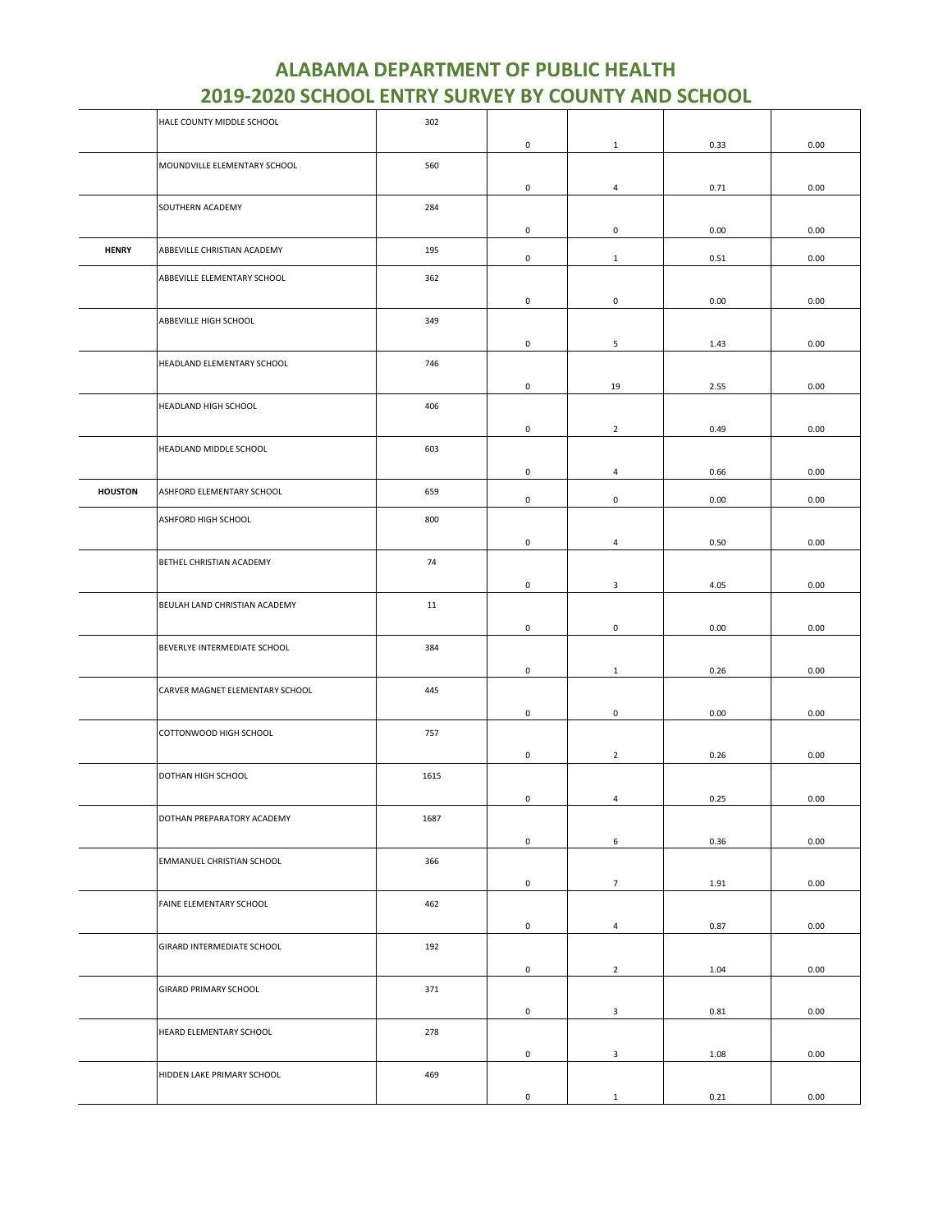# ALABAMA DEPARTMENT OF PUBLIC HEALTH
## 2019-2020 SCHOOL ENTRY SURVEY BY COUNTY AND SCHOOL

| | | | | | | |
|---|---|---|---|---|---|---|
| | HALE COUNTY MIDDLE SCHOOL | 302 | 0 | 1 | 0.33 | 0.00 |
| | MOUNDVILLE ELEMENTARY SCHOOL | 560 | 0 | 4 | 0.71 | 0.00 |
| | SOUTHERN ACADEMY | 284 | 0 | 0 | 0.00 | 0.00 |
| **HENRY** | ABBEVILLE CHRISTIAN ACADEMY | 195 | 0 | 1 | 0.51 | 0.00 |
| | ABBEVILLE ELEMENTARY SCHOOL | 362 | 0 | 0 | 0.00 | 0.00 |
| | ABBEVILLE HIGH SCHOOL | 349 | 0 | 5 | 1.43 | 0.00 |
| | HEADLAND ELEMENTARY SCHOOL | 746 | 0 | 19 | 2.55 | 0.00 |
| | HEADLAND HIGH SCHOOL | 406 | 0 | 2 | 0.49 | 0.00 |
| | HEADLAND MIDDLE SCHOOL | 603 | 0 | 4 | 0.66 | 0.00 |
| **HOUSTON** | ASHFORD ELEMENTARY SCHOOL | 659 | 0 | 0 | 0.00 | 0.00 |
| | ASHFORD HIGH SCHOOL | 800 | 0 | 4 | 0.50 | 0.00 |
| | BETHEL CHRISTIAN ACADEMY | 74 | 0 | 3 | 4.05 | 0.00 |
| | BEULAH LAND CHRISTIAN ACADEMY | 11 | 0 | 0 | 0.00 | 0.00 |
| | BEVERLYE INTERMEDIATE SCHOOL | 384 | 0 | 1 | 0.26 | 0.00 |
| | CARVER MAGNET ELEMENTARY SCHOOL | 445 | 0 | 0 | 0.00 | 0.00 |
| | COTTONWOOD HIGH SCHOOL | 757 | 0 | 2 | 0.26 | 0.00 |
| | DOTHAN HIGH SCHOOL | 1615 | 0 | 4 | 0.25 | 0.00 |
| | DOTHAN PREPARATORY ACADEMY | 1687 | 0 | 6 | 0.36 | 0.00 |
| | EMMANUEL CHRISTIAN SCHOOL | 366 | 0 | 7 | 1.91 | 0.00 |
| | FAINE ELEMENTARY SCHOOL | 462 | 0 | 4 | 0.87 | 0.00 |
| | GIRARD INTERMEDIATE SCHOOL | 192 | 0 | 2 | 1.04 | 0.00 |
| | GIRARD PRIMARY SCHOOL | 371 | 0 | 3 | 0.81 | 0.00 |
| | HEARD ELEMENTARY SCHOOL | 278 | 0 | 3 | 1.08 | 0.00 |
| | HIDDEN LAKE PRIMARY SCHOOL | 469 | 0 | 1 | 0.21 | 0.00 |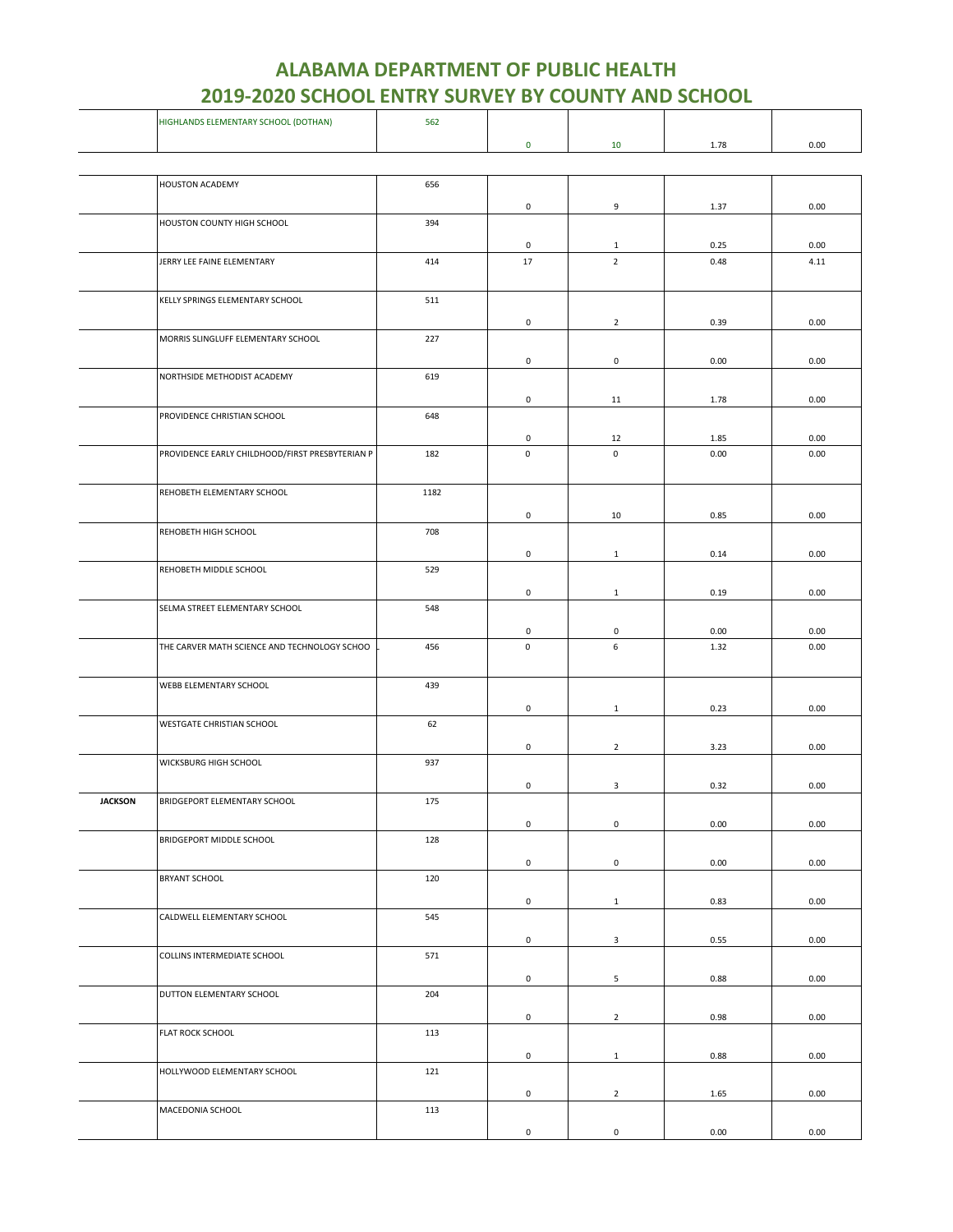# ALABAMA DEPARTMENT OF PUBLIC HEALTH
# 2019-2020 SCHOOL ENTRY SURVEY BY COUNTY AND SCHOOL

| | | | | | | |
|---|---|---|---|---|---|---|
| | HIGHLANDS ELEMENTARY SCHOOL (DOTHAN) | 562 | 0 | 10 | 1.78 | 0.00 |
| | HOUSTON ACADEMY | 656 | 0 | 9 | 1.37 | 0.00 |
| | HOUSTON COUNTY HIGH SCHOOL | 394 | 0 | 1 | 0.25 | 0.00 |
| | JERRY LEE FAINE ELEMENTARY | 414 | 17 | 2 | 0.48 | 4.11 |
| | KELLY SPRINGS ELEMENTARY SCHOOL | 511 | 0 | 2 | 0.39 | 0.00 |
| | MORRIS SLINGLUFF ELEMENTARY SCHOOL | 227 | 0 | 0 | 0.00 | 0.00 |
| | NORTHSIDE METHODIST ACADEMY | 619 | 0 | 11 | 1.78 | 0.00 |
| | PROVIDENCE CHRISTIAN SCHOOL | 648 | 0 | 12 | 1.85 | 0.00 |
| | PROVIDENCE EARLY CHILDHOOD/FIRST PRESBYTERIAN P | 182 | 0 | 0 | 0.00 | 0.00 |
| | REHOBETH ELEMENTARY SCHOOL | 1182 | 0 | 10 | 0.85 | 0.00 |
| | REHOBETH HIGH SCHOOL | 708 | 0 | 1 | 0.14 | 0.00 |
| | REHOBETH MIDDLE SCHOOL | 529 | 0 | 1 | 0.19 | 0.00 |
| | SELMA STREET ELEMENTARY SCHOOL | 548 | 0 | 0 | 0.00 | 0.00 |
| | THE CARVER MATH SCIENCE AND TECHNOLOGY SCHOO | 456 | 0 | 6 | 1.32 | 0.00 |
| | WEBB ELEMENTARY SCHOOL | 439 | 0 | 1 | 0.23 | 0.00 |
| | WESTGATE CHRISTIAN SCHOOL | 62 | 0 | 2 | 3.23 | 0.00 |
| | WICKSBURG HIGH SCHOOL | 937 | 0 | 3 | 0.32 | 0.00 |
| **JACKSON** | BRIDGEPORT ELEMENTARY SCHOOL | 175 | 0 | 0 | 0.00 | 0.00 |
| | BRIDGEPORT MIDDLE SCHOOL | 128 | 0 | 0 | 0.00 | 0.00 |
| | BRYANT SCHOOL | 120 | 0 | 1 | 0.83 | 0.00 |
| | CALDWELL ELEMENTARY SCHOOL | 545 | 0 | 3 | 0.55 | 0.00 |
| | COLLINS INTERMEDIATE SCHOOL | 571 | 0 | 5 | 0.88 | 0.00 |
| | DUTTON ELEMENTARY SCHOOL | 204 | 0 | 2 | 0.98 | 0.00 |
| | FLAT ROCK SCHOOL | 113 | 0 | 1 | 0.88 | 0.00 |
| | HOLLYWOOD ELEMENTARY SCHOOL | 121 | 0 | 2 | 1.65 | 0.00 |
| | MACEDONIA SCHOOL | 113 | 0 | 0 | 0.00 | 0.00 |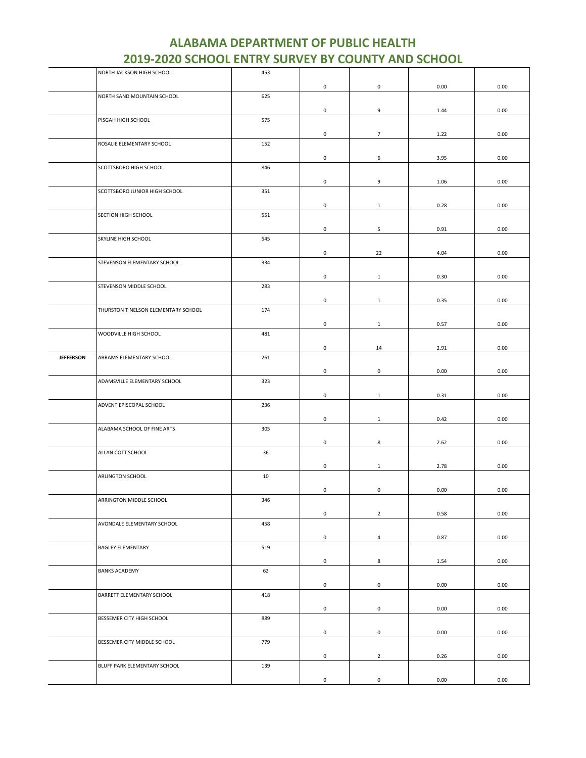# ALABAMA DEPARTMENT OF PUBLIC HEALTH
# 2019-2020 SCHOOL ENTRY SURVEY BY COUNTY AND SCHOOL

| | | | | | | |
|---|---|---|---|---|---|---|
| | NORTH JACKSON HIGH SCHOOL | 453 | 0 | 0 | 0.00 | 0.00 |
| | NORTH SAND MOUNTAIN SCHOOL | 625 | 0 | 9 | 1.44 | 0.00 |
| | PISGAH HIGH SCHOOL | 575 | 0 | 7 | 1.22 | 0.00 |
| | ROSALIE ELEMENTARY SCHOOL | 152 | 0 | 6 | 3.95 | 0.00 |
| | SCOTTSBORO HIGH SCHOOL | 846 | 0 | 9 | 1.06 | 0.00 |
| | SCOTTSBORO JUNIOR HIGH SCHOOL | 351 | 0 | 1 | 0.28 | 0.00 |
| | SECTION HIGH SCHOOL | 551 | 0 | 5 | 0.91 | 0.00 |
| | SKYLINE HIGH SCHOOL | 545 | 0 | 22 | 4.04 | 0.00 |
| | STEVENSON ELEMENTARY SCHOOL | 334 | 0 | 1 | 0.30 | 0.00 |
| | STEVENSON MIDDLE SCHOOL | 283 | 0 | 1 | 0.35 | 0.00 |
| | THURSTON T NELSON ELEMENTARY SCHOOL | 174 | 0 | 1 | 0.57 | 0.00 |
| | WOODVILLE HIGH SCHOOL | 481 | 0 | 14 | 2.91 | 0.00 |
| **JEFFERSON** | ABRAMS ELEMENTARY SCHOOL | 261 | 0 | 0 | 0.00 | 0.00 |
| | ADAMSVILLE ELEMENTARY SCHOOL | 323 | 0 | 1 | 0.31 | 0.00 |
| | ADVENT EPISCOPAL SCHOOL | 236 | 0 | 1 | 0.42 | 0.00 |
| | ALABAMA SCHOOL OF FINE ARTS | 305 | 0 | 8 | 2.62 | 0.00 |
| | ALLAN COTT SCHOOL | 36 | 0 | 1 | 2.78 | 0.00 |
| | ARLINGTON SCHOOL | 10 | 0 | 0 | 0.00 | 0.00 |
| | ARRINGTON MIDDLE SCHOOL | 346 | 0 | 2 | 0.58 | 0.00 |
| | AVONDALE ELEMENTARY SCHOOL | 458 | 0 | 4 | 0.87 | 0.00 |
| | BAGLEY ELEMENTARY | 519 | 0 | 8 | 1.54 | 0.00 |
| | BANKS ACADEMY | 62 | 0 | 0 | 0.00 | 0.00 |
| | BARRETT ELEMENTARY SCHOOL | 418 | 0 | 0 | 0.00 | 0.00 |
| | BESSEMER CITY HIGH SCHOOL | 889 | 0 | 0 | 0.00 | 0.00 |
| | BESSEMER CITY MIDDLE SCHOOL | 779 | 0 | 2 | 0.26 | 0.00 |
| | BLUFF PARK ELEMENTARY SCHOOL | 139 | 0 | 0 | 0.00 | 0.00 |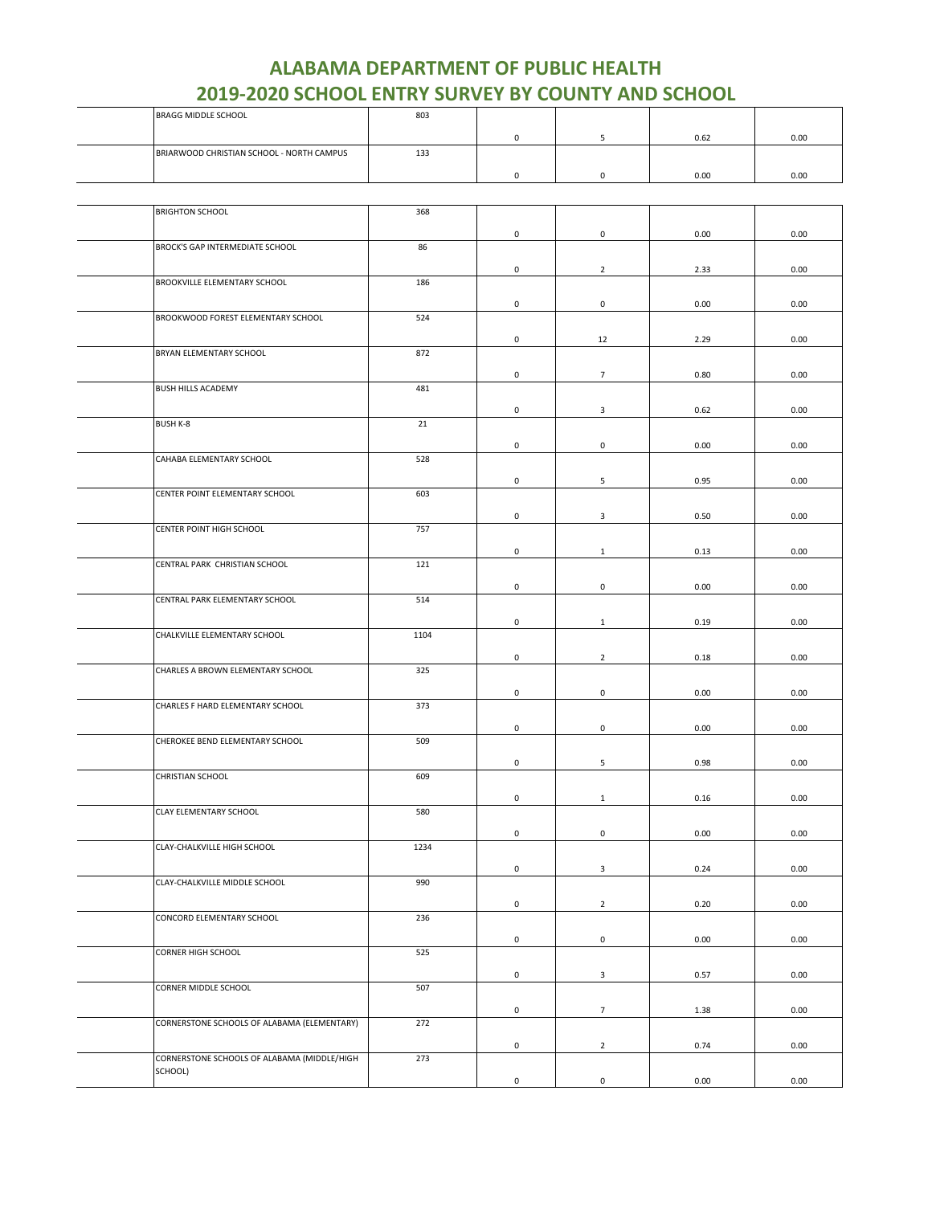# ALABAMA DEPARTMENT OF PUBLIC HEALTH
# 2019-2020 SCHOOL ENTRY SURVEY BY COUNTY AND SCHOOL

| | | | | | | |
|---|---|---|---|---|---|---|
| | BRAGG MIDDLE SCHOOL | 803 | 0 | 5 | 0.62 | 0.00 |
| | BRIARWOOD CHRISTIAN SCHOOL - NORTH CAMPUS | 133 | 0 | 0 | 0.00 | 0.00 |
| | BRIGHTON SCHOOL | 368 | 0 | 0 | 0.00 | 0.00 |
| | BROCK'S GAP INTERMEDIATE SCHOOL | 86 | 0 | 2 | 2.33 | 0.00 |
| | BROOKVILLE ELEMENTARY SCHOOL | 186 | 0 | 0 | 0.00 | 0.00 |
| | BROOKWOOD FOREST ELEMENTARY SCHOOL | 524 | 0 | 12 | 2.29 | 0.00 |
| | BRYAN ELEMENTARY SCHOOL | 872 | 0 | 7 | 0.80 | 0.00 |
| | BUSH HILLS ACADEMY | 481 | 0 | 3 | 0.62 | 0.00 |
| | BUSH K-8 | 21 | 0 | 0 | 0.00 | 0.00 |
| | CAHABA ELEMENTARY SCHOOL | 528 | 0 | 5 | 0.95 | 0.00 |
| | CENTER POINT ELEMENTARY SCHOOL | 603 | 0 | 3 | 0.50 | 0.00 |
| | CENTER POINT HIGH SCHOOL | 757 | 0 | 1 | 0.13 | 0.00 |
| | CENTRAL PARK CHRISTIAN SCHOOL | 121 | 0 | 0 | 0.00 | 0.00 |
| | CENTRAL PARK ELEMENTARY SCHOOL | 514 | 0 | 1 | 0.19 | 0.00 |
| | CHALKVILLE ELEMENTARY SCHOOL | 1104 | 0 | 2 | 0.18 | 0.00 |
| | CHARLES A BROWN ELEMENTARY SCHOOL | 325 | 0 | 0 | 0.00 | 0.00 |
| | CHARLES F HARD ELEMENTARY SCHOOL | 373 | 0 | 0 | 0.00 | 0.00 |
| | CHEROKEE BEND ELEMENTARY SCHOOL | 509 | 0 | 5 | 0.98 | 0.00 |
| | CHRISTIAN SCHOOL | 609 | 0 | 1 | 0.16 | 0.00 |
| | CLAY ELEMENTARY SCHOOL | 580 | 0 | 0 | 0.00 | 0.00 |
| | CLAY-CHALKVILLE HIGH SCHOOL | 1234 | 0 | 3 | 0.24 | 0.00 |
| | CLAY-CHALKVILLE MIDDLE SCHOOL | 990 | 0 | 2 | 0.20 | 0.00 |
| | CONCORD ELEMENTARY SCHOOL | 236 | 0 | 0 | 0.00 | 0.00 |
| | CORNER HIGH SCHOOL | 525 | 0 | 3 | 0.57 | 0.00 |
| | CORNER MIDDLE SCHOOL | 507 | 0 | 7 | 1.38 | 0.00 |
| | CORNERSTONE SCHOOLS OF ALABAMA (ELEMENTARY) | 272 | 0 | 2 | 0.74 | 0.00 |
| | CORNERSTONE SCHOOLS OF ALABAMA (MIDDLE/HIGH SCHOOL) | 273 | 0 | 0 | 0.00 | 0.00 |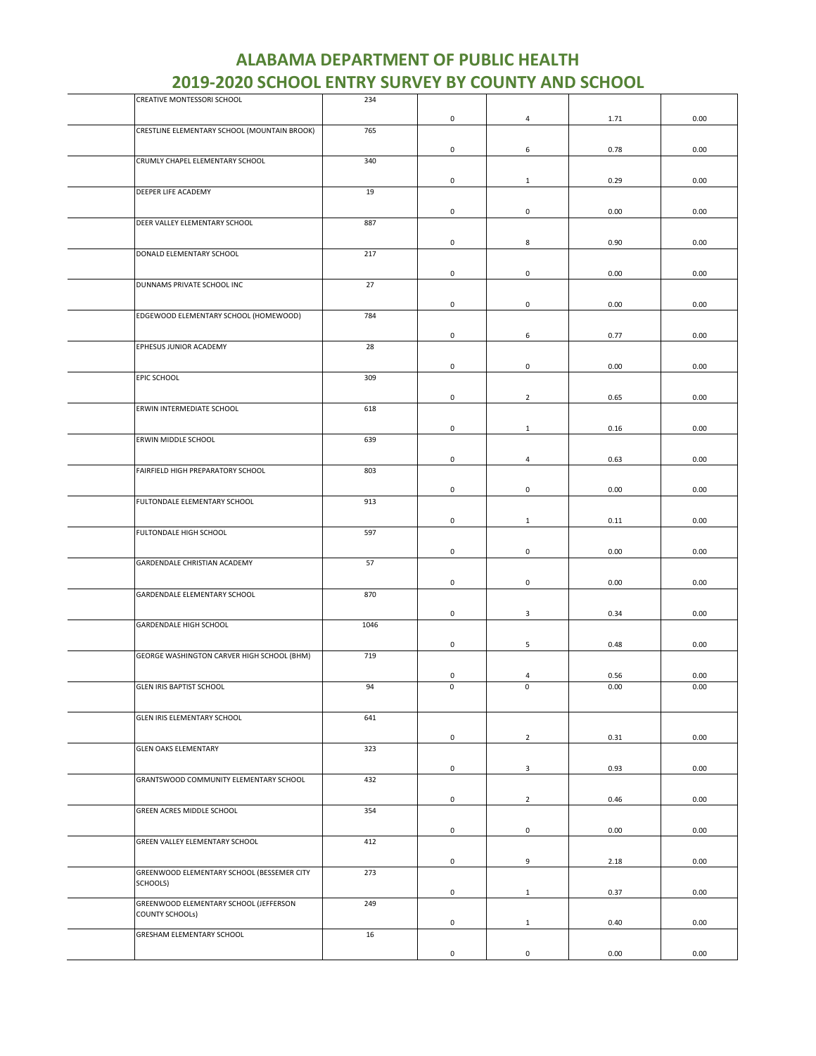# ALABAMA DEPARTMENT OF PUBLIC HEALTH
## 2019-2020 SCHOOL ENTRY SURVEY BY COUNTY AND SCHOOL

| | | | | | | |
|---|---|---|---|---|---|---|
| | CREATIVE MONTESSORI SCHOOL | 234 | 0 | 4 | 1.71 | 0.00 |
| | CRESTLINE ELEMENTARY SCHOOL (MOUNTAIN BROOK) | 765 | 0 | 6 | 0.78 | 0.00 |
| | CRUMLY CHAPEL ELEMENTARY SCHOOL | 340 | 0 | 1 | 0.29 | 0.00 |
| | DEEPER LIFE ACADEMY | 19 | 0 | 0 | 0.00 | 0.00 |
| | DEER VALLEY ELEMENTARY SCHOOL | 887 | 0 | 8 | 0.90 | 0.00 |
| | DONALD ELEMENTARY SCHOOL | 217 | 0 | 0 | 0.00 | 0.00 |
| | DUNNAMS PRIVATE SCHOOL INC | 27 | 0 | 0 | 0.00 | 0.00 |
| | EDGEWOOD ELEMENTARY SCHOOL (HOMEWOOD) | 784 | 0 | 6 | 0.77 | 0.00 |
| | EPHESUS JUNIOR ACADEMY | 28 | 0 | 0 | 0.00 | 0.00 |
| | EPIC SCHOOL | 309 | 0 | 2 | 0.65 | 0.00 |
| | ERWIN INTERMEDIATE SCHOOL | 618 | 0 | 1 | 0.16 | 0.00 |
| | ERWIN MIDDLE SCHOOL | 639 | 0 | 4 | 0.63 | 0.00 |
| | FAIRFIELD HIGH PREPARATORY SCHOOL | 803 | 0 | 0 | 0.00 | 0.00 |
| | FULTONDALE ELEMENTARY SCHOOL | 913 | 0 | 1 | 0.11 | 0.00 |
| | FULTONDALE HIGH SCHOOL | 597 | 0 | 0 | 0.00 | 0.00 |
| | GARDENDALE CHRISTIAN ACADEMY | 57 | 0 | 0 | 0.00 | 0.00 |
| | GARDENDALE ELEMENTARY SCHOOL | 870 | 0 | 3 | 0.34 | 0.00 |
| | GARDENDALE HIGH SCHOOL | 1046 | 0 | 5 | 0.48 | 0.00 |
| | GEORGE WASHINGTON CARVER HIGH SCHOOL (BHM) | 719 | 0 | 4 | 0.56 | 0.00 |
| | GLEN IRIS BAPTIST SCHOOL | 94 | 0 | 0 | 0.00 | 0.00 |
| | GLEN IRIS ELEMENTARY SCHOOL | 641 | 0 | 2 | 0.31 | 0.00 |
| | GLEN OAKS ELEMENTARY | 323 | 0 | 3 | 0.93 | 0.00 |
| | GRANTSWOOD COMMUNITY ELEMENTARY SCHOOL | 432 | 0 | 2 | 0.46 | 0.00 |
| | GREEN ACRES MIDDLE SCHOOL | 354 | 0 | 0 | 0.00 | 0.00 |
| | GREEN VALLEY ELEMENTARY SCHOOL | 412 | 0 | 9 | 2.18 | 0.00 |
| | GREENWOOD ELEMENTARY SCHOOL (BESSEMER CITY SCHOOLS) | 273 | 0 | 1 | 0.37 | 0.00 |
| | GREENWOOD ELEMENTARY SCHOOL (JEFFERSON COUNTY SCHOOLs) | 249 | 0 | 1 | 0.40 | 0.00 |
| | GRESHAM ELEMENTARY SCHOOL | 16 | 0 | 0 | 0.00 | 0.00 |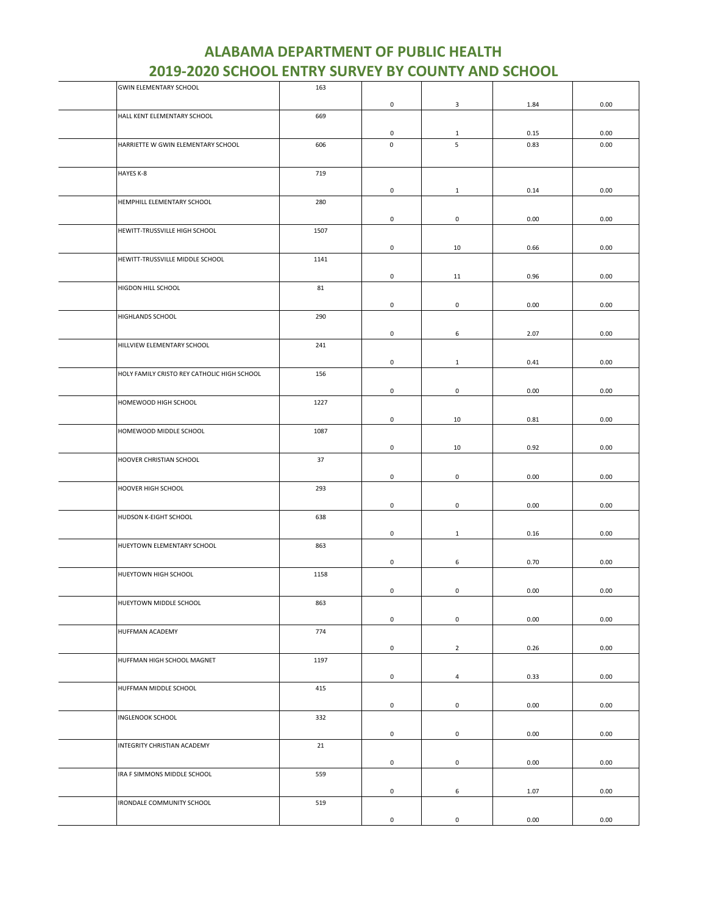# ALABAMA DEPARTMENT OF PUBLIC HEALTH
# 2019-2020 SCHOOL ENTRY SURVEY BY COUNTY AND SCHOOL

| | | | | | | |
|---|---|---|---|---|---|---|
| | GWIN ELEMENTARY SCHOOL | 163 | 0 | 3 | 1.84 | 0.00 |
| | HALL KENT ELEMENTARY SCHOOL | 669 | 0 | 1 | 0.15 | 0.00 |
| | HARRIETTE W GWIN ELEMENTARY SCHOOL | 606 | 0 | 5 | 0.83 | 0.00 |
| | HAYES K-8 | 719 | 0 | 1 | 0.14 | 0.00 |
| | HEMPHILL ELEMENTARY SCHOOL | 280 | 0 | 0 | 0.00 | 0.00 |
| | HEWITT-TRUSSVILLE HIGH SCHOOL | 1507 | 0 | 10 | 0.66 | 0.00 |
| | HEWITT-TRUSSVILLE MIDDLE SCHOOL | 1141 | 0 | 11 | 0.96 | 0.00 |
| | HIGDON HILL SCHOOL | 81 | 0 | 0 | 0.00 | 0.00 |
| | HIGHLANDS SCHOOL | 290 | 0 | 6 | 2.07 | 0.00 |
| | HILLVIEW ELEMENTARY SCHOOL | 241 | 0 | 1 | 0.41 | 0.00 |
| | HOLY FAMILY CRISTO REY CATHOLIC HIGH SCHOOL | 156 | 0 | 0 | 0.00 | 0.00 |
| | HOMEWOOD HIGH SCHOOL | 1227 | 0 | 10 | 0.81 | 0.00 |
| | HOMEWOOD MIDDLE SCHOOL | 1087 | 0 | 10 | 0.92 | 0.00 |
| | HOOVER CHRISTIAN SCHOOL | 37 | 0 | 0 | 0.00 | 0.00 |
| | HOOVER HIGH SCHOOL | 293 | 0 | 0 | 0.00 | 0.00 |
| | HUDSON K-EIGHT SCHOOL | 638 | 0 | 1 | 0.16 | 0.00 |
| | HUEYTOWN ELEMENTARY SCHOOL | 863 | 0 | 6 | 0.70 | 0.00 |
| | HUEYTOWN HIGH SCHOOL | 1158 | 0 | 0 | 0.00 | 0.00 |
| | HUEYTOWN MIDDLE SCHOOL | 863 | 0 | 0 | 0.00 | 0.00 |
| | HUFFMAN ACADEMY | 774 | 0 | 2 | 0.26 | 0.00 |
| | HUFFMAN HIGH SCHOOL MAGNET | 1197 | 0 | 4 | 0.33 | 0.00 |
| | HUFFMAN MIDDLE SCHOOL | 415 | 0 | 0 | 0.00 | 0.00 |
| | INGLENOOK SCHOOL | 332 | 0 | 0 | 0.00 | 0.00 |
| | INTEGRITY CHRISTIAN ACADEMY | 21 | 0 | 0 | 0.00 | 0.00 |
| | IRA F SIMMONS MIDDLE SCHOOL | 559 | 0 | 6 | 1.07 | 0.00 |
| | IRONDALE COMMUNITY SCHOOL | 519 | 0 | 0 | 0.00 | 0.00 |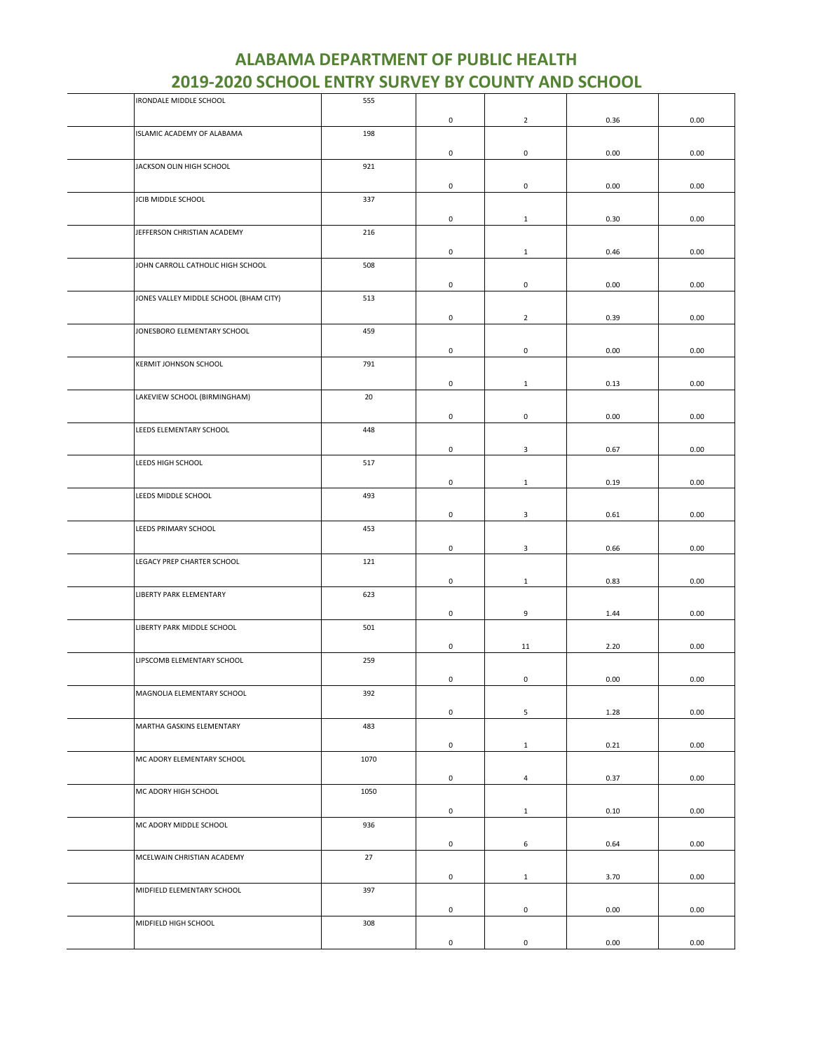# ALABAMA DEPARTMENT OF PUBLIC HEALTH
# 2019-2020 SCHOOL ENTRY SURVEY BY COUNTY AND SCHOOL

| | | | | | | |
|---|---|---|---|---|---|---|
| | IRONDALE MIDDLE SCHOOL | 555 | 0 | 2 | 0.36 | 0.00 |
| | ISLAMIC ACADEMY OF ALABAMA | 198 | 0 | 0 | 0.00 | 0.00 |
| | JACKSON OLIN HIGH SCHOOL | 921 | 0 | 0 | 0.00 | 0.00 |
| | JCIB MIDDLE SCHOOL | 337 | 0 | 1 | 0.30 | 0.00 |
| | JEFFERSON CHRISTIAN ACADEMY | 216 | 0 | 1 | 0.46 | 0.00 |
| | JOHN CARROLL CATHOLIC HIGH SCHOOL | 508 | 0 | 0 | 0.00 | 0.00 |
| | JONES VALLEY MIDDLE SCHOOL (BHAM CITY) | 513 | 0 | 2 | 0.39 | 0.00 |
| | JONESBORO ELEMENTARY SCHOOL | 459 | 0 | 0 | 0.00 | 0.00 |
| | KERMIT JOHNSON SCHOOL | 791 | 0 | 1 | 0.13 | 0.00 |
| | LAKEVIEW SCHOOL (BIRMINGHAM) | 20 | 0 | 0 | 0.00 | 0.00 |
| | LEEDS ELEMENTARY SCHOOL | 448 | 0 | 3 | 0.67 | 0.00 |
| | LEEDS HIGH SCHOOL | 517 | 0 | 1 | 0.19 | 0.00 |
| | LEEDS MIDDLE SCHOOL | 493 | 0 | 3 | 0.61 | 0.00 |
| | LEEDS PRIMARY SCHOOL | 453 | 0 | 3 | 0.66 | 0.00 |
| | LEGACY PREP CHARTER SCHOOL | 121 | 0 | 1 | 0.83 | 0.00 |
| | LIBERTY PARK ELEMENTARY | 623 | 0 | 9 | 1.44 | 0.00 |
| | LIBERTY PARK MIDDLE SCHOOL | 501 | 0 | 11 | 2.20 | 0.00 |
| | LIPSCOMB ELEMENTARY SCHOOL | 259 | 0 | 0 | 0.00 | 0.00 |
| | MAGNOLIA ELEMENTARY SCHOOL | 392 | 0 | 5 | 1.28 | 0.00 |
| | MARTHA GASKINS ELEMENTARY | 483 | 0 | 1 | 0.21 | 0.00 |
| | MC ADORY ELEMENTARY SCHOOL | 1070 | 0 | 4 | 0.37 | 0.00 |
| | MC ADORY HIGH SCHOOL | 1050 | 0 | 1 | 0.10 | 0.00 |
| | MC ADORY MIDDLE SCHOOL | 936 | 0 | 6 | 0.64 | 0.00 |
| | MCELWAIN CHRISTIAN ACADEMY | 27 | 0 | 1 | 3.70 | 0.00 |
| | MIDFIELD ELEMENTARY SCHOOL | 397 | 0 | 0 | 0.00 | 0.00 |
| | MIDFIELD HIGH SCHOOL | 308 | 0 | 0 | 0.00 | 0.00 |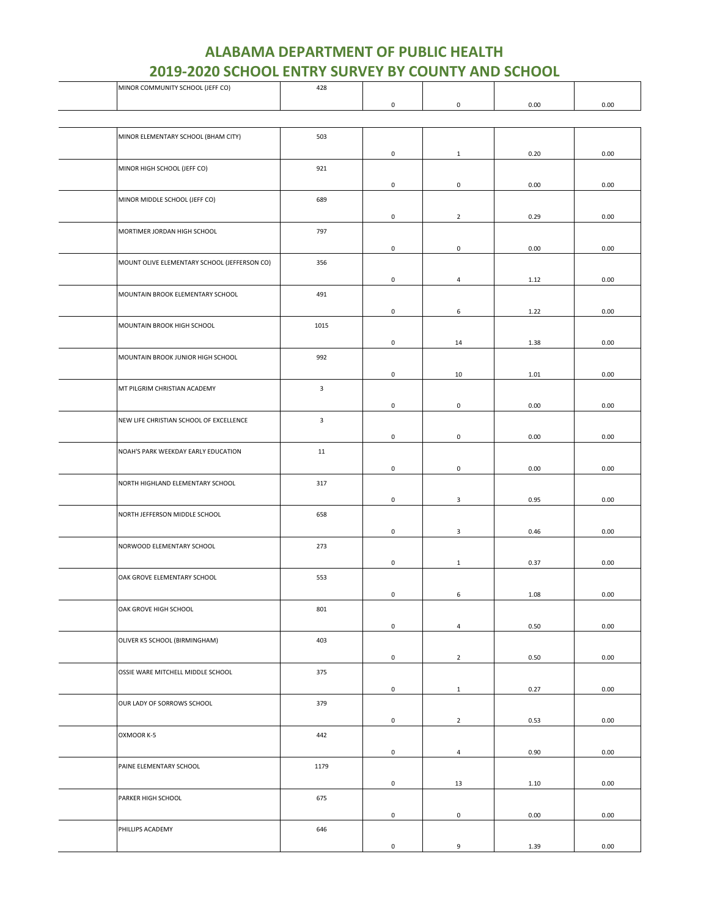# ALABAMA DEPARTMENT OF PUBLIC HEALTH
## 2019-2020 SCHOOL ENTRY SURVEY BY COUNTY AND SCHOOL

| | | | | | |
|---|---|---|---|---|---|
| MINOR COMMUNITY SCHOOL (JEFF CO) | 428 | 0 | 0 | 0.00 | 0.00 |
| MINOR ELEMENTARY SCHOOL (BHAM CITY) | 503 | 0 | 1 | 0.20 | 0.00 |
| MINOR HIGH SCHOOL (JEFF CO) | 921 | 0 | 0 | 0.00 | 0.00 |
| MINOR MIDDLE SCHOOL (JEFF CO) | 689 | 0 | 2 | 0.29 | 0.00 |
| MORTIMER JORDAN HIGH SCHOOL | 797 | 0 | 0 | 0.00 | 0.00 |
| MOUNT OLIVE ELEMENTARY SCHOOL (JEFFERSON CO) | 356 | 0 | 4 | 1.12 | 0.00 |
| MOUNTAIN BROOK ELEMENTARY SCHOOL | 491 | 0 | 6 | 1.22 | 0.00 |
| MOUNTAIN BROOK HIGH SCHOOL | 1015 | 0 | 14 | 1.38 | 0.00 |
| MOUNTAIN BROOK JUNIOR HIGH SCHOOL | 992 | 0 | 10 | 1.01 | 0.00 |
| MT PILGRIM CHRISTIAN ACADEMY | 3 | 0 | 0 | 0.00 | 0.00 |
| NEW LIFE CHRISTIAN SCHOOL OF EXCELLENCE | 3 | 0 | 0 | 0.00 | 0.00 |
| NOAH'S PARK WEEKDAY EARLY EDUCATION | 11 | 0 | 0 | 0.00 | 0.00 |
| NORTH HIGHLAND ELEMENTARY SCHOOL | 317 | 0 | 3 | 0.95 | 0.00 |
| NORTH JEFFERSON MIDDLE SCHOOL | 658 | 0 | 3 | 0.46 | 0.00 |
| NORWOOD ELEMENTARY SCHOOL | 273 | 0 | 1 | 0.37 | 0.00 |
| OAK GROVE ELEMENTARY SCHOOL | 553 | 0 | 6 | 1.08 | 0.00 |
| OAK GROVE HIGH SCHOOL | 801 | 0 | 4 | 0.50 | 0.00 |
| OLIVER K5 SCHOOL (BIRMINGHAM) | 403 | 0 | 2 | 0.50 | 0.00 |
| OSSIE WARE MITCHELL MIDDLE SCHOOL | 375 | 0 | 1 | 0.27 | 0.00 |
| OUR LADY OF SORROWS SCHOOL | 379 | 0 | 2 | 0.53 | 0.00 |
| OXMOOR K-5 | 442 | 0 | 4 | 0.90 | 0.00 |
| PAINE ELEMENTARY SCHOOL | 1179 | 0 | 13 | 1.10 | 0.00 |
| PARKER HIGH SCHOOL | 675 | 0 | 0 | 0.00 | 0.00 |
| PHILLIPS ACADEMY | 646 | 0 | 9 | 1.39 | 0.00 |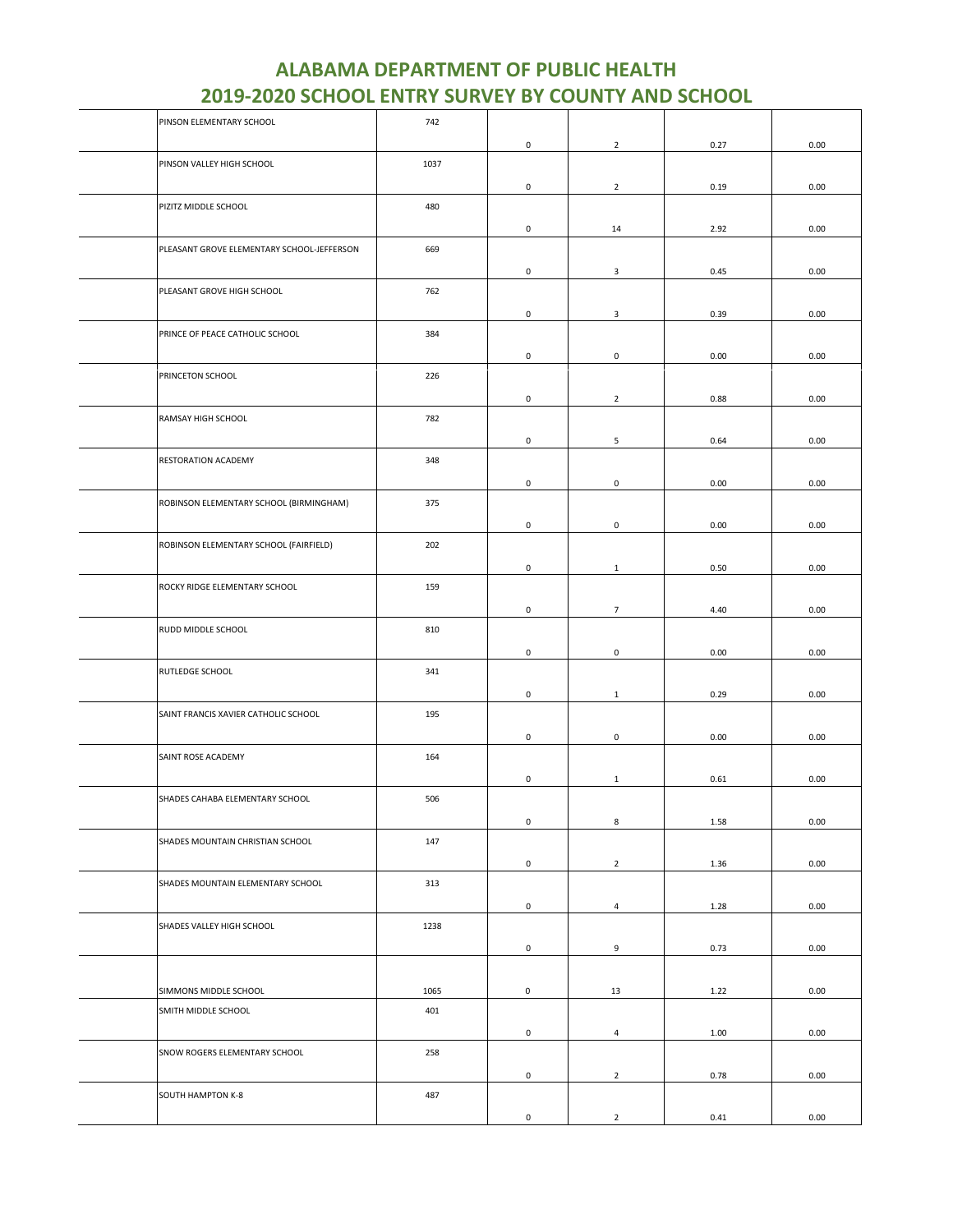# ALABAMA DEPARTMENT OF PUBLIC HEALTH
## 2019-2020 SCHOOL ENTRY SURVEY BY COUNTY AND SCHOOL

| | | | | | | |
|---|---|---|---|---|---|---|
| | PINSON ELEMENTARY SCHOOL | 742 | 0 | 2 | 0.27 | 0.00 |
| | PINSON VALLEY HIGH SCHOOL | 1037 | 0 | 2 | 0.19 | 0.00 |
| | PIZITZ MIDDLE SCHOOL | 480 | 0 | 14 | 2.92 | 0.00 |
| | PLEASANT GROVE ELEMENTARY SCHOOL-JEFFERSON | 669 | 0 | 3 | 0.45 | 0.00 |
| | PLEASANT GROVE HIGH SCHOOL | 762 | 0 | 3 | 0.39 | 0.00 |
| | PRINCE OF PEACE CATHOLIC SCHOOL | 384 | 0 | 0 | 0.00 | 0.00 |
| | PRINCETON SCHOOL | 226 | 0 | 2 | 0.88 | 0.00 |
| | RAMSAY HIGH SCHOOL | 782 | 0 | 5 | 0.64 | 0.00 |
| | RESTORATION ACADEMY | 348 | 0 | 0 | 0.00 | 0.00 |
| | ROBINSON ELEMENTARY SCHOOL (BIRMINGHAM) | 375 | 0 | 0 | 0.00 | 0.00 |
| | ROBINSON ELEMENTARY SCHOOL (FAIRFIELD) | 202 | 0 | 1 | 0.50 | 0.00 |
| | ROCKY RIDGE ELEMENTARY SCHOOL | 159 | 0 | 7 | 4.40 | 0.00 |
| | RUDD MIDDLE SCHOOL | 810 | 0 | 0 | 0.00 | 0.00 |
| | RUTLEDGE SCHOOL | 341 | 0 | 1 | 0.29 | 0.00 |
| | SAINT FRANCIS XAVIER CATHOLIC SCHOOL | 195 | 0 | 0 | 0.00 | 0.00 |
| | SAINT ROSE ACADEMY | 164 | 0 | 1 | 0.61 | 0.00 |
| | SHADES CAHABA ELEMENTARY SCHOOL | 506 | 0 | 8 | 1.58 | 0.00 |
| | SHADES MOUNTAIN CHRISTIAN SCHOOL | 147 | 0 | 2 | 1.36 | 0.00 |
| | SHADES MOUNTAIN ELEMENTARY SCHOOL | 313 | 0 | 4 | 1.28 | 0.00 |
| | SHADES VALLEY HIGH SCHOOL | 1238 | 0 | 9 | 0.73 | 0.00 |
| | SIMMONS MIDDLE SCHOOL | 1065 | 0 | 13 | 1.22 | 0.00 |
| | SMITH MIDDLE SCHOOL | 401 | 0 | 4 | 1.00 | 0.00 |
| | SNOW ROGERS ELEMENTARY SCHOOL | 258 | 0 | 2 | 0.78 | 0.00 |
| | SOUTH HAMPTON K-8 | 487 | 0 | 2 | 0.41 | 0.00 |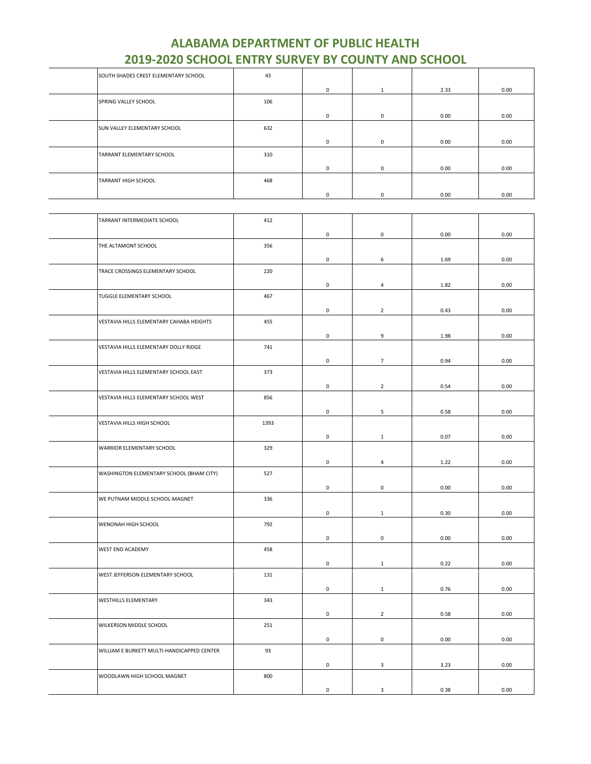# ALABAMA DEPARTMENT OF PUBLIC HEALTH
# 2019-2020 SCHOOL ENTRY SURVEY BY COUNTY AND SCHOOL

| | | | | | | |
|---|---|---|---|---|---|---|
| | SOUTH SHADES CREST ELEMENTARY SCHOOL | 43 | 0 | 1 | 2.33 | 0.00 |
| | SPRING VALLEY SCHOOL | 106 | 0 | 0 | 0.00 | 0.00 |
| | SUN VALLEY ELEMENTARY SCHOOL | 632 | 0 | 0 | 0.00 | 0.00 |
| | TARRANT ELEMENTARY SCHOOL | 310 | 0 | 0 | 0.00 | 0.00 |
| | TARRANT HIGH SCHOOL | 468 | 0 | 0 | 0.00 | 0.00 |
| | TARRANT INTERMEDIATE SCHOOL | 412 | 0 | 0 | 0.00 | 0.00 |
| | THE ALTAMONT SCHOOL | 356 | 0 | 6 | 1.69 | 0.00 |
| | TRACE CROSSINGS ELEMENTARY SCHOOL | 220 | 0 | 4 | 1.82 | 0.00 |
| | TUGGLE ELEMENTARY SCHOOL | 467 | 0 | 2 | 0.43 | 0.00 |
| | VESTAVIA HILLS ELEMENTARY CAHABA HEIGHTS | 455 | 0 | 9 | 1.98 | 0.00 |
| | VESTAVIA HILLS ELEMENTARY DOLLY RIDGE | 741 | 0 | 7 | 0.94 | 0.00 |
| | VESTAVIA HILLS ELEMENTARY SCHOOL EAST | 373 | 0 | 2 | 0.54 | 0.00 |
| | VESTAVIA HILLS ELEMENTARY SCHOOL WEST | 856 | 0 | 5 | 0.58 | 0.00 |
| | VESTAVIA HILLS HIGH SCHOOL | 1393 | 0 | 1 | 0.07 | 0.00 |
| | WARRIOR ELEMENTARY SCHOOL | 329 | 0 | 4 | 1.22 | 0.00 |
| | WASHINGTON ELEMENTARY SCHOOL (BHAM CITY) | 527 | 0 | 0 | 0.00 | 0.00 |
| | WE PUTNAM MIDDLE SCHOOL-MAGNET | 336 | 0 | 1 | 0.30 | 0.00 |
| | WENONAH HIGH SCHOOL | 792 | 0 | 0 | 0.00 | 0.00 |
| | WEST END ACADEMY | 458 | 0 | 1 | 0.22 | 0.00 |
| | WEST JEFFERSON ELEMENTARY SCHOOL | 131 | 0 | 1 | 0.76 | 0.00 |
| | WESTHILLS ELEMENTARY | 343 | 0 | 2 | 0.58 | 0.00 |
| | WILKERSON MIDDLE SCHOOL | 251 | 0 | 0 | 0.00 | 0.00 |
| | WILLIAM E BURKETT MULTI-HANDICAPPED CENTER | 93 | 0 | 3 | 3.23 | 0.00 |
| | WOODLAWN HIGH SCHOOL MAGNET | 800 | 0 | 3 | 0.38 | 0.00 |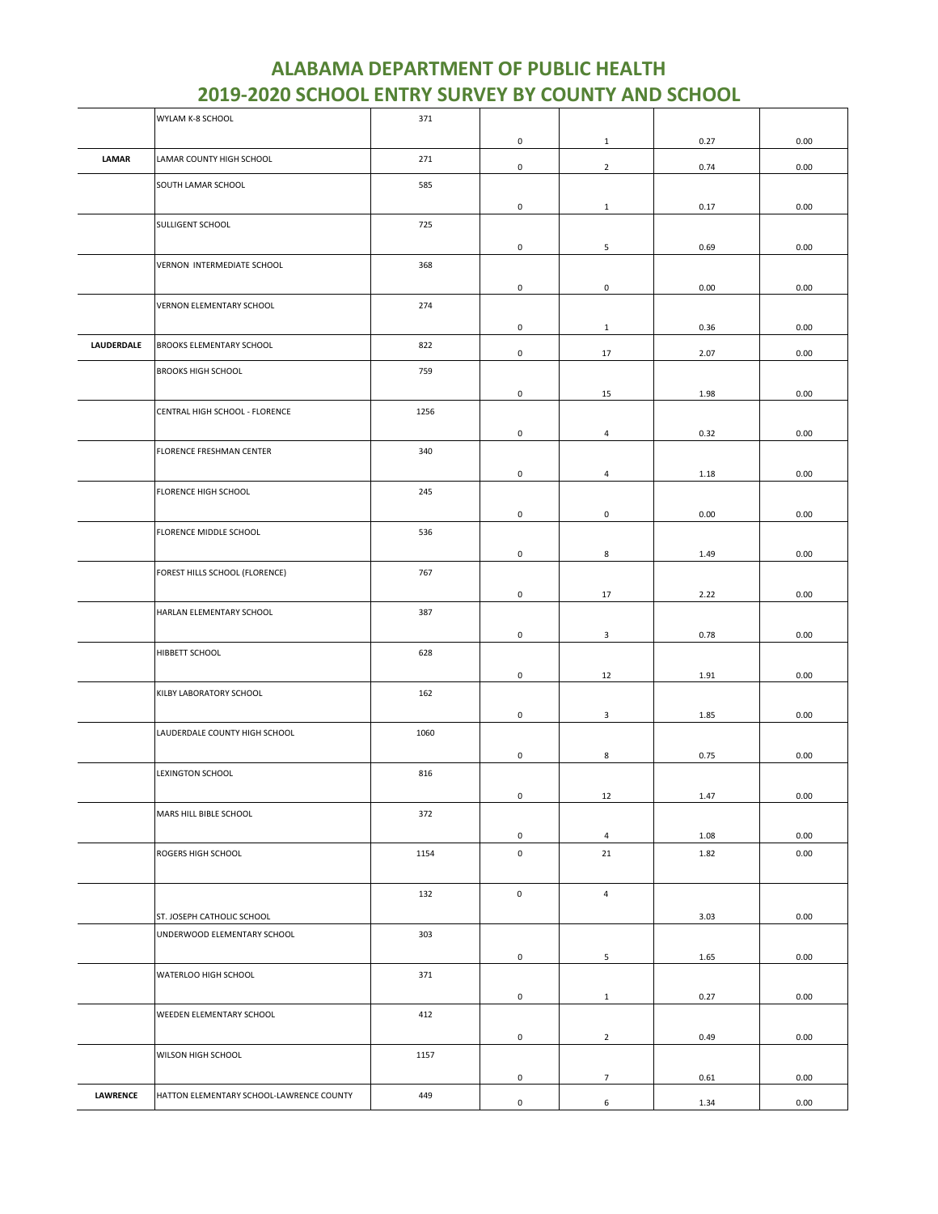# ALABAMA DEPARTMENT OF PUBLIC HEALTH
# 2019-2020 SCHOOL ENTRY SURVEY BY COUNTY AND SCHOOL

| | | | | | | |
|---|---|---|---|---|---|---|
| | WYLAM K-8 SCHOOL | 371 | 0 | 1 | 0.27 | 0.00 |
| LAMAR | LAMAR COUNTY HIGH SCHOOL | 271 | 0 | 2 | 0.74 | 0.00 |
| | SOUTH LAMAR SCHOOL | 585 | 0 | 1 | 0.17 | 0.00 |
| | SULLIGENT SCHOOL | 725 | 0 | 5 | 0.69 | 0.00 |
| | VERNON INTERMEDIATE SCHOOL | 368 | 0 | 0 | 0.00 | 0.00 |
| | VERNON ELEMENTARY SCHOOL | 274 | 0 | 1 | 0.36 | 0.00 |
| LAUDERDALE | BROOKS ELEMENTARY SCHOOL | 822 | 0 | 17 | 2.07 | 0.00 |
| | BROOKS HIGH SCHOOL | 759 | 0 | 15 | 1.98 | 0.00 |
| | CENTRAL HIGH SCHOOL - FLORENCE | 1256 | 0 | 4 | 0.32 | 0.00 |
| | FLORENCE FRESHMAN CENTER | 340 | 0 | 4 | 1.18 | 0.00 |
| | FLORENCE HIGH SCHOOL | 245 | 0 | 0 | 0.00 | 0.00 |
| | FLORENCE MIDDLE SCHOOL | 536 | 0 | 8 | 1.49 | 0.00 |
| | FOREST HILLS SCHOOL (FLORENCE) | 767 | 0 | 17 | 2.22 | 0.00 |
| | HARLAN ELEMENTARY SCHOOL | 387 | 0 | 3 | 0.78 | 0.00 |
| | HIBBETT SCHOOL | 628 | 0 | 12 | 1.91 | 0.00 |
| | KILBY LABORATORY SCHOOL | 162 | 0 | 3 | 1.85 | 0.00 |
| | LAUDERDALE COUNTY HIGH SCHOOL | 1060 | 0 | 8 | 0.75 | 0.00 |
| | LEXINGTON SCHOOL | 816 | 0 | 12 | 1.47 | 0.00 |
| | MARS HILL BIBLE SCHOOL | 372 | 0 | 4 | 1.08 | 0.00 |
| | ROGERS HIGH SCHOOL | 1154 | 0 | 21 | 1.82 | 0.00 |
| | ST. JOSEPH CATHOLIC SCHOOL | 132 | 0 | 4 | 3.03 | 0.00 |
| | UNDERWOOD ELEMENTARY SCHOOL | 303 | 0 | 5 | 1.65 | 0.00 |
| | WATERLOO HIGH SCHOOL | 371 | 0 | 1 | 0.27 | 0.00 |
| | WEEDEN ELEMENTARY SCHOOL | 412 | 0 | 2 | 0.49 | 0.00 |
| | WILSON HIGH SCHOOL | 1157 | 0 | 7 | 0.61 | 0.00 |
| LAWRENCE | HATTON ELEMENTARY SCHOOL-LAWRENCE COUNTY | 449 | 0 | 6 | 1.34 | 0.00 |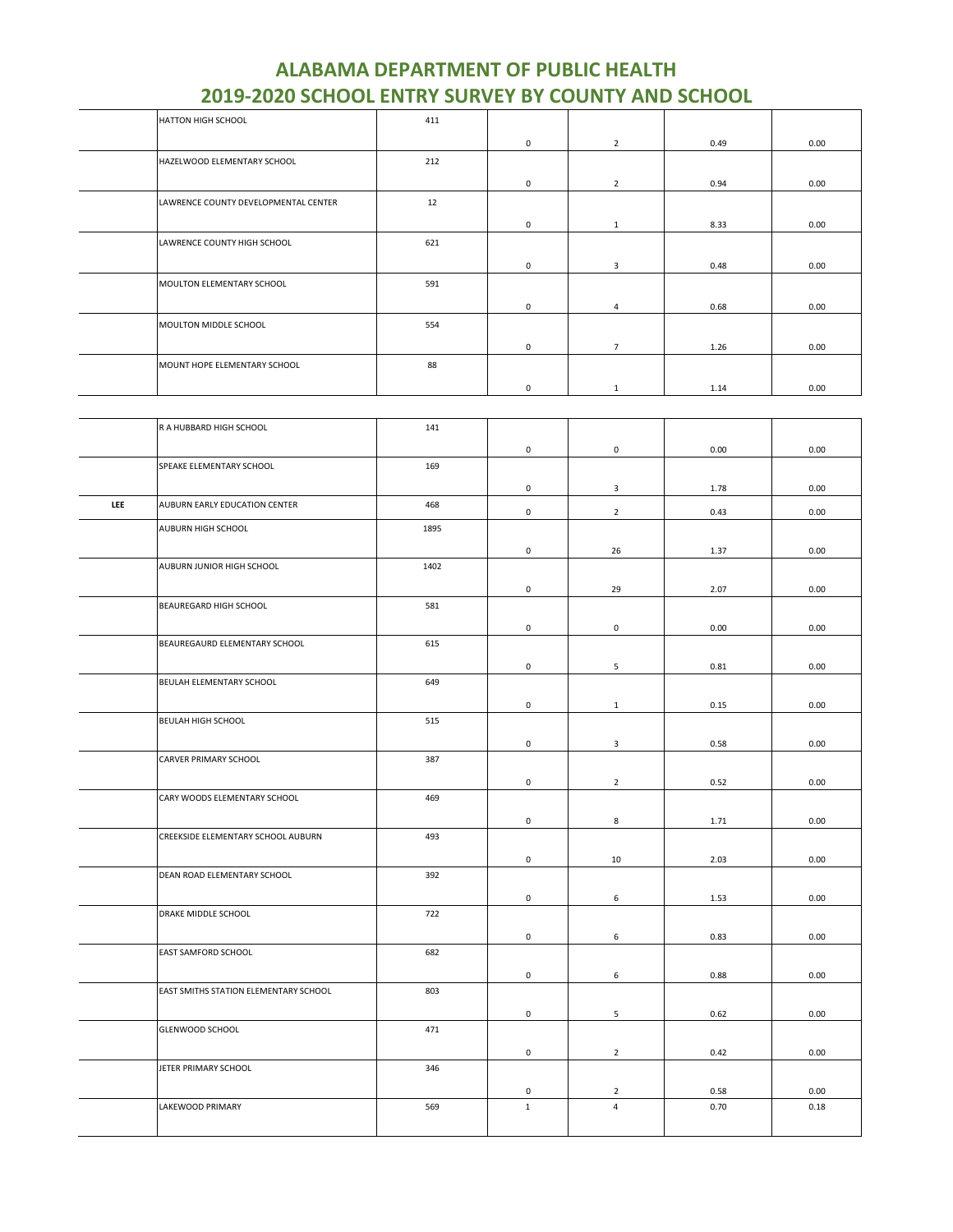# ALABAMA DEPARTMENT OF PUBLIC HEALTH
# 2019-2020 SCHOOL ENTRY SURVEY BY COUNTY AND SCHOOL

| | | | | | | |
|---|---|---|---|---|---|---|
| | HATTON HIGH SCHOOL | 411 | 0 | 2 | 0.49 | 0.00 |
| | HAZELWOOD ELEMENTARY SCHOOL | 212 | 0 | 2 | 0.94 | 0.00 |
| | LAWRENCE COUNTY DEVELOPMENTAL CENTER | 12 | 0 | 1 | 8.33 | 0.00 |
| | LAWRENCE COUNTY HIGH SCHOOL | 621 | 0 | 3 | 0.48 | 0.00 |
| | MOULTON ELEMENTARY SCHOOL | 591 | 0 | 4 | 0.68 | 0.00 |
| | MOULTON MIDDLE SCHOOL | 554 | 0 | 7 | 1.26 | 0.00 |
| | MOUNT HOPE ELEMENTARY SCHOOL | 88 | 0 | 1 | 1.14 | 0.00 |
| | R A HUBBARD HIGH SCHOOL | 141 | 0 | 0 | 0.00 | 0.00 |
| | SPEAKE ELEMENTARY SCHOOL | 169 | 0 | 3 | 1.78 | 0.00 |
| LEE | AUBURN EARLY EDUCATION CENTER | 468 | 0 | 2 | 0.43 | 0.00 |
| | AUBURN HIGH SCHOOL | 1895 | 0 | 26 | 1.37 | 0.00 |
| | AUBURN JUNIOR HIGH SCHOOL | 1402 | 0 | 29 | 2.07 | 0.00 |
| | BEAUREGARD HIGH SCHOOL | 581 | 0 | 0 | 0.00 | 0.00 |
| | BEAUREGAURD ELEMENTARY SCHOOL | 615 | 0 | 5 | 0.81 | 0.00 |
| | BEULAH ELEMENTARY SCHOOL | 649 | 0 | 1 | 0.15 | 0.00 |
| | BEULAH HIGH SCHOOL | 515 | 0 | 3 | 0.58 | 0.00 |
| | CARVER PRIMARY SCHOOL | 387 | 0 | 2 | 0.52 | 0.00 |
| | CARY WOODS ELEMENTARY SCHOOL | 469 | 0 | 8 | 1.71 | 0.00 |
| | CREEKSIDE ELEMENTARY SCHOOL AUBURN | 493 | 0 | 10 | 2.03 | 0.00 |
| | DEAN ROAD ELEMENTARY SCHOOL | 392 | 0 | 6 | 1.53 | 0.00 |
| | DRAKE MIDDLE SCHOOL | 722 | 0 | 6 | 0.83 | 0.00 |
| | EAST SAMFORD SCHOOL | 682 | 0 | 6 | 0.88 | 0.00 |
| | EAST SMITHS STATION ELEMENTARY SCHOOL | 803 | 0 | 5 | 0.62 | 0.00 |
| | GLENWOOD SCHOOL | 471 | 0 | 2 | 0.42 | 0.00 |
| | JETER PRIMARY SCHOOL | 346 | 0 | 2 | 0.58 | 0.00 |
| | LAKEWOOD PRIMARY | 569 | 1 | 4 | 0.70 | 0.18 |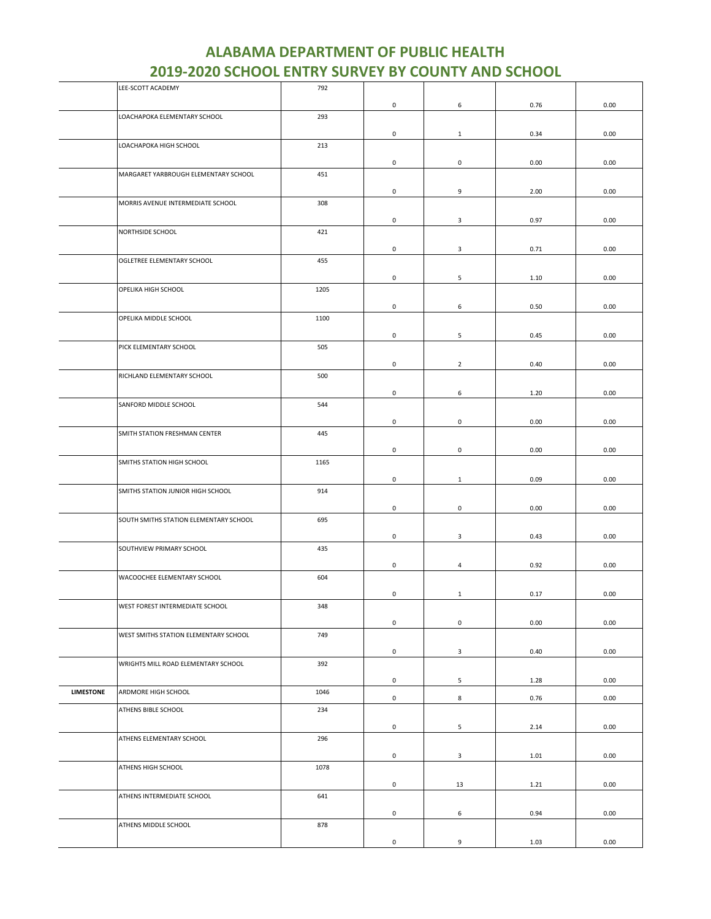# ALABAMA DEPARTMENT OF PUBLIC HEALTH
## 2019-2020 SCHOOL ENTRY SURVEY BY COUNTY AND SCHOOL

| | | | | | | |
|---|---|---|---|---|---|---|
| | LEE-SCOTT ACADEMY | 792 | 0 | 6 | 0.76 | 0.00 |
| | LOACHAPOKA ELEMENTARY SCHOOL | 293 | 0 | 1 | 0.34 | 0.00 |
| | LOACHAPOKA HIGH SCHOOL | 213 | 0 | 0 | 0.00 | 0.00 |
| | MARGARET YARBROUGH ELEMENTARY SCHOOL | 451 | 0 | 9 | 2.00 | 0.00 |
| | MORRIS AVENUE INTERMEDIATE SCHOOL | 308 | 0 | 3 | 0.97 | 0.00 |
| | NORTHSIDE SCHOOL | 421 | 0 | 3 | 0.71 | 0.00 |
| | OGLETREE ELEMENTARY SCHOOL | 455 | 0 | 5 | 1.10 | 0.00 |
| | OPELIKA HIGH SCHOOL | 1205 | 0 | 6 | 0.50 | 0.00 |
| | OPELIKA MIDDLE SCHOOL | 1100 | 0 | 5 | 0.45 | 0.00 |
| | PICK ELEMENTARY SCHOOL | 505 | 0 | 2 | 0.40 | 0.00 |
| | RICHLAND ELEMENTARY SCHOOL | 500 | 0 | 6 | 1.20 | 0.00 |
| | SANFORD MIDDLE SCHOOL | 544 | 0 | 0 | 0.00 | 0.00 |
| | SMITH STATION FRESHMAN CENTER | 445 | 0 | 0 | 0.00 | 0.00 |
| | SMITHS STATION HIGH SCHOOL | 1165 | 0 | 1 | 0.09 | 0.00 |
| | SMITHS STATION JUNIOR HIGH SCHOOL | 914 | 0 | 0 | 0.00 | 0.00 |
| | SOUTH SMITHS STATION ELEMENTARY SCHOOL | 695 | 0 | 3 | 0.43 | 0.00 |
| | SOUTHVIEW PRIMARY SCHOOL | 435 | 0 | 4 | 0.92 | 0.00 |
| | WACOOCHEE ELEMENTARY SCHOOL | 604 | 0 | 1 | 0.17 | 0.00 |
| | WEST FOREST INTERMEDIATE SCHOOL | 348 | 0 | 0 | 0.00 | 0.00 |
| | WEST SMITHS STATION ELEMENTARY SCHOOL | 749 | 0 | 3 | 0.40 | 0.00 |
| | WRIGHTS MILL ROAD ELEMENTARY SCHOOL | 392 | 0 | 5 | 1.28 | 0.00 |
| **LIMESTONE** | ARDMORE HIGH SCHOOL | 1046 | 0 | 8 | 0.76 | 0.00 |
| | ATHENS BIBLE SCHOOL | 234 | 0 | 5 | 2.14 | 0.00 |
| | ATHENS ELEMENTARY SCHOOL | 296 | 0 | 3 | 1.01 | 0.00 |
| | ATHENS HIGH SCHOOL | 1078 | 0 | 13 | 1.21 | 0.00 |
| | ATHENS INTERMEDIATE SCHOOL | 641 | 0 | 6 | 0.94 | 0.00 |
| | ATHENS MIDDLE SCHOOL | 878 | 0 | 9 | 1.03 | 0.00 |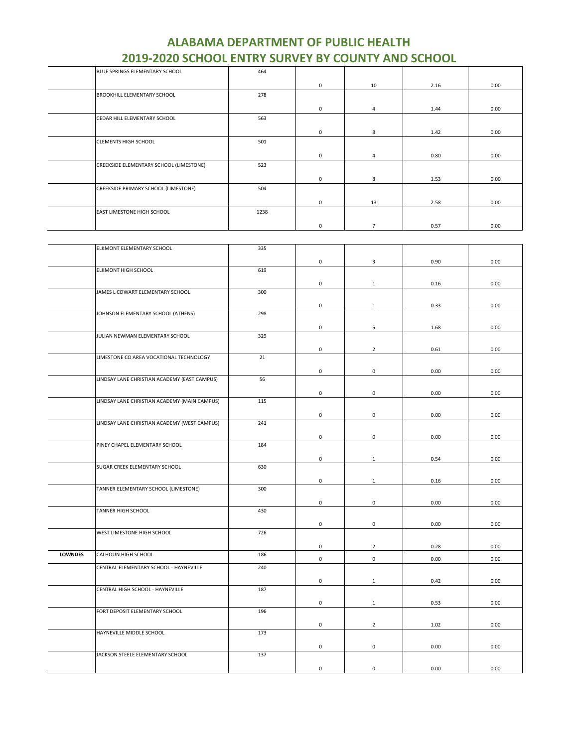# ALABAMA DEPARTMENT OF PUBLIC HEALTH
## 2019-2020 SCHOOL ENTRY SURVEY BY COUNTY AND SCHOOL

| | | | | | | |
|---|---|---|---|---|---|---|
| | BLUE SPRINGS ELEMENTARY SCHOOL | 464 | 0 | 10 | 2.16 | 0.00 |
| | BROOKHILL ELEMENTARY SCHOOL | 278 | 0 | 4 | 1.44 | 0.00 |
| | CEDAR HILL ELEMENTARY SCHOOL | 563 | 0 | 8 | 1.42 | 0.00 |
| | CLEMENTS HIGH SCHOOL | 501 | 0 | 4 | 0.80 | 0.00 |
| | CREEKSIDE ELEMENTARY SCHOOL (LIMESTONE) | 523 | 0 | 8 | 1.53 | 0.00 |
| | CREEKSIDE PRIMARY SCHOOL (LIMESTONE) | 504 | 0 | 13 | 2.58 | 0.00 |
| | EAST LIMESTONE HIGH SCHOOL | 1238 | 0 | 7 | 0.57 | 0.00 |
| | ELKMONT ELEMENTARY SCHOOL | 335 | 0 | 3 | 0.90 | 0.00 |
| | ELKMONT HIGH SCHOOL | 619 | 0 | 1 | 0.16 | 0.00 |
| | JAMES L COWART ELEMENTARY SCHOOL | 300 | 0 | 1 | 0.33 | 0.00 |
| | JOHNSON ELEMENTARY SCHOOL (ATHENS) | 298 | 0 | 5 | 1.68 | 0.00 |
| | JULIAN NEWMAN ELEMENTARY SCHOOL | 329 | 0 | 2 | 0.61 | 0.00 |
| | LIMESTONE CO AREA VOCATIONAL TECHNOLOGY | 21 | 0 | 0 | 0.00 | 0.00 |
| | LINDSAY LANE CHRISTIAN ACADEMY (EAST CAMPUS) | 56 | 0 | 0 | 0.00 | 0.00 |
| | LINDSAY LANE CHRISTIAN ACADEMY (MAIN CAMPUS) | 115 | 0 | 0 | 0.00 | 0.00 |
| | LINDSAY LANE CHRISTIAN ACADEMY (WEST CAMPUS) | 241 | 0 | 0 | 0.00 | 0.00 |
| | PINEY CHAPEL ELEMENTARY SCHOOL | 184 | 0 | 1 | 0.54 | 0.00 |
| | SUGAR CREEK ELEMENTARY SCHOOL | 630 | 0 | 1 | 0.16 | 0.00 |
| | TANNER ELEMENTARY SCHOOL (LIMESTONE) | 300 | 0 | 0 | 0.00 | 0.00 |
| | TANNER HIGH SCHOOL | 430 | 0 | 0 | 0.00 | 0.00 |
| | WEST LIMESTONE HIGH SCHOOL | 726 | 0 | 2 | 0.28 | 0.00 |
| **LOWNDES** | CALHOUN HIGH SCHOOL | 186 | 0 | 0 | 0.00 | 0.00 |
| | CENTRAL ELEMENTARY SCHOOL - HAYNEVILLE | 240 | 0 | 1 | 0.42 | 0.00 |
| | CENTRAL HIGH SCHOOL - HAYNEVILLE | 187 | 0 | 1 | 0.53 | 0.00 |
| | FORT DEPOSIT ELEMENTARY SCHOOL | 196 | 0 | 2 | 1.02 | 0.00 |
| | HAYNEVILLE MIDDLE SCHOOL | 173 | 0 | 0 | 0.00 | 0.00 |
| | JACKSON STEELE ELEMENTARY SCHOOL | 137 | 0 | 0 | 0.00 | 0.00 |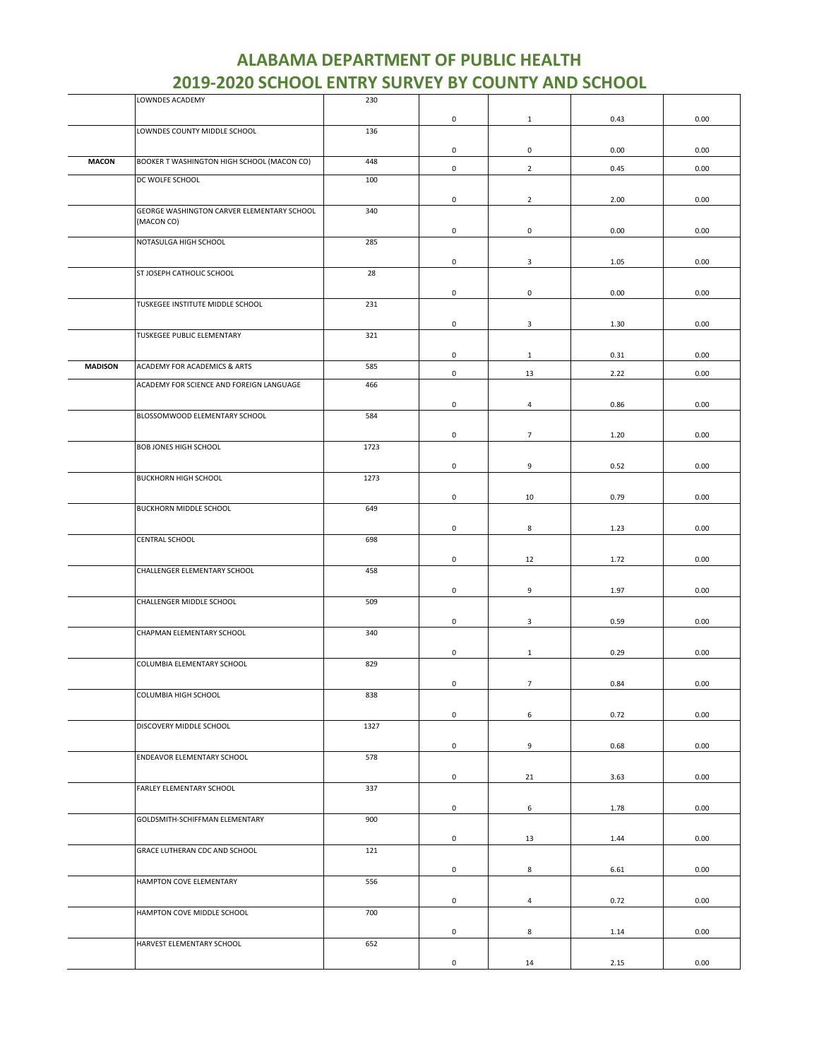# ALABAMA DEPARTMENT OF PUBLIC HEALTH
# 2019-2020 SCHOOL ENTRY SURVEY BY COUNTY AND SCHOOL

| | | | | | | |
|---|---|---|---|---|---|---|
| | LOWNDES ACADEMY | 230 | 0 | 1 | 0.43 | 0.00 |
| | LOWNDES COUNTY MIDDLE SCHOOL | 136 | 0 | 0 | 0.00 | 0.00 |
| **MACON** | BOOKER T WASHINGTON HIGH SCHOOL (MACON CO) | 448 | 0 | 2 | 0.45 | 0.00 |
| | DC WOLFE SCHOOL | 100 | 0 | 2 | 2.00 | 0.00 |
| | GEORGE WASHINGTON CARVER ELEMENTARY SCHOOL (MACON CO) | 340 | 0 | 0 | 0.00 | 0.00 |
| | NOTASULGA HIGH SCHOOL | 285 | 0 | 3 | 1.05 | 0.00 |
| | ST JOSEPH CATHOLIC SCHOOL | 28 | 0 | 0 | 0.00 | 0.00 |
| | TUSKEGEE INSTITUTE MIDDLE SCHOOL | 231 | 0 | 3 | 1.30 | 0.00 |
| | TUSKEGEE PUBLIC ELEMENTARY | 321 | 0 | 1 | 0.31 | 0.00 |
| **MADISON** | ACADEMY FOR ACADEMICS & ARTS | 585 | 0 | 13 | 2.22 | 0.00 |
| | ACADEMY FOR SCIENCE AND FOREIGN LANGUAGE | 466 | 0 | 4 | 0.86 | 0.00 |
| | BLOSSOMWOOD ELEMENTARY SCHOOL | 584 | 0 | 7 | 1.20 | 0.00 |
| | BOB JONES HIGH SCHOOL | 1723 | 0 | 9 | 0.52 | 0.00 |
| | BUCKHORN HIGH SCHOOL | 1273 | 0 | 10 | 0.79 | 0.00 |
| | BUCKHORN MIDDLE SCHOOL | 649 | 0 | 8 | 1.23 | 0.00 |
| | CENTRAL SCHOOL | 698 | 0 | 12 | 1.72 | 0.00 |
| | CHALLENGER ELEMENTARY SCHOOL | 458 | 0 | 9 | 1.97 | 0.00 |
| | CHALLENGER MIDDLE SCHOOL | 509 | 0 | 3 | 0.59 | 0.00 |
| | CHAPMAN ELEMENTARY SCHOOL | 340 | 0 | 1 | 0.29 | 0.00 |
| | COLUMBIA ELEMENTARY SCHOOL | 829 | 0 | 7 | 0.84 | 0.00 |
| | COLUMBIA HIGH SCHOOL | 838 | 0 | 6 | 0.72 | 0.00 |
| | DISCOVERY MIDDLE SCHOOL | 1327 | 0 | 9 | 0.68 | 0.00 |
| | ENDEAVOR ELEMENTARY SCHOOL | 578 | 0 | 21 | 3.63 | 0.00 |
| | FARLEY ELEMENTARY SCHOOL | 337 | 0 | 6 | 1.78 | 0.00 |
| | GOLDSMITH-SCHIFFMAN ELEMENTARY | 900 | 0 | 13 | 1.44 | 0.00 |
| | GRACE LUTHERAN CDC AND SCHOOL | 121 | 0 | 8 | 6.61 | 0.00 |
| | HAMPTON COVE ELEMENTARY | 556 | 0 | 4 | 0.72 | 0.00 |
| | HAMPTON COVE MIDDLE SCHOOL | 700 | 0 | 8 | 1.14 | 0.00 |
| | HARVEST ELEMENTARY SCHOOL | 652 | 0 | 14 | 2.15 | 0.00 |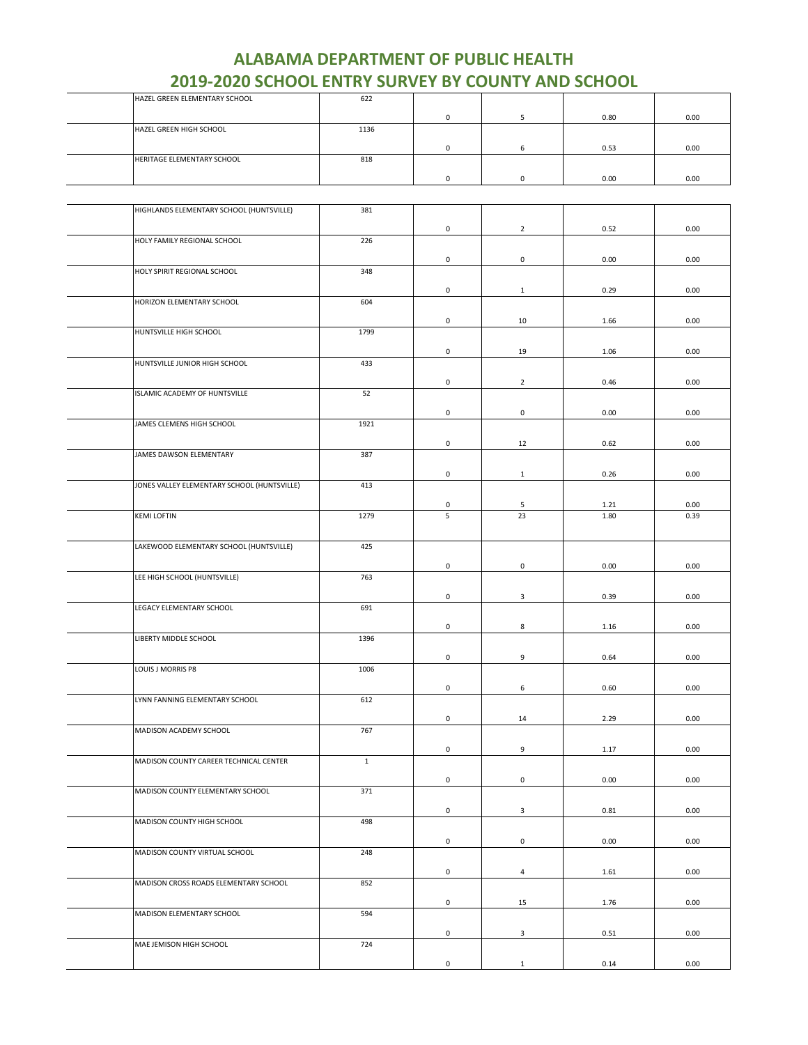# ALABAMA DEPARTMENT OF PUBLIC HEALTH
# 2019-2020 SCHOOL ENTRY SURVEY BY COUNTY AND SCHOOL

| | | | | | |
|---|---|---|---|---|---|
| HAZEL GREEN ELEMENTARY SCHOOL | 622 | 0 | 5 | 0.80 | 0.00 |
| HAZEL GREEN HIGH SCHOOL | 1136 | 0 | 6 | 0.53 | 0.00 |
| HERITAGE ELEMENTARY SCHOOL | 818 | 0 | 0 | 0.00 | 0.00 |
| HIGHLANDS ELEMENTARY SCHOOL (HUNTSVILLE) | 381 | 0 | 2 | 0.52 | 0.00 |
| HOLY FAMILY REGIONAL SCHOOL | 226 | 0 | 0 | 0.00 | 0.00 |
| HOLY SPIRIT REGIONAL SCHOOL | 348 | 0 | 1 | 0.29 | 0.00 |
| HORIZON ELEMENTARY SCHOOL | 604 | 0 | 10 | 1.66 | 0.00 |
| HUNTSVILLE HIGH SCHOOL | 1799 | 0 | 19 | 1.06 | 0.00 |
| HUNTSVILLE JUNIOR HIGH SCHOOL | 433 | 0 | 2 | 0.46 | 0.00 |
| ISLAMIC ACADEMY OF HUNTSVILLE | 52 | 0 | 0 | 0.00 | 0.00 |
| JAMES CLEMENS HIGH SCHOOL | 1921 | 0 | 12 | 0.62 | 0.00 |
| JAMES DAWSON ELEMENTARY | 387 | 0 | 1 | 0.26 | 0.00 |
| JONES VALLEY ELEMENTARY SCHOOL (HUNTSVILLE) | 413 | 0 | 5 | 1.21 | 0.00 |
| KEMI LOFTIN | 1279 | 5 | 23 | 1.80 | 0.39 |
| LAKEWOOD ELEMENTARY SCHOOL (HUNTSVILLE) | 425 | 0 | 0 | 0.00 | 0.00 |
| LEE HIGH SCHOOL (HUNTSVILLE) | 763 | 0 | 3 | 0.39 | 0.00 |
| LEGACY ELEMENTARY SCHOOL | 691 | 0 | 8 | 1.16 | 0.00 |
| LIBERTY MIDDLE SCHOOL | 1396 | 0 | 9 | 0.64 | 0.00 |
| LOUIS J MORRIS P8 | 1006 | 0 | 6 | 0.60 | 0.00 |
| LYNN FANNING ELEMENTARY SCHOOL | 612 | 0 | 14 | 2.29 | 0.00 |
| MADISON ACADEMY SCHOOL | 767 | 0 | 9 | 1.17 | 0.00 |
| MADISON COUNTY CAREER TECHNICAL CENTER | 1 | 0 | 0 | 0.00 | 0.00 |
| MADISON COUNTY ELEMENTARY SCHOOL | 371 | 0 | 3 | 0.81 | 0.00 |
| MADISON COUNTY HIGH SCHOOL | 498 | 0 | 0 | 0.00 | 0.00 |
| MADISON COUNTY VIRTUAL SCHOOL | 248 | 0 | 4 | 1.61 | 0.00 |
| MADISON CROSS ROADS ELEMENTARY SCHOOL | 852 | 0 | 15 | 1.76 | 0.00 |
| MADISON ELEMENTARY SCHOOL | 594 | 0 | 3 | 0.51 | 0.00 |
| MAE JEMISON HIGH SCHOOL | 724 | 0 | 1 | 0.14 | 0.00 |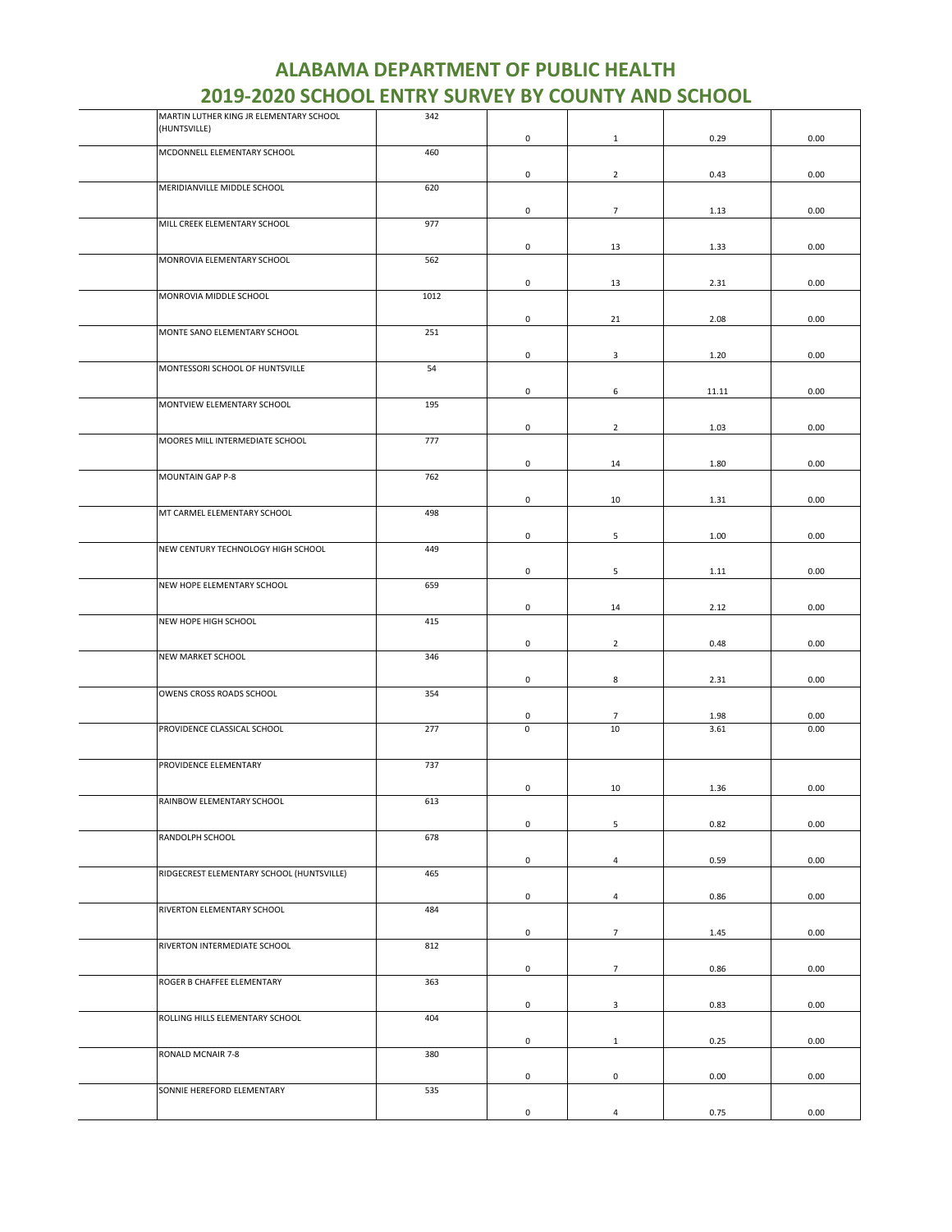# ALABAMA DEPARTMENT OF PUBLIC HEALTH
## 2019-2020 SCHOOL ENTRY SURVEY BY COUNTY AND SCHOOL

| | | | | | |
|---|---|---|---|---|---|
| | MARTIN LUTHER KING JR ELEMENTARY SCHOOL (HUNTSVILLE) | 342 | 0 | 1 | 0.29 | 0.00 |
| | MCDONNELL ELEMENTARY SCHOOL | 460 | 0 | 2 | 0.43 | 0.00 |
| | MERIDIANVILLE MIDDLE SCHOOL | 620 | 0 | 7 | 1.13 | 0.00 |
| | MILL CREEK ELEMENTARY SCHOOL | 977 | 0 | 13 | 1.33 | 0.00 |
| | MONROVIA ELEMENTARY SCHOOL | 562 | 0 | 13 | 2.31 | 0.00 |
| | MONROVIA MIDDLE SCHOOL | 1012 | 0 | 21 | 2.08 | 0.00 |
| | MONTE SANO ELEMENTARY SCHOOL | 251 | 0 | 3 | 1.20 | 0.00 |
| | MONTESSORI SCHOOL OF HUNTSVILLE | 54 | 0 | 6 | 11.11 | 0.00 |
| | MONTVIEW ELEMENTARY SCHOOL | 195 | 0 | 2 | 1.03 | 0.00 |
| | MOORES MILL INTERMEDIATE SCHOOL | 777 | 0 | 14 | 1.80 | 0.00 |
| | MOUNTAIN GAP P-8 | 762 | 0 | 10 | 1.31 | 0.00 |
| | MT CARMEL ELEMENTARY SCHOOL | 498 | 0 | 5 | 1.00 | 0.00 |
| | NEW CENTURY TECHNOLOGY HIGH SCHOOL | 449 | 0 | 5 | 1.11 | 0.00 |
| | NEW HOPE ELEMENTARY SCHOOL | 659 | 0 | 14 | 2.12 | 0.00 |
| | NEW HOPE HIGH SCHOOL | 415 | 0 | 2 | 0.48 | 0.00 |
| | NEW MARKET SCHOOL | 346 | 0 | 8 | 2.31 | 0.00 |
| | OWENS CROSS ROADS SCHOOL | 354 | 0 | 7 | 1.98 | 0.00 |
| | PROVIDENCE CLASSICAL SCHOOL | 277 | 0 | 10 | 3.61 | 0.00 |
| | PROVIDENCE ELEMENTARY | 737 | 0 | 10 | 1.36 | 0.00 |
| | RAINBOW ELEMENTARY SCHOOL | 613 | 0 | 5 | 0.82 | 0.00 |
| | RANDOLPH SCHOOL | 678 | 0 | 4 | 0.59 | 0.00 |
| | RIDGECREST ELEMENTARY SCHOOL (HUNTSVILLE) | 465 | 0 | 4 | 0.86 | 0.00 |
| | RIVERTON ELEMENTARY SCHOOL | 484 | 0 | 7 | 1.45 | 0.00 |
| | RIVERTON INTERMEDIATE SCHOOL | 812 | 0 | 7 | 0.86 | 0.00 |
| | ROGER B CHAFFEE ELEMENTARY | 363 | 0 | 3 | 0.83 | 0.00 |
| | ROLLING HILLS ELEMENTARY SCHOOL | 404 | 0 | 1 | 0.25 | 0.00 |
| | RONALD MCNAIR 7-8 | 380 | 0 | 0 | 0.00 | 0.00 |
| | SONNIE HEREFORD ELEMENTARY | 535 | 0 | 4 | 0.75 | 0.00 |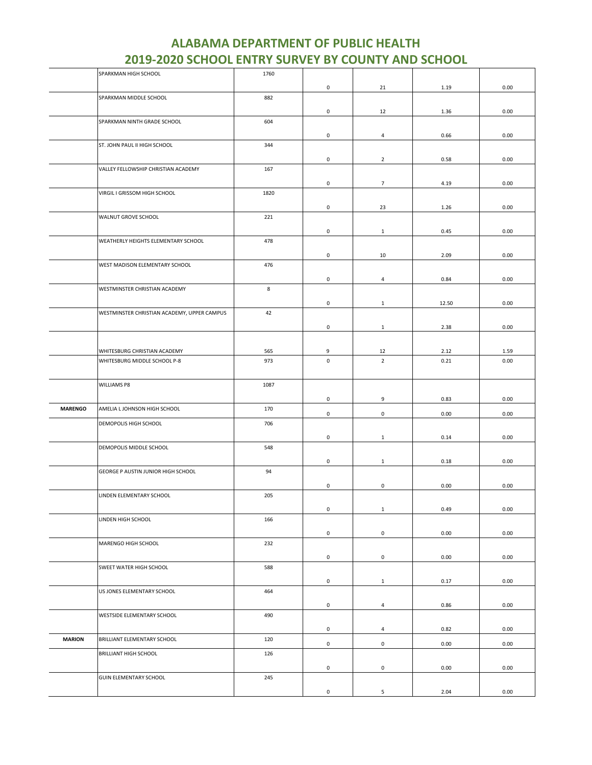# ALABAMA DEPARTMENT OF PUBLIC HEALTH
# 2019-2020 SCHOOL ENTRY SURVEY BY COUNTY AND SCHOOL

| | | | | | | |
|---|---|---|---|---|---|---|
| | SPARKMAN HIGH SCHOOL | 1760 | 0 | 21 | 1.19 | 0.00 |
| | SPARKMAN MIDDLE SCHOOL | 882 | 0 | 12 | 1.36 | 0.00 |
| | SPARKMAN NINTH GRADE SCHOOL | 604 | 0 | 4 | 0.66 | 0.00 |
| | ST. JOHN PAUL II HIGH SCHOOL | 344 | 0 | 2 | 0.58 | 0.00 |
| | VALLEY FELLOWSHIP CHRISTIAN ACADEMY | 167 | 0 | 7 | 4.19 | 0.00 |
| | VIRGIL I GRISSOM HIGH SCHOOL | 1820 | 0 | 23 | 1.26 | 0.00 |
| | WALNUT GROVE SCHOOL | 221 | 0 | 1 | 0.45 | 0.00 |
| | WEATHERLY HEIGHTS ELEMENTARY SCHOOL | 478 | 0 | 10 | 2.09 | 0.00 |
| | WEST MADISON ELEMENTARY SCHOOL | 476 | 0 | 4 | 0.84 | 0.00 |
| | WESTMINSTER CHRISTIAN ACADEMY | 8 | 0 | 1 | 12.50 | 0.00 |
| | WESTMINSTER CHRISTIAN ACADEMY, UPPER CAMPUS | 42 | 0 | 1 | 2.38 | 0.00 |
| | WHITESBURG CHRISTIAN ACADEMY | 565 | 9 | 12 | 2.12 | 1.59 |
| | WHITESBURG MIDDLE SCHOOL P-8 | 973 | 0 | 2 | 0.21 | 0.00 |
| | WILLIAMS P8 | 1087 | 0 | 9 | 0.83 | 0.00 |
| **MARENGO** | AMELIA L JOHNSON HIGH SCHOOL | 170 | 0 | 0 | 0.00 | 0.00 |
| | DEMOPOLIS HIGH SCHOOL | 706 | 0 | 1 | 0.14 | 0.00 |
| | DEMOPOLIS MIDDLE SCHOOL | 548 | 0 | 1 | 0.18 | 0.00 |
| | GEORGE P AUSTIN JUNIOR HIGH SCHOOL | 94 | 0 | 0 | 0.00 | 0.00 |
| | LINDEN ELEMENTARY SCHOOL | 205 | 0 | 1 | 0.49 | 0.00 |
| | LINDEN HIGH SCHOOL | 166 | 0 | 0 | 0.00 | 0.00 |
| | MARENGO HIGH SCHOOL | 232 | 0 | 0 | 0.00 | 0.00 |
| | SWEET WATER HIGH SCHOOL | 588 | 0 | 1 | 0.17 | 0.00 |
| | US JONES ELEMENTARY SCHOOL | 464 | 0 | 4 | 0.86 | 0.00 |
| | WESTSIDE ELEMENTARY SCHOOL | 490 | 0 | 4 | 0.82 | 0.00 |
| **MARION** | BRILLIANT ELEMENTARY SCHOOL | 120 | 0 | 0 | 0.00 | 0.00 |
| | BRILLIANT HIGH SCHOOL | 126 | 0 | 0 | 0.00 | 0.00 |
| | GUIN ELEMENTARY SCHOOL | 245 | 0 | 5 | 2.04 | 0.00 |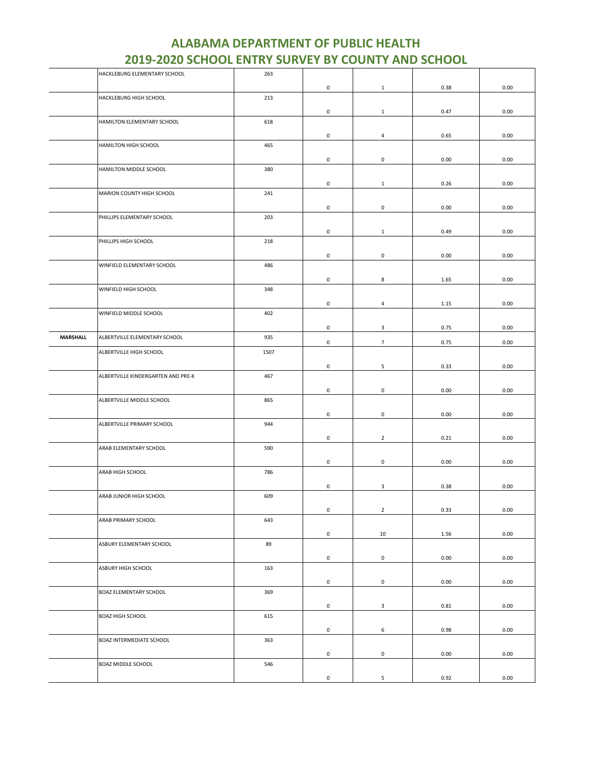# ALABAMA DEPARTMENT OF PUBLIC HEALTH
# 2019-2020 SCHOOL ENTRY SURVEY BY COUNTY AND SCHOOL

| | | | | | | |
|---|---|---|---|---|---|---|
| | HACKLEBURG ELEMENTARY SCHOOL | 263 | 0 | 1 | 0.38 | 0.00 |
| | HACKLEBURG HIGH SCHOOL | 213 | 0 | 1 | 0.47 | 0.00 |
| | HAMILTON ELEMENTARY SCHOOL | 618 | 0 | 4 | 0.65 | 0.00 |
| | HAMILTON HIGH SCHOOL | 465 | 0 | 0 | 0.00 | 0.00 |
| | HAMILTON MIDDLE SCHOOL | 380 | 0 | 1 | 0.26 | 0.00 |
| | MARION COUNTY HIGH SCHOOL | 241 | 0 | 0 | 0.00 | 0.00 |
| | PHILLIPS ELEMENTARY SCHOOL | 203 | 0 | 1 | 0.49 | 0.00 |
| | PHILLIPS HIGH SCHOOL | 218 | 0 | 0 | 0.00 | 0.00 |
| | WINFIELD ELEMENTARY SCHOOL | 486 | 0 | 8 | 1.65 | 0.00 |
| | WINFIELD HIGH SCHOOL | 348 | 0 | 4 | 1.15 | 0.00 |
| | WINFIELD MIDDLE SCHOOL | 402 | 0 | 3 | 0.75 | 0.00 |
| **MARSHALL** | ALBERTVILLE ELEMENTARY SCHOOL | 935 | 0 | 7 | 0.75 | 0.00 |
| | ALBERTVILLE HIGH SCHOOL | 1507 | 0 | 5 | 0.33 | 0.00 |
| | ALBERTVILLE KINDERGARTEN AND PRE-K | 467 | 0 | 0 | 0.00 | 0.00 |
| | ALBERTVILLE MIDDLE SCHOOL | 865 | 0 | 0 | 0.00 | 0.00 |
| | ALBERTVILLE PRIMARY SCHOOL | 944 | 0 | 2 | 0.21 | 0.00 |
| | ARAB ELEMENTARY SCHOOL | 590 | 0 | 0 | 0.00 | 0.00 |
| | ARAB HIGH SCHOOL | 786 | 0 | 3 | 0.38 | 0.00 |
| | ARAB JUNIOR HIGH SCHOOL | 609 | 0 | 2 | 0.33 | 0.00 |
| | ARAB PRIMARY SCHOOL | 643 | 0 | 10 | 1.56 | 0.00 |
| | ASBURY ELEMENTARY SCHOOL | 89 | 0 | 0 | 0.00 | 0.00 |
| | ASBURY HIGH SCHOOL | 163 | 0 | 0 | 0.00 | 0.00 |
| | BOAZ ELEMENTARY SCHOOL | 369 | 0 | 3 | 0.81 | 0.00 |
| | BOAZ HIGH SCHOOL | 615 | 0 | 6 | 0.98 | 0.00 |
| | BOAZ INTERMEDIATE SCHOOL | 363 | 0 | 0 | 0.00 | 0.00 |
| | BOAZ MIDDLE SCHOOL | 546 | 0 | 5 | 0.92 | 0.00 |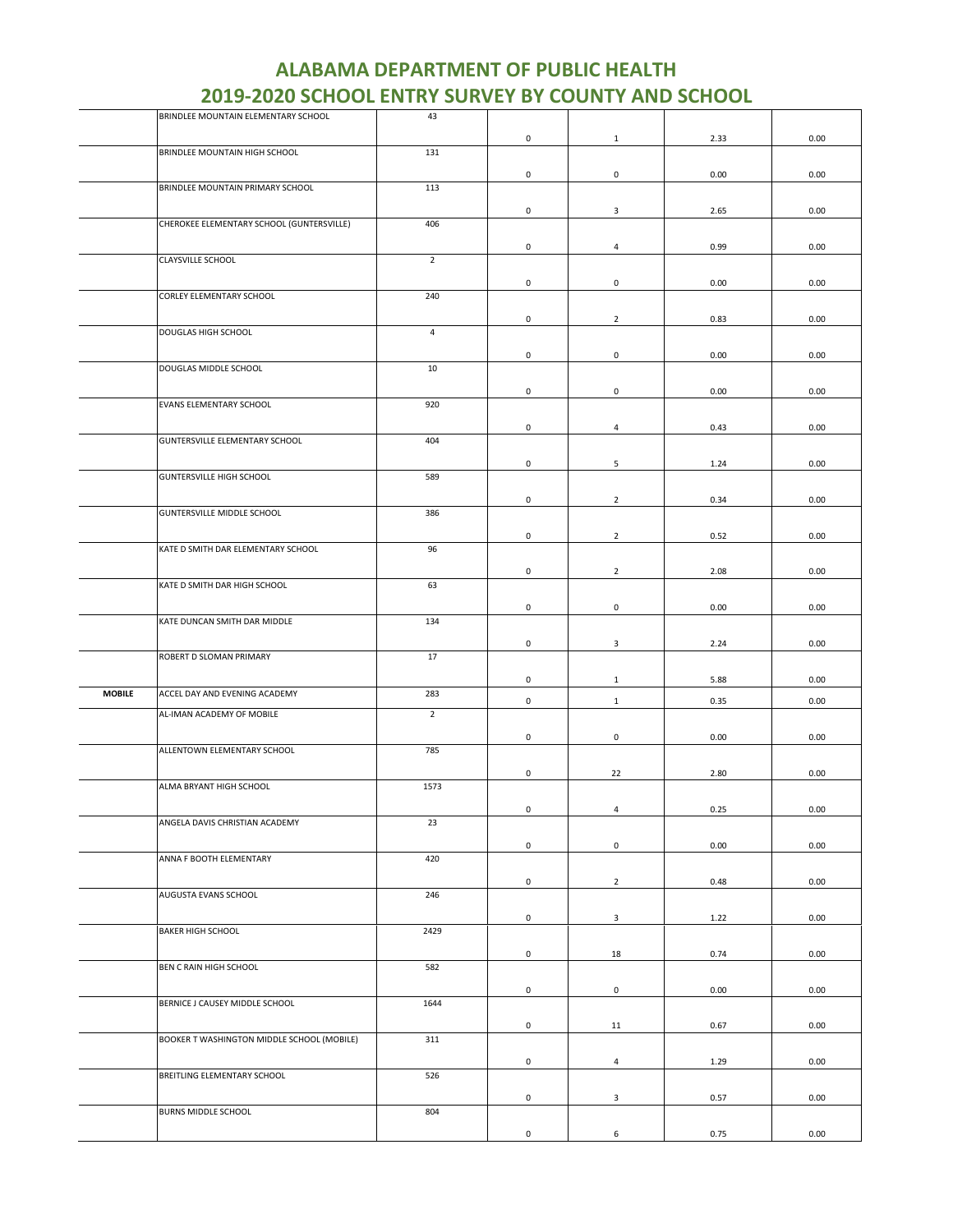# ALABAMA DEPARTMENT OF PUBLIC HEALTH
## 2019-2020 SCHOOL ENTRY SURVEY BY COUNTY AND SCHOOL

| | | | | | | |
|---|---|---|---|---|---|---|
| | BRINDLEE MOUNTAIN ELEMENTARY SCHOOL | 43 | 0 | 1 | 2.33 | 0.00 |
| | BRINDLEE MOUNTAIN HIGH SCHOOL | 131 | 0 | 0 | 0.00 | 0.00 |
| | BRINDLEE MOUNTAIN PRIMARY SCHOOL | 113 | 0 | 3 | 2.65 | 0.00 |
| | CHEROKEE ELEMENTARY SCHOOL (GUNTERSVILLE) | 406 | 0 | 4 | 0.99 | 0.00 |
| | CLAYSVILLE SCHOOL | 2 | 0 | 0 | 0.00 | 0.00 |
| | CORLEY ELEMENTARY SCHOOL | 240 | 0 | 2 | 0.83 | 0.00 |
| | DOUGLAS HIGH SCHOOL | 4 | 0 | 0 | 0.00 | 0.00 |
| | DOUGLAS MIDDLE SCHOOL | 10 | 0 | 0 | 0.00 | 0.00 |
| | EVANS ELEMENTARY SCHOOL | 920 | 0 | 4 | 0.43 | 0.00 |
| | GUNTERSVILLE ELEMENTARY SCHOOL | 404 | 0 | 5 | 1.24 | 0.00 |
| | GUNTERSVILLE HIGH SCHOOL | 589 | 0 | 2 | 0.34 | 0.00 |
| | GUNTERSVILLE MIDDLE SCHOOL | 386 | 0 | 2 | 0.52 | 0.00 |
| | KATE D SMITH DAR ELEMENTARY SCHOOL | 96 | 0 | 2 | 2.08 | 0.00 |
| | KATE D SMITH DAR HIGH SCHOOL | 63 | 0 | 0 | 0.00 | 0.00 |
| | KATE DUNCAN SMITH DAR MIDDLE | 134 | 0 | 3 | 2.24 | 0.00 |
| | ROBERT D SLOMAN PRIMARY | 17 | 0 | 1 | 5.88 | 0.00 |
| **MOBILE** | ACCEL DAY AND EVENING ACADEMY | 283 | 0 | 1 | 0.35 | 0.00 |
| | AL-IMAN ACADEMY OF MOBILE | 2 | 0 | 0 | 0.00 | 0.00 |
| | ALLENTOWN ELEMENTARY SCHOOL | 785 | 0 | 22 | 2.80 | 0.00 |
| | ALMA BRYANT HIGH SCHOOL | 1573 | 0 | 4 | 0.25 | 0.00 |
| | ANGELA DAVIS CHRISTIAN ACADEMY | 23 | 0 | 0 | 0.00 | 0.00 |
| | ANNA F BOOTH ELEMENTARY | 420 | 0 | 2 | 0.48 | 0.00 |
| | AUGUSTA EVANS SCHOOL | 246 | 0 | 3 | 1.22 | 0.00 |
| | BAKER HIGH SCHOOL | 2429 | 0 | 18 | 0.74 | 0.00 |
| | BEN C RAIN HIGH SCHOOL | 582 | 0 | 0 | 0.00 | 0.00 |
| | BERNICE J CAUSEY MIDDLE SCHOOL | 1644 | 0 | 11 | 0.67 | 0.00 |
| | BOOKER T WASHINGTON MIDDLE SCHOOL (MOBILE) | 311 | 0 | 4 | 1.29 | 0.00 |
| | BREITLING ELEMENTARY SCHOOL | 526 | 0 | 3 | 0.57 | 0.00 |
| | BURNS MIDDLE SCHOOL | 804 | 0 | 6 | 0.75 | 0.00 |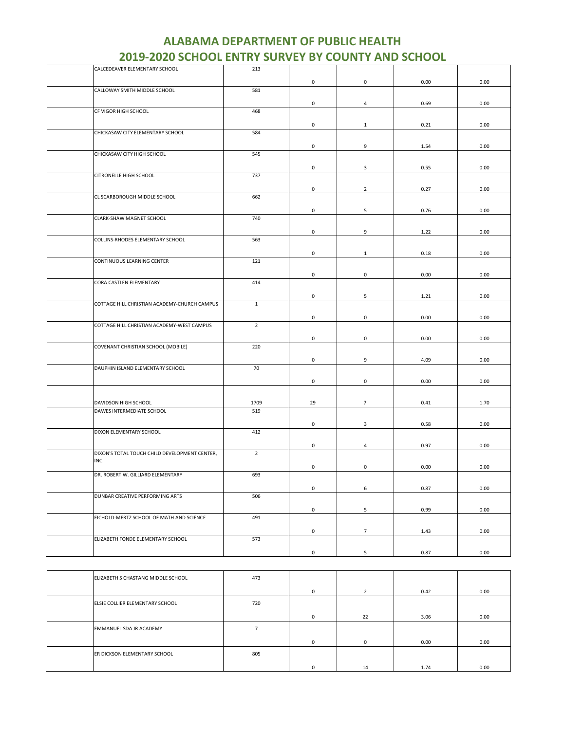# ALABAMA DEPARTMENT OF PUBLIC HEALTH
## 2019-2020 SCHOOL ENTRY SURVEY BY COUNTY AND SCHOOL

| | | | | | | |
|---|---|---|---|---|---|---|
| | CALCEDEAVER ELEMENTARY SCHOOL | 213 | 0 | 0 | 0.00 | 0.00 |
| | CALLOWAY SMITH MIDDLE SCHOOL | 581 | 0 | 4 | 0.69 | 0.00 |
| | CF VIGOR HIGH SCHOOL | 468 | 0 | 1 | 0.21 | 0.00 |
| | CHICKASAW CITY ELEMENTARY SCHOOL | 584 | 0 | 9 | 1.54 | 0.00 |
| | CHICKASAW CITY HIGH SCHOOL | 545 | 0 | 3 | 0.55 | 0.00 |
| | CITRONELLE HIGH SCHOOL | 737 | 0 | 2 | 0.27 | 0.00 |
| | CL SCARBOROUGH MIDDLE SCHOOL | 662 | 0 | 5 | 0.76 | 0.00 |
| | CLARK-SHAW MAGNET SCHOOL | 740 | 0 | 9 | 1.22 | 0.00 |
| | COLLINS-RHODES ELEMENTARY SCHOOL | 563 | 0 | 1 | 0.18 | 0.00 |
| | CONTINUOUS LEARNING CENTER | 121 | 0 | 0 | 0.00 | 0.00 |
| | CORA CASTLEN ELEMENTARY | 414 | 0 | 5 | 1.21 | 0.00 |
| | COTTAGE HILL CHRISTIAN ACADEMY-CHURCH CAMPUS | 1 | 0 | 0 | 0.00 | 0.00 |
| | COTTAGE HILL CHRISTIAN ACADEMY-WEST CAMPUS | 2 | 0 | 0 | 0.00 | 0.00 |
| | COVENANT CHRISTIAN SCHOOL (MOBILE) | 220 | 0 | 9 | 4.09 | 0.00 |
| | DAUPHIN ISLAND ELEMENTARY SCHOOL | 70 | 0 | 0 | 0.00 | 0.00 |
| | DAVIDSON HIGH SCHOOL | 1709 | 29 | 7 | 0.41 | 1.70 |
| | DAWES INTERMEDIATE SCHOOL | 519 | 0 | 3 | 0.58 | 0.00 |
| | DIXON ELEMENTARY SCHOOL | 412 | 0 | 4 | 0.97 | 0.00 |
| | DIXON'S TOTAL TOUCH CHILD DEVELOPMENT CENTER, INC. | 2 | 0 | 0 | 0.00 | 0.00 |
| | DR. ROBERT W. GILLIARD ELEMENTARY | 693 | 0 | 6 | 0.87 | 0.00 |
| | DUNBAR CREATIVE PERFORMING ARTS | 506 | 0 | 5 | 0.99 | 0.00 |
| | EICHOLD-MERTZ SCHOOL OF MATH AND SCIENCE | 491 | 0 | 7 | 1.43 | 0.00 |
| | ELIZABETH FONDE ELEMENTARY SCHOOL | 573 | 0 | 5 | 0.87 | 0.00 |
| | ELIZABETH S CHASTANG MIDDLE SCHOOL | 473 | 0 | 2 | 0.42 | 0.00 |
| | ELSIE COLLIER ELEMENTARY SCHOOL | 720 | 0 | 22 | 3.06 | 0.00 |
| | EMMANUEL SDA JR ACADEMY | 7 | 0 | 0 | 0.00 | 0.00 |
| | ER DICKSON ELEMENTARY SCHOOL | 805 | 0 | 14 | 1.74 | 0.00 |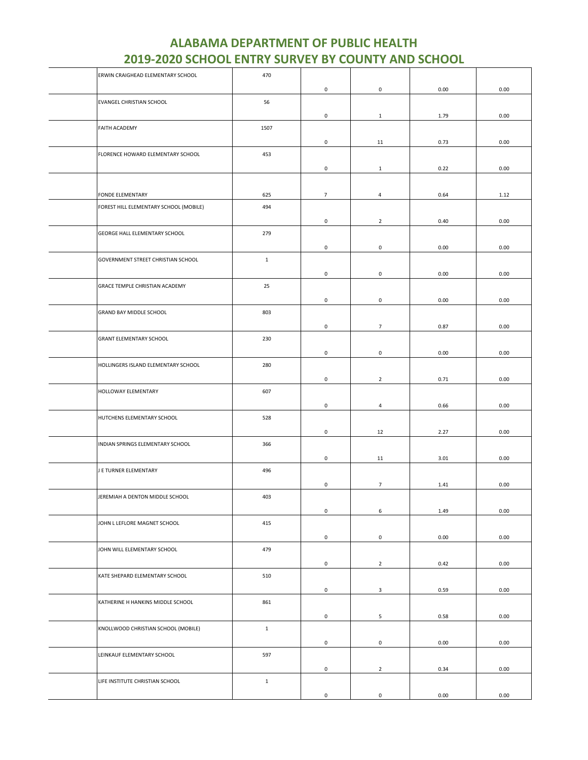# ALABAMA DEPARTMENT OF PUBLIC HEALTH
# 2019-2020 SCHOOL ENTRY SURVEY BY COUNTY AND SCHOOL

| | | | | | | |
|---|---|---|---|---|---|---|
| | ERWIN CRAIGHEAD ELEMENTARY SCHOOL | 470 | 0 | 0 | 0.00 | 0.00 |
| | EVANGEL CHRISTIAN SCHOOL | 56 | 0 | 1 | 1.79 | 0.00 |
| | FAITH ACADEMY | 1507 | 0 | 11 | 0.73 | 0.00 |
| | FLORENCE HOWARD ELEMENTARY SCHOOL | 453 | 0 | 1 | 0.22 | 0.00 |
| | FONDE ELEMENTARY | 625 | 7 | 4 | 0.64 | 1.12 |
| | FOREST HILL ELEMENTARY SCHOOL (MOBILE) | 494 | 0 | 2 | 0.40 | 0.00 |
| | GEORGE HALL ELEMENTARY SCHOOL | 279 | 0 | 0 | 0.00 | 0.00 |
| | GOVERNMENT STREET CHRISTIAN SCHOOL | 1 | 0 | 0 | 0.00 | 0.00 |
| | GRACE TEMPLE CHRISTIAN ACADEMY | 25 | 0 | 0 | 0.00 | 0.00 |
| | GRAND BAY MIDDLE SCHOOL | 803 | 0 | 7 | 0.87 | 0.00 |
| | GRANT ELEMENTARY SCHOOL | 230 | 0 | 0 | 0.00 | 0.00 |
| | HOLLINGERS ISLAND ELEMENTARY SCHOOL | 280 | 0 | 2 | 0.71 | 0.00 |
| | HOLLOWAY ELEMENTARY | 607 | 0 | 4 | 0.66 | 0.00 |
| | HUTCHENS ELEMENTARY SCHOOL | 528 | 0 | 12 | 2.27 | 0.00 |
| | INDIAN SPRINGS ELEMENTARY SCHOOL | 366 | 0 | 11 | 3.01 | 0.00 |
| | J E TURNER ELEMENTARY | 496 | 0 | 7 | 1.41 | 0.00 |
| | JEREMIAH A DENTON MIDDLE SCHOOL | 403 | 0 | 6 | 1.49 | 0.00 |
| | JOHN L LEFLORE MAGNET SCHOOL | 415 | 0 | 0 | 0.00 | 0.00 |
| | JOHN WILL ELEMENTARY SCHOOL | 479 | 0 | 2 | 0.42 | 0.00 |
| | KATE SHEPARD ELEMENTARY SCHOOL | 510 | 0 | 3 | 0.59 | 0.00 |
| | KATHERINE H HANKINS MIDDLE SCHOOL | 861 | 0 | 5 | 0.58 | 0.00 |
| | KNOLLWOOD CHRISTIAN SCHOOL (MOBILE) | 1 | 0 | 0 | 0.00 | 0.00 |
| | LEINKAUF ELEMENTARY SCHOOL | 597 | 0 | 2 | 0.34 | 0.00 |
| | LIFE INSTITUTE CHRISTIAN SCHOOL | 1 | 0 | 0 | 0.00 | 0.00 |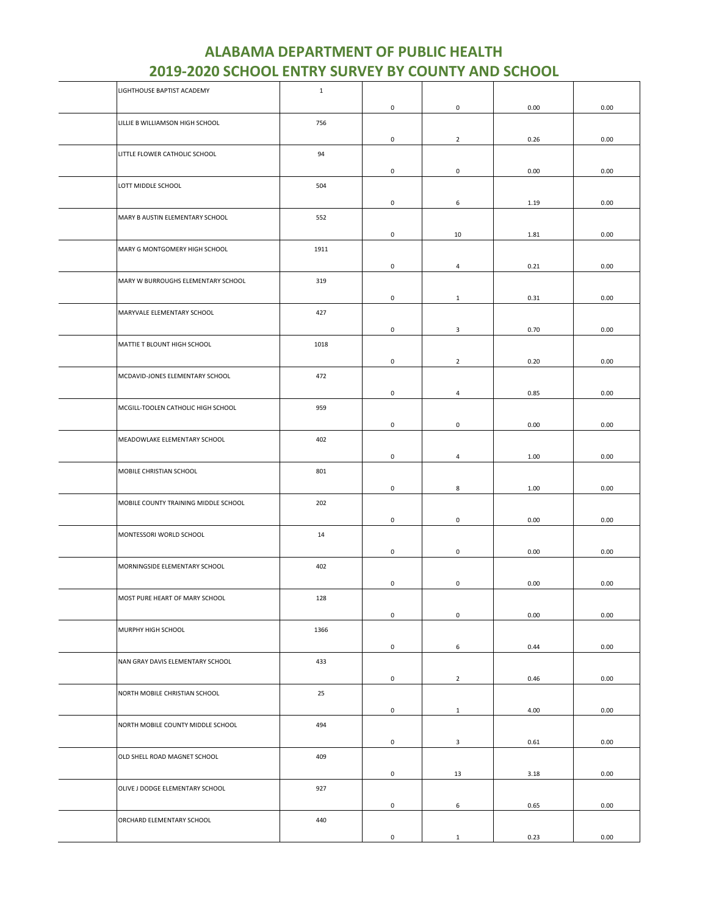# ALABAMA DEPARTMENT OF PUBLIC HEALTH
# 2019-2020 SCHOOL ENTRY SURVEY BY COUNTY AND SCHOOL

| | | | | | | |
|---|---|---|---|---|---|---|
| | LIGHTHOUSE BAPTIST ACADEMY | 1 | 0 | 0 | 0.00 | 0.00 |
| | LILLIE B WILLIAMSON HIGH SCHOOL | 756 | 0 | 2 | 0.26 | 0.00 |
| | LITTLE FLOWER CATHOLIC SCHOOL | 94 | 0 | 0 | 0.00 | 0.00 |
| | LOTT MIDDLE SCHOOL | 504 | 0 | 6 | 1.19 | 0.00 |
| | MARY B AUSTIN ELEMENTARY SCHOOL | 552 | 0 | 10 | 1.81 | 0.00 |
| | MARY G MONTGOMERY HIGH SCHOOL | 1911 | 0 | 4 | 0.21 | 0.00 |
| | MARY W BURROUGHS ELEMENTARY SCHOOL | 319 | 0 | 1 | 0.31 | 0.00 |
| | MARYVALE ELEMENTARY SCHOOL | 427 | 0 | 3 | 0.70 | 0.00 |
| | MATTIE T BLOUNT HIGH SCHOOL | 1018 | 0 | 2 | 0.20 | 0.00 |
| | MCDAVID-JONES ELEMENTARY SCHOOL | 472 | 0 | 4 | 0.85 | 0.00 |
| | MCGILL-TOOLEN CATHOLIC HIGH SCHOOL | 959 | 0 | 0 | 0.00 | 0.00 |
| | MEADOWLAKE ELEMENTARY SCHOOL | 402 | 0 | 4 | 1.00 | 0.00 |
| | MOBILE CHRISTIAN SCHOOL | 801 | 0 | 8 | 1.00 | 0.00 |
| | MOBILE COUNTY TRAINING MIDDLE SCHOOL | 202 | 0 | 0 | 0.00 | 0.00 |
| | MONTESSORI WORLD SCHOOL | 14 | 0 | 0 | 0.00 | 0.00 |
| | MORNINGSIDE ELEMENTARY SCHOOL | 402 | 0 | 0 | 0.00 | 0.00 |
| | MOST PURE HEART OF MARY SCHOOL | 128 | 0 | 0 | 0.00 | 0.00 |
| | MURPHY HIGH SCHOOL | 1366 | 0 | 6 | 0.44 | 0.00 |
| | NAN GRAY DAVIS ELEMENTARY SCHOOL | 433 | 0 | 2 | 0.46 | 0.00 |
| | NORTH MOBILE CHRISTIAN SCHOOL | 25 | 0 | 1 | 4.00 | 0.00 |
| | NORTH MOBILE COUNTY MIDDLE SCHOOL | 494 | 0 | 3 | 0.61 | 0.00 |
| | OLD SHELL ROAD MAGNET SCHOOL | 409 | 0 | 13 | 3.18 | 0.00 |
| | OLIVE J DODGE ELEMENTARY SCHOOL | 927 | 0 | 6 | 0.65 | 0.00 |
| | ORCHARD ELEMENTARY SCHOOL | 440 | 0 | 1 | 0.23 | 0.00 |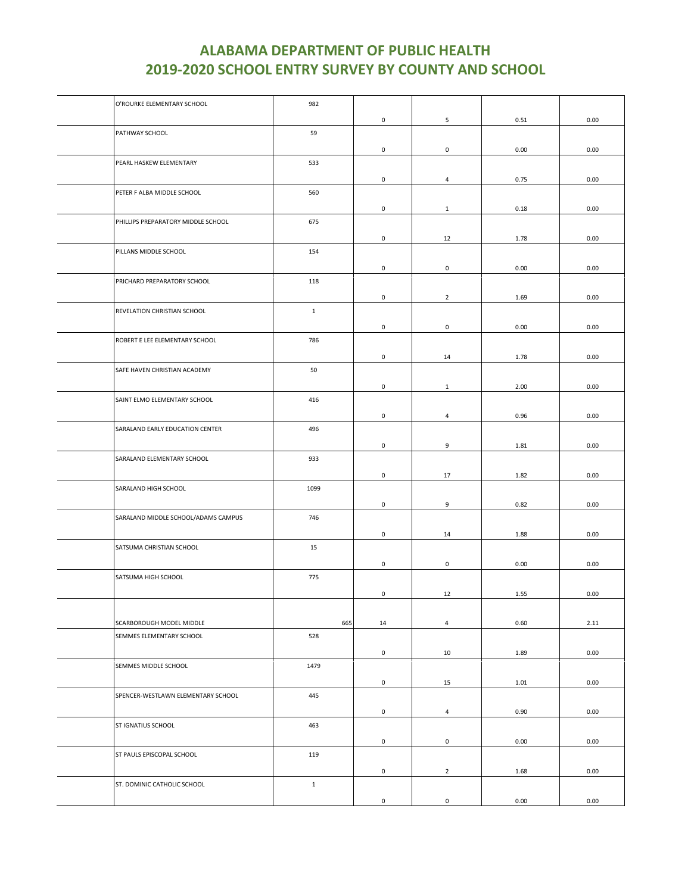# ALABAMA DEPARTMENT OF PUBLIC HEALTH
# 2019-2020 SCHOOL ENTRY SURVEY BY COUNTY AND SCHOOL

| | | | | | | |
|---|---|---|---|---|---|---|
| | O'ROURKE ELEMENTARY SCHOOL | 982 | 0 | 5 | 0.51 | 0.00 |
| | PATHWAY SCHOOL | 59 | 0 | 0 | 0.00 | 0.00 |
| | PEARL HASKEW ELEMENTARY | 533 | 0 | 4 | 0.75 | 0.00 |
| | PETER F ALBA MIDDLE SCHOOL | 560 | 0 | 1 | 0.18 | 0.00 |
| | PHILLIPS PREPARATORY MIDDLE SCHOOL | 675 | 0 | 12 | 1.78 | 0.00 |
| | PILLANS MIDDLE SCHOOL | 154 | 0 | 0 | 0.00 | 0.00 |
| | PRICHARD PREPARATORY SCHOOL | 118 | 0 | 2 | 1.69 | 0.00 |
| | REVELATION CHRISTIAN SCHOOL | 1 | 0 | 0 | 0.00 | 0.00 |
| | ROBERT E LEE ELEMENTARY SCHOOL | 786 | 0 | 14 | 1.78 | 0.00 |
| | SAFE HAVEN CHRISTIAN ACADEMY | 50 | 0 | 1 | 2.00 | 0.00 |
| | SAINT ELMO ELEMENTARY SCHOOL | 416 | 0 | 4 | 0.96 | 0.00 |
| | SARALAND EARLY EDUCATION CENTER | 496 | 0 | 9 | 1.81 | 0.00 |
| | SARALAND ELEMENTARY SCHOOL | 933 | 0 | 17 | 1.82 | 0.00 |
| | SARALAND HIGH SCHOOL | 1099 | 0 | 9 | 0.82 | 0.00 |
| | SARALAND MIDDLE SCHOOL/ADAMS CAMPUS | 746 | 0 | 14 | 1.88 | 0.00 |
| | SATSUMA CHRISTIAN SCHOOL | 15 | 0 | 0 | 0.00 | 0.00 |
| | SATSUMA HIGH SCHOOL | 775 | 0 | 12 | 1.55 | 0.00 |
| | SCARBOROUGH MODEL MIDDLE | 665 | 14 | 4 | 0.60 | 2.11 |
| | SEMMES ELEMENTARY SCHOOL | 528 | 0 | 10 | 1.89 | 0.00 |
| | SEMMES MIDDLE SCHOOL | 1479 | 0 | 15 | 1.01 | 0.00 |
| | SPENCER-WESTLAWN ELEMENTARY SCHOOL | 445 | 0 | 4 | 0.90 | 0.00 |
| | ST IGNATIUS SCHOOL | 463 | 0 | 0 | 0.00 | 0.00 |
| | ST PAULS EPISCOPAL SCHOOL | 119 | 0 | 2 | 1.68 | 0.00 |
| | ST. DOMINIC CATHOLIC SCHOOL | 1 | 0 | 0 | 0.00 | 0.00 |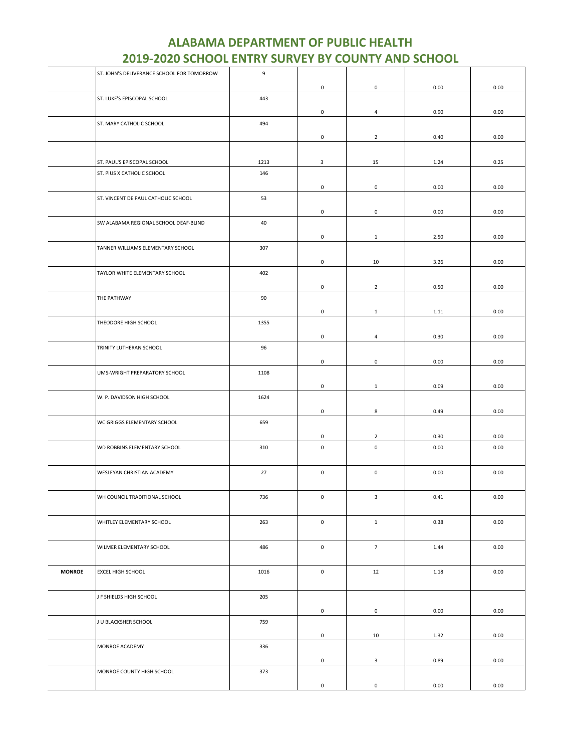# ALABAMA DEPARTMENT OF PUBLIC HEALTH
# 2019-2020 SCHOOL ENTRY SURVEY BY COUNTY AND SCHOOL

| | | | | | | |
|---|---|---|---|---|---|---|
| | ST. JOHN'S DELIVERANCE SCHOOL FOR TOMORROW | 9 | 0 | 0 | 0.00 | 0.00 |
| | ST. LUKE'S EPISCOPAL SCHOOL | 443 | 0 | 4 | 0.90 | 0.00 |
| | ST. MARY CATHOLIC SCHOOL | 494 | 0 | 2 | 0.40 | 0.00 |
| | ST. PAUL'S EPISCOPAL SCHOOL | 1213 | 3 | 15 | 1.24 | 0.25 |
| | ST. PIUS X CATHOLIC SCHOOL | 146 | 0 | 0 | 0.00 | 0.00 |
| | ST. VINCENT DE PAUL CATHOLIC SCHOOL | 53 | 0 | 0 | 0.00 | 0.00 |
| | SW ALABAMA REGIONAL SCHOOL DEAF-BLIND | 40 | 0 | 1 | 2.50 | 0.00 |
| | TANNER WILLIAMS ELEMENTARY SCHOOL | 307 | 0 | 10 | 3.26 | 0.00 |
| | TAYLOR WHITE ELEMENTARY SCHOOL | 402 | 0 | 2 | 0.50 | 0.00 |
| | THE PATHWAY | 90 | 0 | 1 | 1.11 | 0.00 |
| | THEODORE HIGH SCHOOL | 1355 | 0 | 4 | 0.30 | 0.00 |
| | TRINITY LUTHERAN SCHOOL | 96 | 0 | 0 | 0.00 | 0.00 |
| | UMS-WRIGHT PREPARATORY SCHOOL | 1108 | 0 | 1 | 0.09 | 0.00 |
| | W. P. DAVIDSON HIGH SCHOOL | 1624 | 0 | 8 | 0.49 | 0.00 |
| | WC GRIGGS ELEMENTARY SCHOOL | 659 | 0 | 2 | 0.30 | 0.00 |
| | WD ROBBINS ELEMENTARY SCHOOL | 310 | 0 | 0 | 0.00 | 0.00 |
| | WESLEYAN CHRISTIAN ACADEMY | 27 | 0 | 0 | 0.00 | 0.00 |
| | WH COUNCIL TRADITIONAL SCHOOL | 736 | 0 | 3 | 0.41 | 0.00 |
| | WHITLEY ELEMENTARY SCHOOL | 263 | 0 | 1 | 0.38 | 0.00 |
| | WILMER ELEMENTARY SCHOOL | 486 | 0 | 7 | 1.44 | 0.00 |
| **MONROE** | EXCEL HIGH SCHOOL | 1016 | 0 | 12 | 1.18 | 0.00 |
| | J F SHIELDS HIGH SCHOOL | 205 | 0 | 0 | 0.00 | 0.00 |
| | J U BLACKSHER SCHOOL | 759 | 0 | 10 | 1.32 | 0.00 |
| | MONROE ACADEMY | 336 | 0 | 3 | 0.89 | 0.00 |
| | MONROE COUNTY HIGH SCHOOL | 373 | 0 | 0 | 0.00 | 0.00 |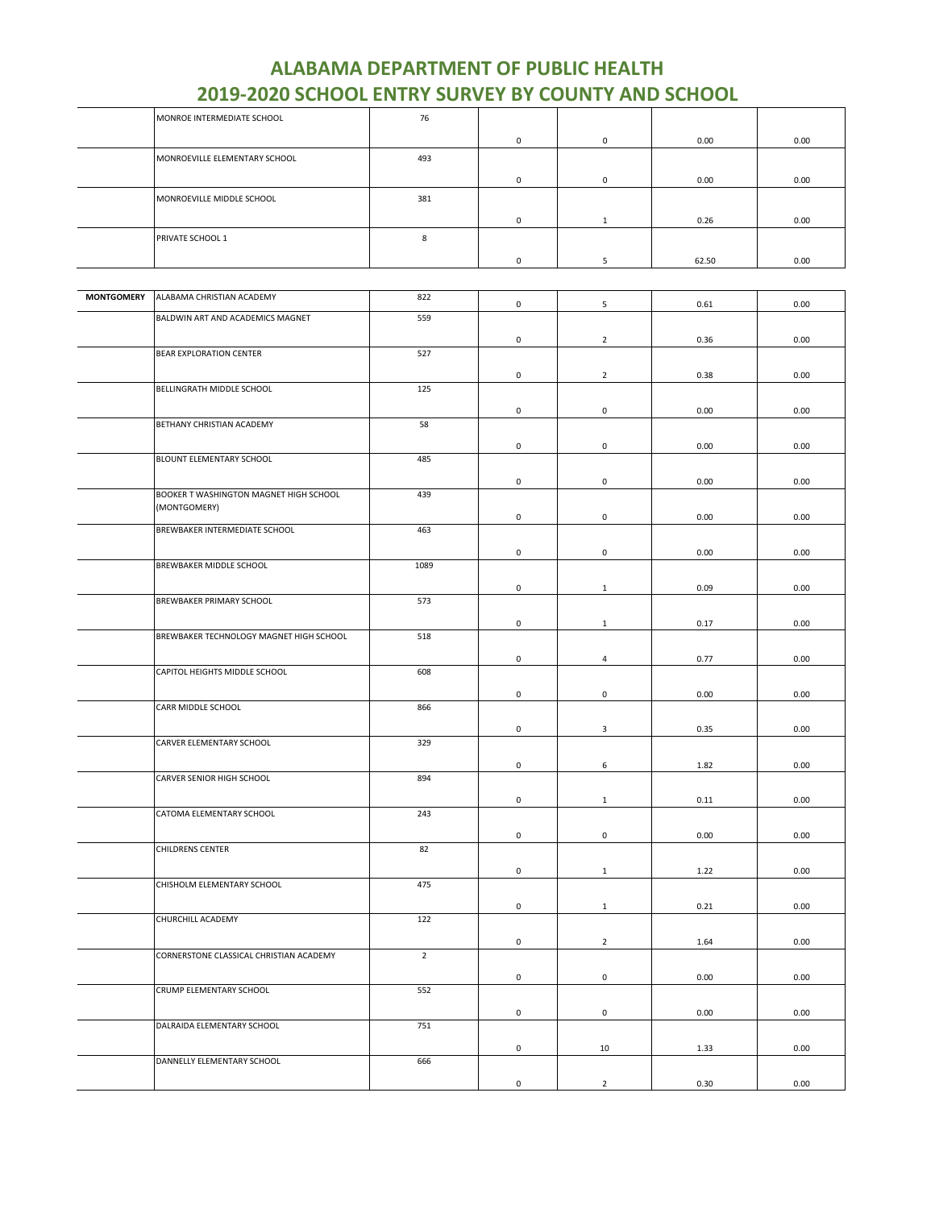# ALABAMA DEPARTMENT OF PUBLIC HEALTH
## 2019-2020 SCHOOL ENTRY SURVEY BY COUNTY AND SCHOOL

| | | | | | | |
|---|---|---|---|---|---|---|
| | MONROE INTERMEDIATE SCHOOL | 76 | 0 | 0 | 0.00 | 0.00 |
| | MONROEVILLE ELEMENTARY SCHOOL | 493 | 0 | 0 | 0.00 | 0.00 |
| | MONROEVILLE MIDDLE SCHOOL | 381 | 0 | 1 | 0.26 | 0.00 |
| | PRIVATE SCHOOL 1 | 8 | 0 | 5 | 62.50 | 0.00 |
| **MONTGOMERY** | ALABAMA CHRISTIAN ACADEMY | 822 | 0 | 5 | 0.61 | 0.00 |
| | BALDWIN ART AND ACADEMICS MAGNET | 559 | 0 | 2 | 0.36 | 0.00 |
| | BEAR EXPLORATION CENTER | 527 | 0 | 2 | 0.38 | 0.00 |
| | BELLINGRATH MIDDLE SCHOOL | 125 | 0 | 0 | 0.00 | 0.00 |
| | BETHANY CHRISTIAN ACADEMY | 58 | 0 | 0 | 0.00 | 0.00 |
| | BLOUNT ELEMENTARY SCHOOL | 485 | 0 | 0 | 0.00 | 0.00 |
| | BOOKER T WASHINGTON MAGNET HIGH SCHOOL (MONTGOMERY) | 439 | 0 | 0 | 0.00 | 0.00 |
| | BREWBAKER INTERMEDIATE SCHOOL | 463 | 0 | 0 | 0.00 | 0.00 |
| | BREWBAKER MIDDLE SCHOOL | 1089 | 0 | 1 | 0.09 | 0.00 |
| | BREWBAKER PRIMARY SCHOOL | 573 | 0 | 1 | 0.17 | 0.00 |
| | BREWBAKER TECHNOLOGY MAGNET HIGH SCHOOL | 518 | 0 | 4 | 0.77 | 0.00 |
| | CAPITOL HEIGHTS MIDDLE SCHOOL | 608 | 0 | 0 | 0.00 | 0.00 |
| | CARR MIDDLE SCHOOL | 866 | 0 | 3 | 0.35 | 0.00 |
| | CARVER ELEMENTARY SCHOOL | 329 | 0 | 6 | 1.82 | 0.00 |
| | CARVER SENIOR HIGH SCHOOL | 894 | 0 | 1 | 0.11 | 0.00 |
| | CATOMA ELEMENTARY SCHOOL | 243 | 0 | 0 | 0.00 | 0.00 |
| | CHILDRENS CENTER | 82 | 0 | 1 | 1.22 | 0.00 |
| | CHISHOLM ELEMENTARY SCHOOL | 475 | 0 | 1 | 0.21 | 0.00 |
| | CHURCHILL ACADEMY | 122 | 0 | 2 | 1.64 | 0.00 |
| | CORNERSTONE CLASSICAL CHRISTIAN ACADEMY | 2 | 0 | 0 | 0.00 | 0.00 |
| | CRUMP ELEMENTARY SCHOOL | 552 | 0 | 0 | 0.00 | 0.00 |
| | DALRAIDA ELEMENTARY SCHOOL | 751 | 0 | 10 | 1.33 | 0.00 |
| | DANNELLY ELEMENTARY SCHOOL | 666 | 0 | 2 | 0.30 | 0.00 |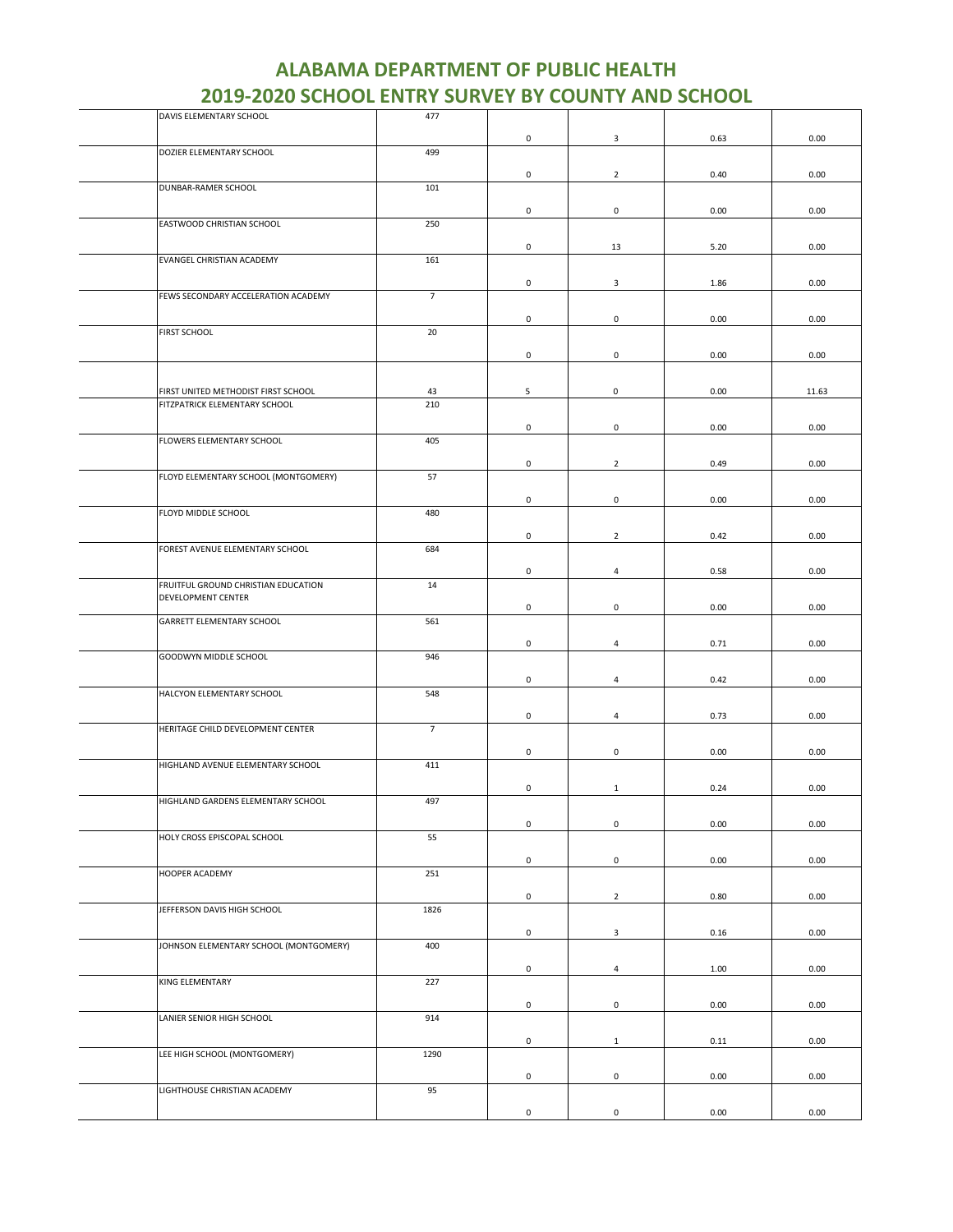# ALABAMA DEPARTMENT OF PUBLIC HEALTH
# 2019-2020 SCHOOL ENTRY SURVEY BY COUNTY AND SCHOOL

| | | | | | | |
|---|---|---|---|---|---|---|
| | DAVIS ELEMENTARY SCHOOL | 477 | 0 | 3 | 0.63 | 0.00 |
| | DOZIER ELEMENTARY SCHOOL | 499 | 0 | 2 | 0.40 | 0.00 |
| | DUNBAR-RAMER SCHOOL | 101 | 0 | 0 | 0.00 | 0.00 |
| | EASTWOOD CHRISTIAN SCHOOL | 250 | 0 | 13 | 5.20 | 0.00 |
| | EVANGEL CHRISTIAN ACADEMY | 161 | 0 | 3 | 1.86 | 0.00 |
| | FEWS SECONDARY ACCELERATION ACADEMY | 7 | 0 | 0 | 0.00 | 0.00 |
| | FIRST SCHOOL | 20 | 0 | 0 | 0.00 | 0.00 |
| | FIRST UNITED METHODIST FIRST SCHOOL | 43 | 5 | 0 | 0.00 | 11.63 |
| | FITZPATRICK ELEMENTARY SCHOOL | 210 | 0 | 0 | 0.00 | 0.00 |
| | FLOWERS ELEMENTARY SCHOOL | 405 | 0 | 2 | 0.49 | 0.00 |
| | FLOYD ELEMENTARY SCHOOL (MONTGOMERY) | 57 | 0 | 0 | 0.00 | 0.00 |
| | FLOYD MIDDLE SCHOOL | 480 | 0 | 2 | 0.42 | 0.00 |
| | FOREST AVENUE ELEMENTARY SCHOOL | 684 | 0 | 4 | 0.58 | 0.00 |
| | FRUITFUL GROUND CHRISTIAN EDUCATION DEVELOPMENT CENTER | 14 | 0 | 0 | 0.00 | 0.00 |
| | GARRETT ELEMENTARY SCHOOL | 561 | 0 | 4 | 0.71 | 0.00 |
| | GOODWYN MIDDLE SCHOOL | 946 | 0 | 4 | 0.42 | 0.00 |
| | HALCYON ELEMENTARY SCHOOL | 548 | 0 | 4 | 0.73 | 0.00 |
| | HERITAGE CHILD DEVELOPMENT CENTER | 7 | 0 | 0 | 0.00 | 0.00 |
| | HIGHLAND AVENUE ELEMENTARY SCHOOL | 411 | 0 | 1 | 0.24 | 0.00 |
| | HIGHLAND GARDENS ELEMENTARY SCHOOL | 497 | 0 | 0 | 0.00 | 0.00 |
| | HOLY CROSS EPISCOPAL SCHOOL | 55 | 0 | 0 | 0.00 | 0.00 |
| | HOOPER ACADEMY | 251 | 0 | 2 | 0.80 | 0.00 |
| | JEFFERSON DAVIS HIGH SCHOOL | 1826 | 0 | 3 | 0.16 | 0.00 |
| | JOHNSON ELEMENTARY SCHOOL (MONTGOMERY) | 400 | 0 | 4 | 1.00 | 0.00 |
| | KING ELEMENTARY | 227 | 0 | 0 | 0.00 | 0.00 |
| | LANIER SENIOR HIGH SCHOOL | 914 | 0 | 1 | 0.11 | 0.00 |
| | LEE HIGH SCHOOL (MONTGOMERY) | 1290 | 0 | 0 | 0.00 | 0.00 |
| | LIGHTHOUSE CHRISTIAN ACADEMY | 95 | 0 | 0 | 0.00 | 0.00 |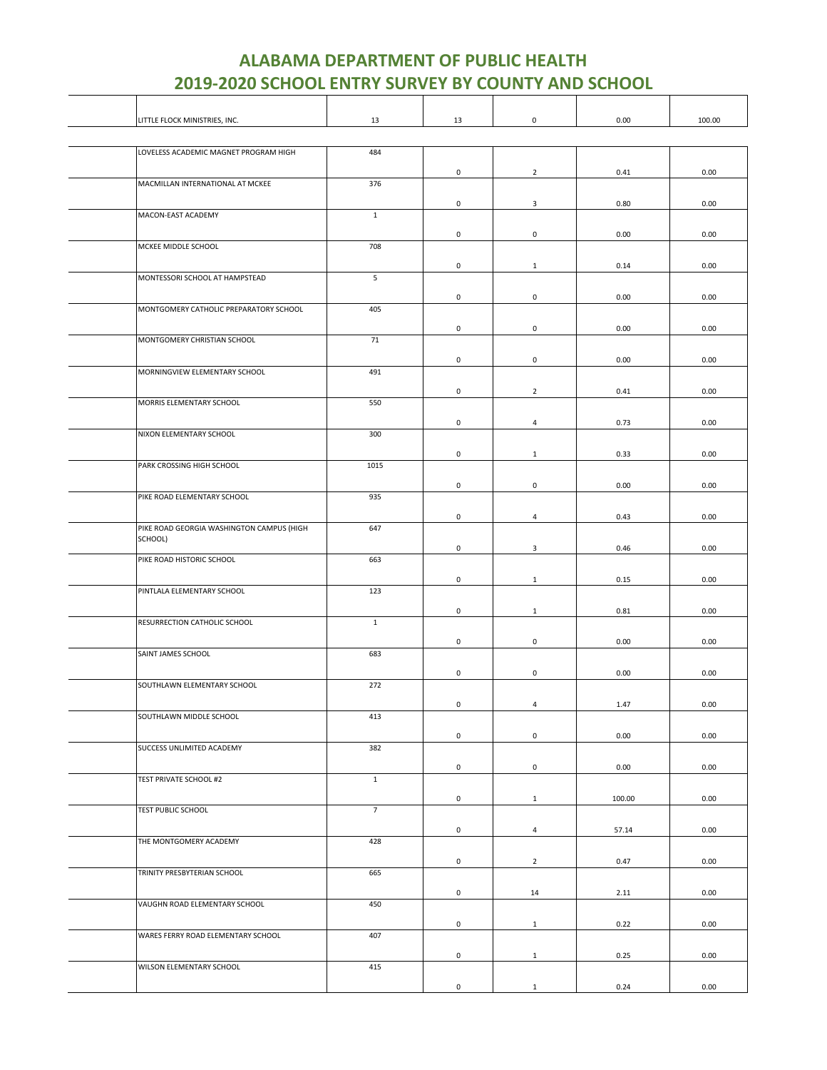# ALABAMA DEPARTMENT OF PUBLIC HEALTH
# 2019-2020 SCHOOL ENTRY SURVEY BY COUNTY AND SCHOOL

| | | | | | | |
|---|---|---|---|---|---|---|
| | LITTLE FLOCK MINISTRIES, INC. | 13 | 13 | 0 | 0.00 | 100.00 |
| | LOVELESS ACADEMIC MAGNET PROGRAM HIGH | 484 | 0 | 2 | 0.41 | 0.00 |
| | MACMILLAN INTERNATIONAL AT MCKEE | 376 | 0 | 3 | 0.80 | 0.00 |
| | MACON-EAST ACADEMY | 1 | 0 | 0 | 0.00 | 0.00 |
| | MCKEE MIDDLE SCHOOL | 708 | 0 | 1 | 0.14 | 0.00 |
| | MONTESSORI SCHOOL AT HAMPSTEAD | 5 | 0 | 0 | 0.00 | 0.00 |
| | MONTGOMERY CATHOLIC PREPARATORY SCHOOL | 405 | 0 | 0 | 0.00 | 0.00 |
| | MONTGOMERY CHRISTIAN SCHOOL | 71 | 0 | 0 | 0.00 | 0.00 |
| | MORNINGVIEW ELEMENTARY SCHOOL | 491 | 0 | 2 | 0.41 | 0.00 |
| | MORRIS ELEMENTARY SCHOOL | 550 | 0 | 4 | 0.73 | 0.00 |
| | NIXON ELEMENTARY SCHOOL | 300 | 0 | 1 | 0.33 | 0.00 |
| | PARK CROSSING HIGH SCHOOL | 1015 | 0 | 0 | 0.00 | 0.00 |
| | PIKE ROAD ELEMENTARY SCHOOL | 935 | 0 | 4 | 0.43 | 0.00 |
| | PIKE ROAD GEORGIA WASHINGTON CAMPUS (HIGH SCHOOL) | 647 | 0 | 3 | 0.46 | 0.00 |
| | PIKE ROAD HISTORIC SCHOOL | 663 | 0 | 1 | 0.15 | 0.00 |
| | PINTLALA ELEMENTARY SCHOOL | 123 | 0 | 1 | 0.81 | 0.00 |
| | RESURRECTION CATHOLIC SCHOOL | 1 | 0 | 0 | 0.00 | 0.00 |
| | SAINT JAMES SCHOOL | 683 | 0 | 0 | 0.00 | 0.00 |
| | SOUTHLAWN ELEMENTARY SCHOOL | 272 | 0 | 4 | 1.47 | 0.00 |
| | SOUTHLAWN MIDDLE SCHOOL | 413 | 0 | 0 | 0.00 | 0.00 |
| | SUCCESS UNLIMITED ACADEMY | 382 | 0 | 0 | 0.00 | 0.00 |
| | TEST PRIVATE SCHOOL #2 | 1 | 0 | 1 | 100.00 | 0.00 |
| | TEST PUBLIC SCHOOL | 7 | 0 | 4 | 57.14 | 0.00 |
| | THE MONTGOMERY ACADEMY | 428 | 0 | 2 | 0.47 | 0.00 |
| | TRINITY PRESBYTERIAN SCHOOL | 665 | 0 | 14 | 2.11 | 0.00 |
| | VAUGHN ROAD ELEMENTARY SCHOOL | 450 | 0 | 1 | 0.22 | 0.00 |
| | WARES FERRY ROAD ELEMENTARY SCHOOL | 407 | 0 | 1 | 0.25 | 0.00 |
| | WILSON ELEMENTARY SCHOOL | 415 | 0 | 1 | 0.24 | 0.00 |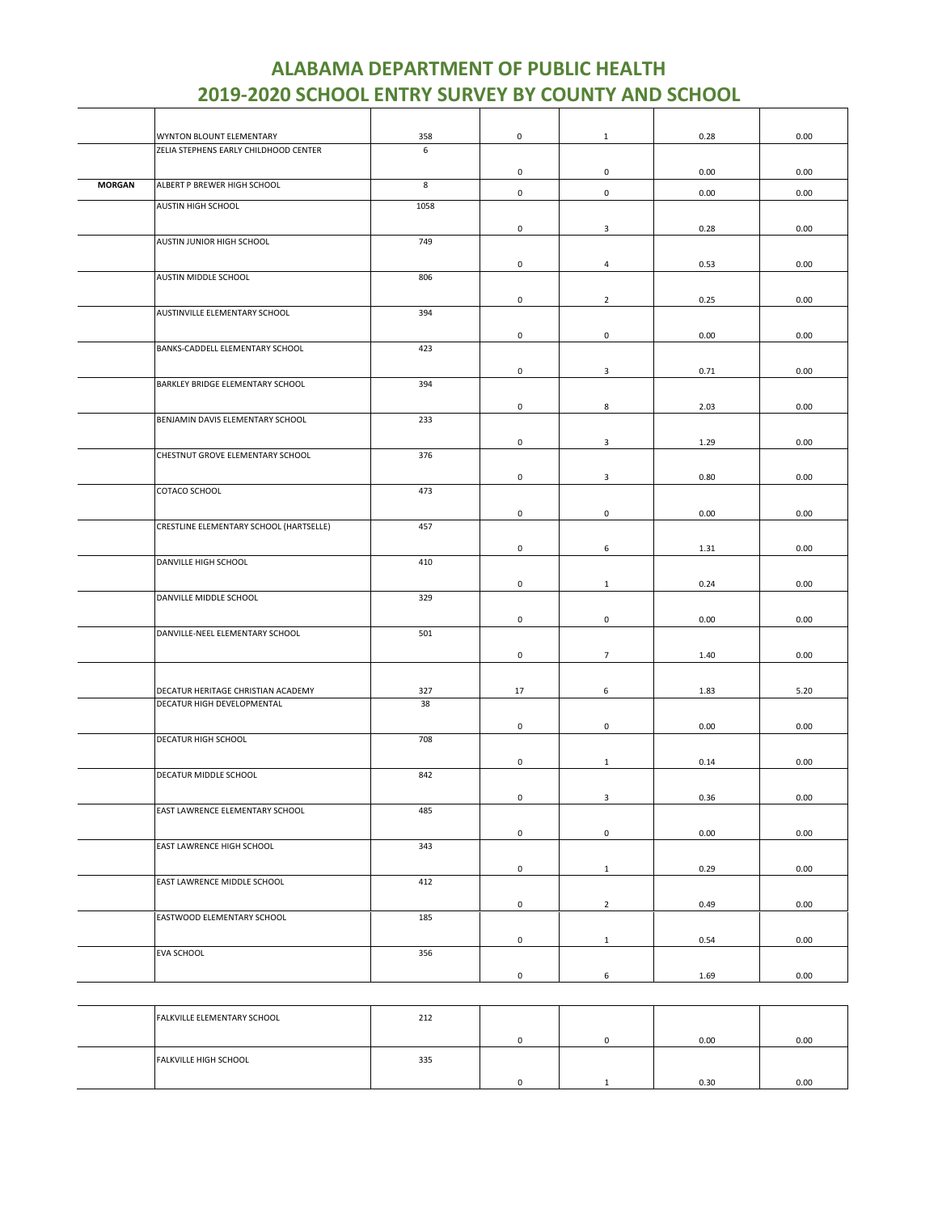# ALABAMA DEPARTMENT OF PUBLIC HEALTH
# 2019-2020 SCHOOL ENTRY SURVEY BY COUNTY AND SCHOOL

| | | | | | | |
|---|---|---|---|---|---|---|
| | WYNTON BLOUNT ELEMENTARY | 358 | 0 | 1 | 0.28 | 0.00 |
| | ZELIA STEPHENS EARLY CHILDHOOD CENTER | 6 | 0 | 0 | 0.00 | 0.00 |
| **MORGAN** | ALBERT P BREWER HIGH SCHOOL | 8 | 0 | 0 | 0.00 | 0.00 |
| | AUSTIN HIGH SCHOOL | 1058 | 0 | 3 | 0.28 | 0.00 |
| | AUSTIN JUNIOR HIGH SCHOOL | 749 | 0 | 4 | 0.53 | 0.00 |
| | AUSTIN MIDDLE SCHOOL | 806 | 0 | 2 | 0.25 | 0.00 |
| | AUSTINVILLE ELEMENTARY SCHOOL | 394 | 0 | 0 | 0.00 | 0.00 |
| | BANKS-CADDELL ELEMENTARY SCHOOL | 423 | 0 | 3 | 0.71 | 0.00 |
| | BARKLEY BRIDGE ELEMENTARY SCHOOL | 394 | 0 | 8 | 2.03 | 0.00 |
| | BENJAMIN DAVIS ELEMENTARY SCHOOL | 233 | 0 | 3 | 1.29 | 0.00 |
| | CHESTNUT GROVE ELEMENTARY SCHOOL | 376 | 0 | 3 | 0.80 | 0.00 |
| | COTACO SCHOOL | 473 | 0 | 0 | 0.00 | 0.00 |
| | CRESTLINE ELEMENTARY SCHOOL (HARTSELLE) | 457 | 0 | 6 | 1.31 | 0.00 |
| | DANVILLE HIGH SCHOOL | 410 | 0 | 1 | 0.24 | 0.00 |
| | DANVILLE MIDDLE SCHOOL | 329 | 0 | 0 | 0.00 | 0.00 |
| | DANVILLE-NEEL ELEMENTARY SCHOOL | 501 | 0 | 7 | 1.40 | 0.00 |
| | DECATUR HERITAGE CHRISTIAN ACADEMY | 327 | 17 | 6 | 1.83 | 5.20 |
| | DECATUR HIGH DEVELOPMENTAL | 38 | 0 | 0 | 0.00 | 0.00 |
| | DECATUR HIGH SCHOOL | 708 | 0 | 1 | 0.14 | 0.00 |
| | DECATUR MIDDLE SCHOOL | 842 | 0 | 3 | 0.36 | 0.00 |
| | EAST LAWRENCE ELEMENTARY SCHOOL | 485 | 0 | 0 | 0.00 | 0.00 |
| | EAST LAWRENCE HIGH SCHOOL | 343 | 0 | 1 | 0.29 | 0.00 |
| | EAST LAWRENCE MIDDLE SCHOOL | 412 | 0 | 2 | 0.49 | 0.00 |
| | EASTWOOD ELEMENTARY SCHOOL | 185 | 0 | 1 | 0.54 | 0.00 |
| | EVA SCHOOL | 356 | 0 | 6 | 1.69 | 0.00 |
| | FALKVILLE ELEMENTARY SCHOOL | 212 | 0 | 0 | 0.00 | 0.00 |
| | FALKVILLE HIGH SCHOOL | 335 | 0 | 1 | 0.30 | 0.00 |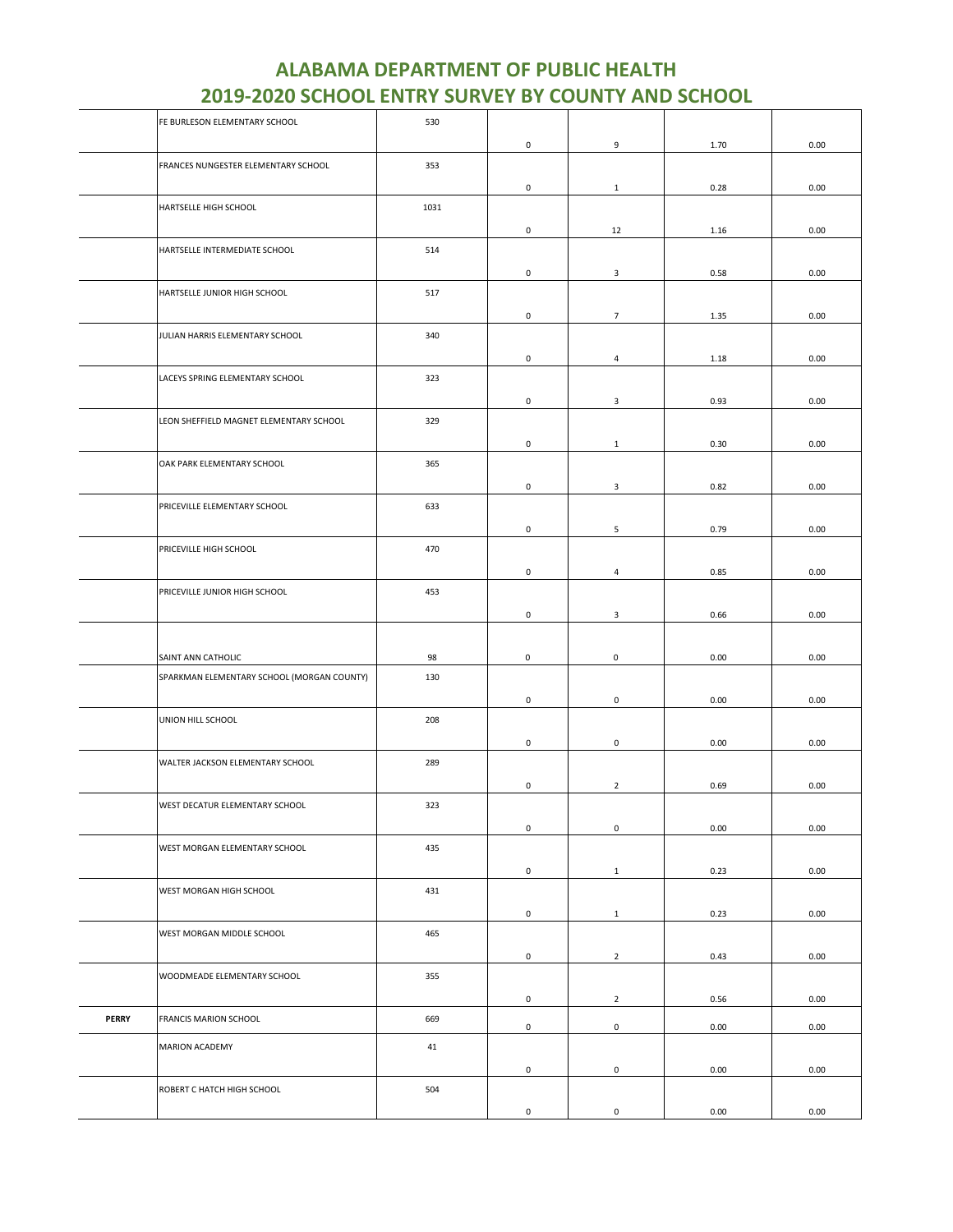# ALABAMA DEPARTMENT OF PUBLIC HEALTH
# 2019-2020 SCHOOL ENTRY SURVEY BY COUNTY AND SCHOOL

| | | | | | | |
|---|---|---|---|---|---|---|
| | FE BURLESON ELEMENTARY SCHOOL | 530 | 0 | 9 | 1.70 | 0.00 |
| | FRANCES NUNGESTER ELEMENTARY SCHOOL | 353 | 0 | 1 | 0.28 | 0.00 |
| | HARTSELLE HIGH SCHOOL | 1031 | 0 | 12 | 1.16 | 0.00 |
| | HARTSELLE INTERMEDIATE SCHOOL | 514 | 0 | 3 | 0.58 | 0.00 |
| | HARTSELLE JUNIOR HIGH SCHOOL | 517 | 0 | 7 | 1.35 | 0.00 |
| | JULIAN HARRIS ELEMENTARY SCHOOL | 340 | 0 | 4 | 1.18 | 0.00 |
| | LACEYS SPRING ELEMENTARY SCHOOL | 323 | 0 | 3 | 0.93 | 0.00 |
| | LEON SHEFFIELD MAGNET ELEMENTARY SCHOOL | 329 | 0 | 1 | 0.30 | 0.00 |
| | OAK PARK ELEMENTARY SCHOOL | 365 | 0 | 3 | 0.82 | 0.00 |
| | PRICEVILLE ELEMENTARY SCHOOL | 633 | 0 | 5 | 0.79 | 0.00 |
| | PRICEVILLE HIGH SCHOOL | 470 | 0 | 4 | 0.85 | 0.00 |
| | PRICEVILLE JUNIOR HIGH SCHOOL | 453 | 0 | 3 | 0.66 | 0.00 |
| | SAINT ANN CATHOLIC | 98 | 0 | 0 | 0.00 | 0.00 |
| | SPARKMAN ELEMENTARY SCHOOL (MORGAN COUNTY) | 130 | 0 | 0 | 0.00 | 0.00 |
| | UNION HILL SCHOOL | 208 | 0 | 0 | 0.00 | 0.00 |
| | WALTER JACKSON ELEMENTARY SCHOOL | 289 | 0 | 2 | 0.69 | 0.00 |
| | WEST DECATUR ELEMENTARY SCHOOL | 323 | 0 | 0 | 0.00 | 0.00 |
| | WEST MORGAN ELEMENTARY SCHOOL | 435 | 0 | 1 | 0.23 | 0.00 |
| | WEST MORGAN HIGH SCHOOL | 431 | 0 | 1 | 0.23 | 0.00 |
| | WEST MORGAN MIDDLE SCHOOL | 465 | 0 | 2 | 0.43 | 0.00 |
| | WOODMEADE ELEMENTARY SCHOOL | 355 | 0 | 2 | 0.56 | 0.00 |
| **PERRY** | FRANCIS MARION SCHOOL | 669 | 0 | 0 | 0.00 | 0.00 |
| | MARION ACADEMY | 41 | 0 | 0 | 0.00 | 0.00 |
| | ROBERT C HATCH HIGH SCHOOL | 504 | 0 | 0 | 0.00 | 0.00 |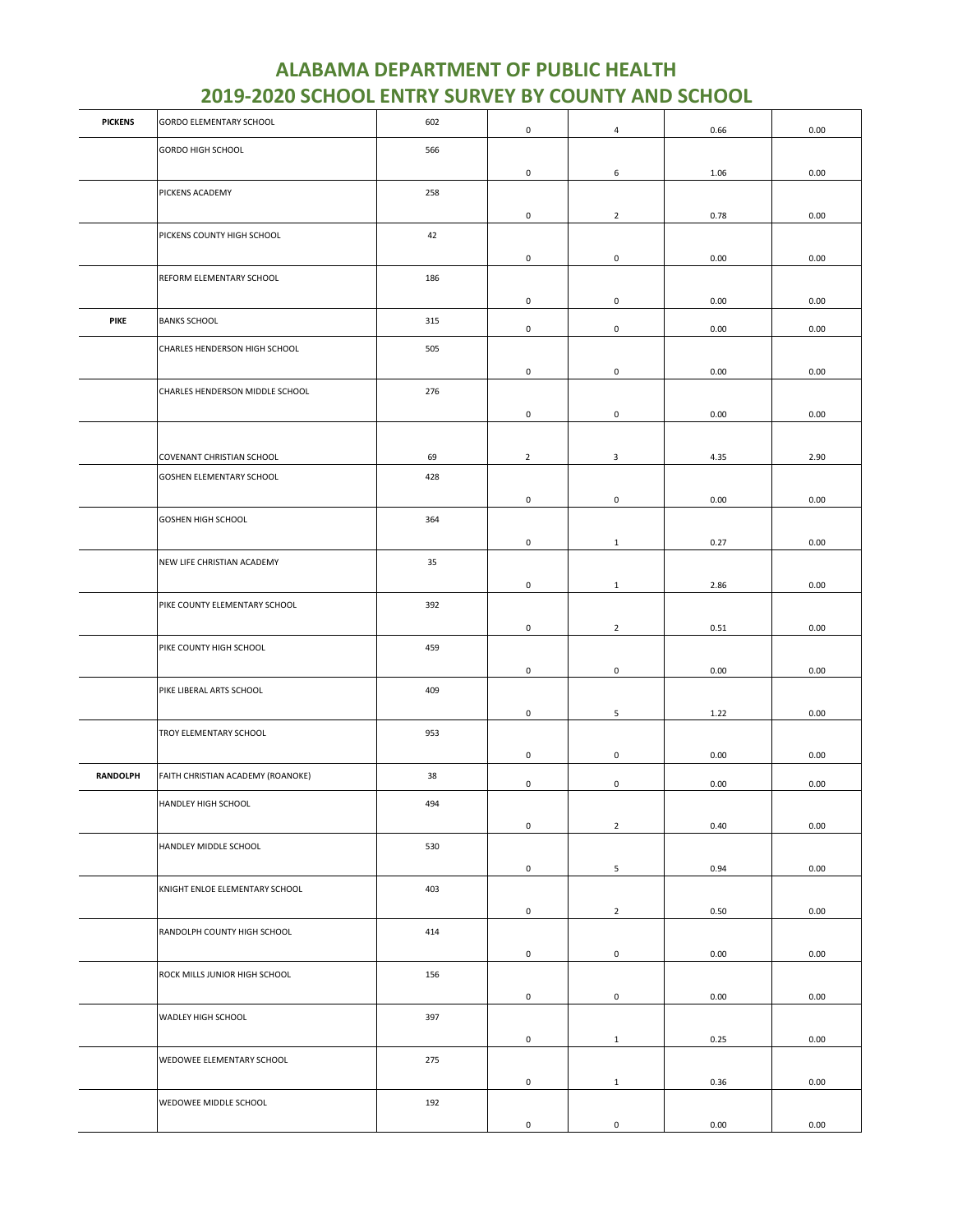# ALABAMA DEPARTMENT OF PUBLIC HEALTH
## 2019-2020 SCHOOL ENTRY SURVEY BY COUNTY AND SCHOOL

| | | | | | | |
|---|---|---|---|---|---|---|
| **PICKENS** | GORDO ELEMENTARY SCHOOL | 602 | 0 | 4 | 0.66 | 0.00 |
| | GORDO HIGH SCHOOL | 566 | 0 | 6 | 1.06 | 0.00 |
| | PICKENS ACADEMY | 258 | 0 | 2 | 0.78 | 0.00 |
| | PICKENS COUNTY HIGH SCHOOL | 42 | 0 | 0 | 0.00 | 0.00 |
| | REFORM ELEMENTARY SCHOOL | 186 | 0 | 0 | 0.00 | 0.00 |
| **PIKE** | BANKS SCHOOL | 315 | 0 | 0 | 0.00 | 0.00 |
| | CHARLES HENDERSON HIGH SCHOOL | 505 | 0 | 0 | 0.00 | 0.00 |
| | CHARLES HENDERSON MIDDLE SCHOOL | 276 | 0 | 0 | 0.00 | 0.00 |
| | COVENANT CHRISTIAN SCHOOL | 69 | 2 | 3 | 4.35 | 2.90 |
| | GOSHEN ELEMENTARY SCHOOL | 428 | 0 | 0 | 0.00 | 0.00 |
| | GOSHEN HIGH SCHOOL | 364 | 0 | 1 | 0.27 | 0.00 |
| | NEW LIFE CHRISTIAN ACADEMY | 35 | 0 | 1 | 2.86 | 0.00 |
| | PIKE COUNTY ELEMENTARY SCHOOL | 392 | 0 | 2 | 0.51 | 0.00 |
| | PIKE COUNTY HIGH SCHOOL | 459 | 0 | 0 | 0.00 | 0.00 |
| | PIKE LIBERAL ARTS SCHOOL | 409 | 0 | 5 | 1.22 | 0.00 |
| | TROY ELEMENTARY SCHOOL | 953 | 0 | 0 | 0.00 | 0.00 |
| **RANDOLPH** | FAITH CHRISTIAN ACADEMY (ROANOKE) | 38 | 0 | 0 | 0.00 | 0.00 |
| | HANDLEY HIGH SCHOOL | 494 | 0 | 2 | 0.40 | 0.00 |
| | HANDLEY MIDDLE SCHOOL | 530 | 0 | 5 | 0.94 | 0.00 |
| | KNIGHT ENLOE ELEMENTARY SCHOOL | 403 | 0 | 2 | 0.50 | 0.00 |
| | RANDOLPH COUNTY HIGH SCHOOL | 414 | 0 | 0 | 0.00 | 0.00 |
| | ROCK MILLS JUNIOR HIGH SCHOOL | 156 | 0 | 0 | 0.00 | 0.00 |
| | WADLEY HIGH SCHOOL | 397 | 0 | 1 | 0.25 | 0.00 |
| | WEDOWEE ELEMENTARY SCHOOL | 275 | 0 | 1 | 0.36 | 0.00 |
| | WEDOWEE MIDDLE SCHOOL | 192 | 0 | 0 | 0.00 | 0.00 |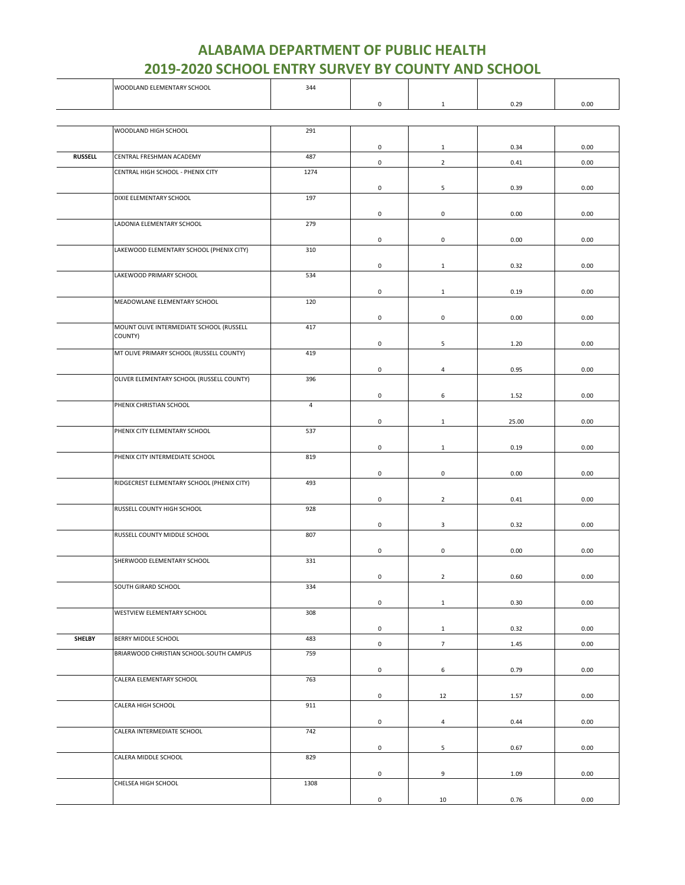# ALABAMA DEPARTMENT OF PUBLIC HEALTH
# 2019-2020 SCHOOL ENTRY SURVEY BY COUNTY AND SCHOOL

| | | | | | | |
|---|---|---|---|---|---|---|
| | WOODLAND ELEMENTARY SCHOOL | 344 | 0 | 1 | 0.29 | 0.00 |
| | WOODLAND HIGH SCHOOL | 291 | 0 | 1 | 0.34 | 0.00 |
| **RUSSELL** | CENTRAL FRESHMAN ACADEMY | 487 | 0 | 2 | 0.41 | 0.00 |
| | CENTRAL HIGH SCHOOL - PHENIX CITY | 1274 | 0 | 5 | 0.39 | 0.00 |
| | DIXIE ELEMENTARY SCHOOL | 197 | 0 | 0 | 0.00 | 0.00 |
| | LADONIA ELEMENTARY SCHOOL | 279 | 0 | 0 | 0.00 | 0.00 |
| | LAKEWOOD ELEMENTARY SCHOOL (PHENIX CITY) | 310 | 0 | 1 | 0.32 | 0.00 |
| | LAKEWOOD PRIMARY SCHOOL | 534 | 0 | 1 | 0.19 | 0.00 |
| | MEADOWLANE ELEMENTARY SCHOOL | 120 | 0 | 0 | 0.00 | 0.00 |
| | MOUNT OLIVE INTERMEDIATE SCHOOL (RUSSELL COUNTY) | 417 | 0 | 5 | 1.20 | 0.00 |
| | MT OLIVE PRIMARY SCHOOL (RUSSELL COUNTY) | 419 | 0 | 4 | 0.95 | 0.00 |
| | OLIVER ELEMENTARY SCHOOL (RUSSELL COUNTY) | 396 | 0 | 6 | 1.52 | 0.00 |
| | PHENIX CHRISTIAN SCHOOL | 4 | 0 | 1 | 25.00 | 0.00 |
| | PHENIX CITY ELEMENTARY SCHOOL | 537 | 0 | 1 | 0.19 | 0.00 |
| | PHENIX CITY INTERMEDIATE SCHOOL | 819 | 0 | 0 | 0.00 | 0.00 |
| | RIDGECREST ELEMENTARY SCHOOL (PHENIX CITY) | 493 | 0 | 2 | 0.41 | 0.00 |
| | RUSSELL COUNTY HIGH SCHOOL | 928 | 0 | 3 | 0.32 | 0.00 |
| | RUSSELL COUNTY MIDDLE SCHOOL | 807 | 0 | 0 | 0.00 | 0.00 |
| | SHERWOOD ELEMENTARY SCHOOL | 331 | 0 | 2 | 0.60 | 0.00 |
| | SOUTH GIRARD SCHOOL | 334 | 0 | 1 | 0.30 | 0.00 |
| | WESTVIEW ELEMENTARY SCHOOL | 308 | 0 | 1 | 0.32 | 0.00 |
| **SHELBY** | BERRY MIDDLE SCHOOL | 483 | 0 | 7 | 1.45 | 0.00 |
| | BRIARWOOD CHRISTIAN SCHOOL-SOUTH CAMPUS | 759 | 0 | 6 | 0.79 | 0.00 |
| | CALERA ELEMENTARY SCHOOL | 763 | 0 | 12 | 1.57 | 0.00 |
| | CALERA HIGH SCHOOL | 911 | 0 | 4 | 0.44 | 0.00 |
| | CALERA INTERMEDIATE SCHOOL | 742 | 0 | 5 | 0.67 | 0.00 |
| | CALERA MIDDLE SCHOOL | 829 | 0 | 9 | 1.09 | 0.00 |
| | CHELSEA HIGH SCHOOL | 1308 | 0 | 10 | 0.76 | 0.00 |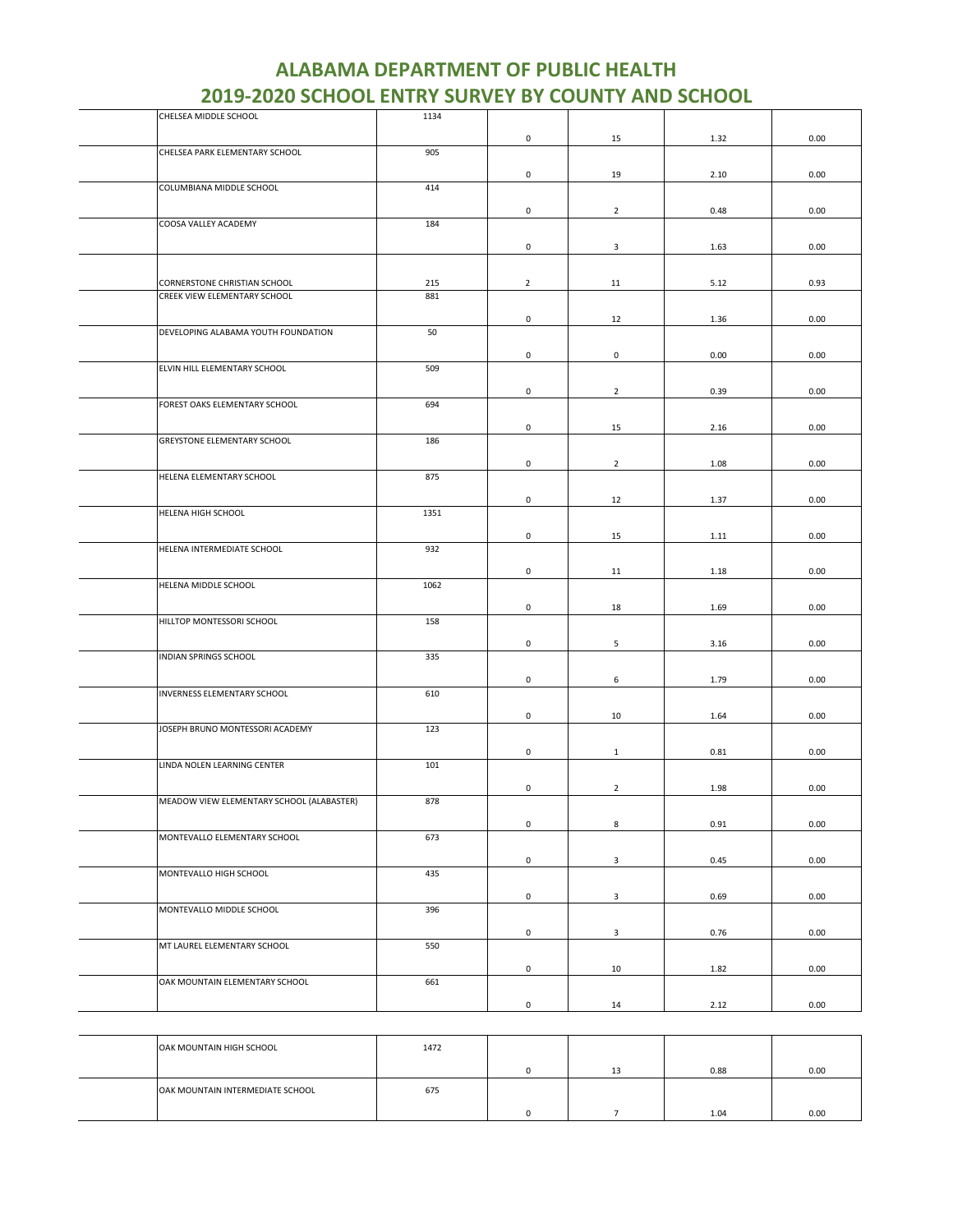# ALABAMA DEPARTMENT OF PUBLIC HEALTH
# 2019-2020 SCHOOL ENTRY SURVEY BY COUNTY AND SCHOOL

| | | | | | | |
|---|---|---|---|---|---|---|
| | CHELSEA MIDDLE SCHOOL | 1134 | 0 | 15 | 1.32 | 0.00 |
| | CHELSEA PARK ELEMENTARY SCHOOL | 905 | 0 | 19 | 2.10 | 0.00 |
| | COLUMBIANA MIDDLE SCHOOL | 414 | 0 | 2 | 0.48 | 0.00 |
| | COOSA VALLEY ACADEMY | 184 | 0 | 3 | 1.63 | 0.00 |
| | CORNERSTONE CHRISTIAN SCHOOL | 215 | 2 | 11 | 5.12 | 0.93 |
| | CREEK VIEW ELEMENTARY SCHOOL | 881 | 0 | 12 | 1.36 | 0.00 |
| | DEVELOPING ALABAMA YOUTH FOUNDATION | 50 | 0 | 0 | 0.00 | 0.00 |
| | ELVIN HILL ELEMENTARY SCHOOL | 509 | 0 | 2 | 0.39 | 0.00 |
| | FOREST OAKS ELEMENTARY SCHOOL | 694 | 0 | 15 | 2.16 | 0.00 |
| | GREYSTONE ELEMENTARY SCHOOL | 186 | 0 | 2 | 1.08 | 0.00 |
| | HELENA ELEMENTARY SCHOOL | 875 | 0 | 12 | 1.37 | 0.00 |
| | HELENA HIGH SCHOOL | 1351 | 0 | 15 | 1.11 | 0.00 |
| | HELENA INTERMEDIATE SCHOOL | 932 | 0 | 11 | 1.18 | 0.00 |
| | HELENA MIDDLE SCHOOL | 1062 | 0 | 18 | 1.69 | 0.00 |
| | HILLTOP MONTESSORI SCHOOL | 158 | 0 | 5 | 3.16 | 0.00 |
| | INDIAN SPRINGS SCHOOL | 335 | 0 | 6 | 1.79 | 0.00 |
| | INVERNESS ELEMENTARY SCHOOL | 610 | 0 | 10 | 1.64 | 0.00 |
| | JOSEPH BRUNO MONTESSORI ACADEMY | 123 | 0 | 1 | 0.81 | 0.00 |
| | LINDA NOLEN LEARNING CENTER | 101 | 0 | 2 | 1.98 | 0.00 |
| | MEADOW VIEW ELEMENTARY SCHOOL (ALABASTER) | 878 | 0 | 8 | 0.91 | 0.00 |
| | MONTEVALLO ELEMENTARY SCHOOL | 673 | 0 | 3 | 0.45 | 0.00 |
| | MONTEVALLO HIGH SCHOOL | 435 | 0 | 3 | 0.69 | 0.00 |
| | MONTEVALLO MIDDLE SCHOOL | 396 | 0 | 3 | 0.76 | 0.00 |
| | MT LAUREL ELEMENTARY SCHOOL | 550 | 0 | 10 | 1.82 | 0.00 |
| | OAK MOUNTAIN ELEMENTARY SCHOOL | 661 | 0 | 14 | 2.12 | 0.00 |
| | OAK MOUNTAIN HIGH SCHOOL | 1472 | 0 | 13 | 0.88 | 0.00 |
| | OAK MOUNTAIN INTERMEDIATE SCHOOL | 675 | 0 | 7 | 1.04 | 0.00 |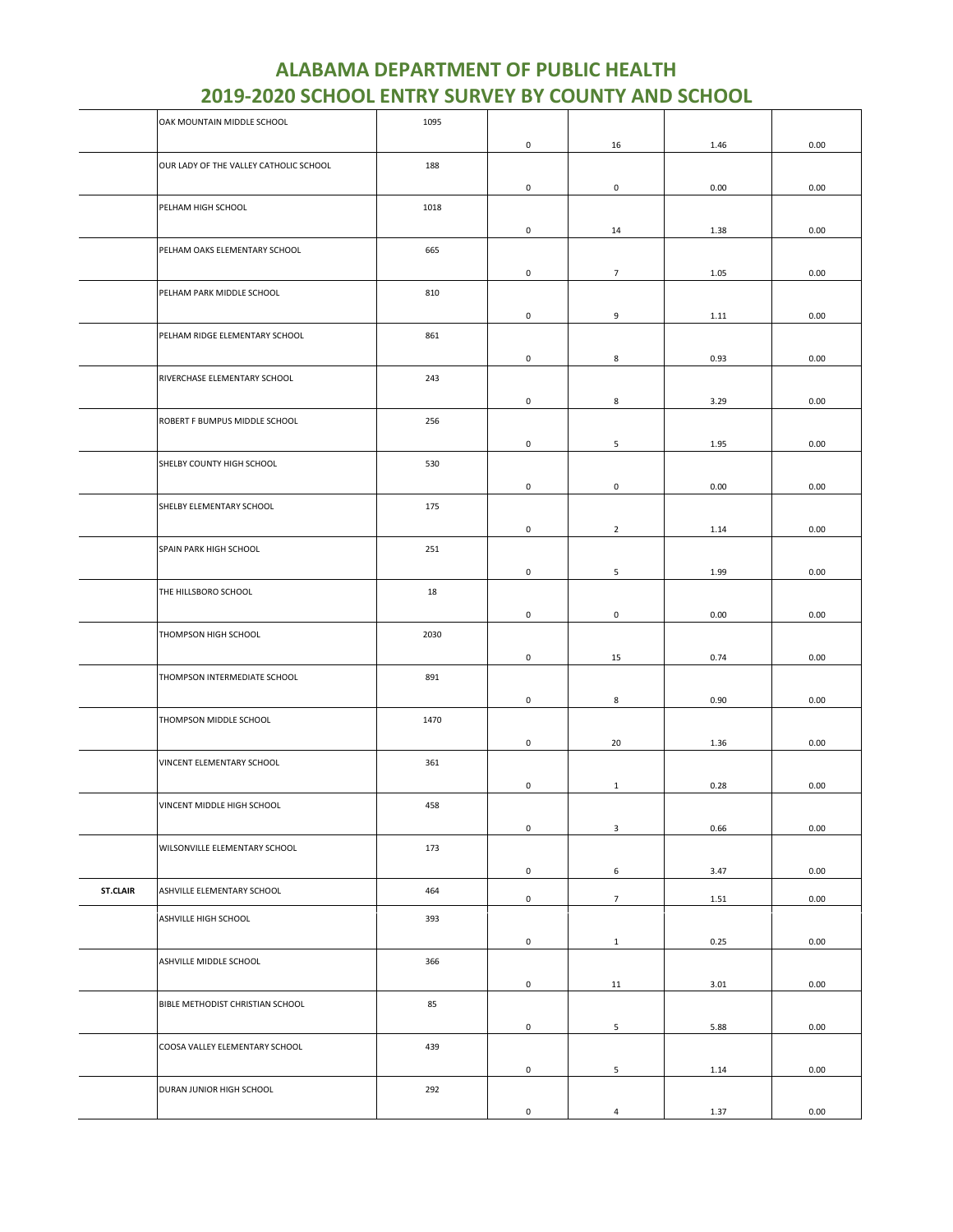# ALABAMA DEPARTMENT OF PUBLIC HEALTH
# 2019-2020 SCHOOL ENTRY SURVEY BY COUNTY AND SCHOOL

| | | | | | | |
|---|---|---|---|---|---|---|
| | OAK MOUNTAIN MIDDLE SCHOOL | 1095 | 0 | 16 | 1.46 | 0.00 |
| | OUR LADY OF THE VALLEY CATHOLIC SCHOOL | 188 | 0 | 0 | 0.00 | 0.00 |
| | PELHAM HIGH SCHOOL | 1018 | 0 | 14 | 1.38 | 0.00 |
| | PELHAM OAKS ELEMENTARY SCHOOL | 665 | 0 | 7 | 1.05 | 0.00 |
| | PELHAM PARK MIDDLE SCHOOL | 810 | 0 | 9 | 1.11 | 0.00 |
| | PELHAM RIDGE ELEMENTARY SCHOOL | 861 | 0 | 8 | 0.93 | 0.00 |
| | RIVERCHASE ELEMENTARY SCHOOL | 243 | 0 | 8 | 3.29 | 0.00 |
| | ROBERT F BUMPUS MIDDLE SCHOOL | 256 | 0 | 5 | 1.95 | 0.00 |
| | SHELBY COUNTY HIGH SCHOOL | 530 | 0 | 0 | 0.00 | 0.00 |
| | SHELBY ELEMENTARY SCHOOL | 175 | 0 | 2 | 1.14 | 0.00 |
| | SPAIN PARK HIGH SCHOOL | 251 | 0 | 5 | 1.99 | 0.00 |
| | THE HILLSBORO SCHOOL | 18 | 0 | 0 | 0.00 | 0.00 |
| | THOMPSON HIGH SCHOOL | 2030 | 0 | 15 | 0.74 | 0.00 |
| | THOMPSON INTERMEDIATE SCHOOL | 891 | 0 | 8 | 0.90 | 0.00 |
| | THOMPSON MIDDLE SCHOOL | 1470 | 0 | 20 | 1.36 | 0.00 |
| | VINCENT ELEMENTARY SCHOOL | 361 | 0 | 1 | 0.28 | 0.00 |
| | VINCENT MIDDLE HIGH SCHOOL | 458 | 0 | 3 | 0.66 | 0.00 |
| | WILSONVILLE ELEMENTARY SCHOOL | 173 | 0 | 6 | 3.47 | 0.00 |
| **ST.CLAIR** | ASHVILLE ELEMENTARY SCHOOL | 464 | 0 | 7 | 1.51 | 0.00 |
| | ASHVILLE HIGH SCHOOL | 393 | 0 | 1 | 0.25 | 0.00 |
| | ASHVILLE MIDDLE SCHOOL | 366 | 0 | 11 | 3.01 | 0.00 |
| | BIBLE METHODIST CHRISTIAN SCHOOL | 85 | 0 | 5 | 5.88 | 0.00 |
| | COOSA VALLEY ELEMENTARY SCHOOL | 439 | 0 | 5 | 1.14 | 0.00 |
| | DURAN JUNIOR HIGH SCHOOL | 292 | 0 | 4 | 1.37 | 0.00 |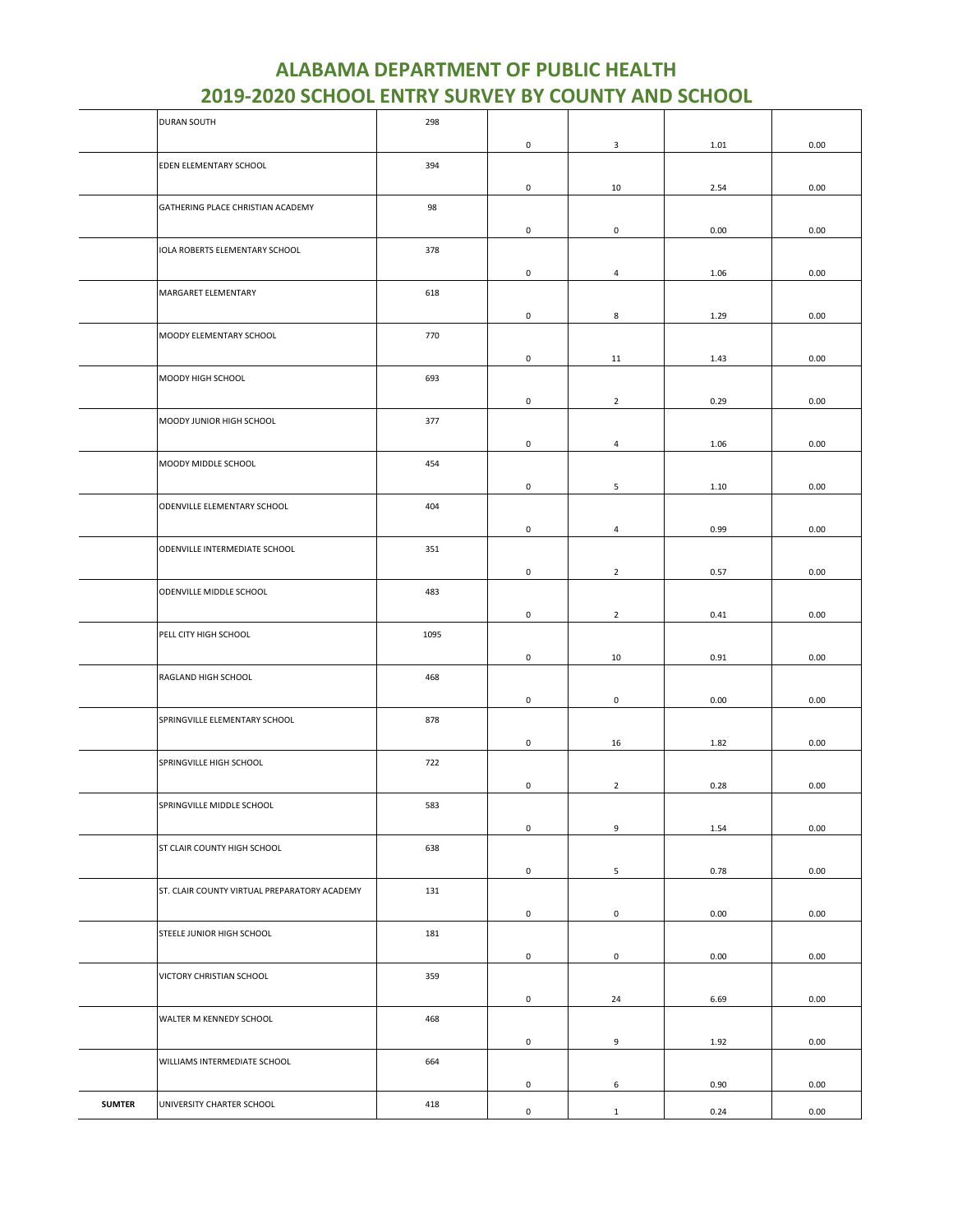# ALABAMA DEPARTMENT OF PUBLIC HEALTH
# 2019-2020 SCHOOL ENTRY SURVEY BY COUNTY AND SCHOOL

| | | | | | | |
|---|---|---|---|---|---|---|
| | DURAN SOUTH | 298 | 0 | 3 | 1.01 | 0.00 |
| | EDEN ELEMENTARY SCHOOL | 394 | 0 | 10 | 2.54 | 0.00 |
| | GATHERING PLACE CHRISTIAN ACADEMY | 98 | 0 | 0 | 0.00 | 0.00 |
| | IOLA ROBERTS ELEMENTARY SCHOOL | 378 | 0 | 4 | 1.06 | 0.00 |
| | MARGARET ELEMENTARY | 618 | 0 | 8 | 1.29 | 0.00 |
| | MOODY ELEMENTARY SCHOOL | 770 | 0 | 11 | 1.43 | 0.00 |
| | MOODY HIGH SCHOOL | 693 | 0 | 2 | 0.29 | 0.00 |
| | MOODY JUNIOR HIGH SCHOOL | 377 | 0 | 4 | 1.06 | 0.00 |
| | MOODY MIDDLE SCHOOL | 454 | 0 | 5 | 1.10 | 0.00 |
| | ODENVILLE ELEMENTARY SCHOOL | 404 | 0 | 4 | 0.99 | 0.00 |
| | ODENVILLE INTERMEDIATE SCHOOL | 351 | 0 | 2 | 0.57 | 0.00 |
| | ODENVILLE MIDDLE SCHOOL | 483 | 0 | 2 | 0.41 | 0.00 |
| | PELL CITY HIGH SCHOOL | 1095 | 0 | 10 | 0.91 | 0.00 |
| | RAGLAND HIGH SCHOOL | 468 | 0 | 0 | 0.00 | 0.00 |
| | SPRINGVILLE ELEMENTARY SCHOOL | 878 | 0 | 16 | 1.82 | 0.00 |
| | SPRINGVILLE HIGH SCHOOL | 722 | 0 | 2 | 0.28 | 0.00 |
| | SPRINGVILLE MIDDLE SCHOOL | 583 | 0 | 9 | 1.54 | 0.00 |
| | ST CLAIR COUNTY HIGH SCHOOL | 638 | 0 | 5 | 0.78 | 0.00 |
| | ST. CLAIR COUNTY VIRTUAL PREPARATORY ACADEMY | 131 | 0 | 0 | 0.00 | 0.00 |
| | STEELE JUNIOR HIGH SCHOOL | 181 | 0 | 0 | 0.00 | 0.00 |
| | VICTORY CHRISTIAN SCHOOL | 359 | 0 | 24 | 6.69 | 0.00 |
| | WALTER M KENNEDY SCHOOL | 468 | 0 | 9 | 1.92 | 0.00 |
| | WILLIAMS INTERMEDIATE SCHOOL | 664 | 0 | 6 | 0.90 | 0.00 |
| **SUMTER** | UNIVERSITY CHARTER SCHOOL | 418 | 0 | 1 | 0.24 | 0.00 |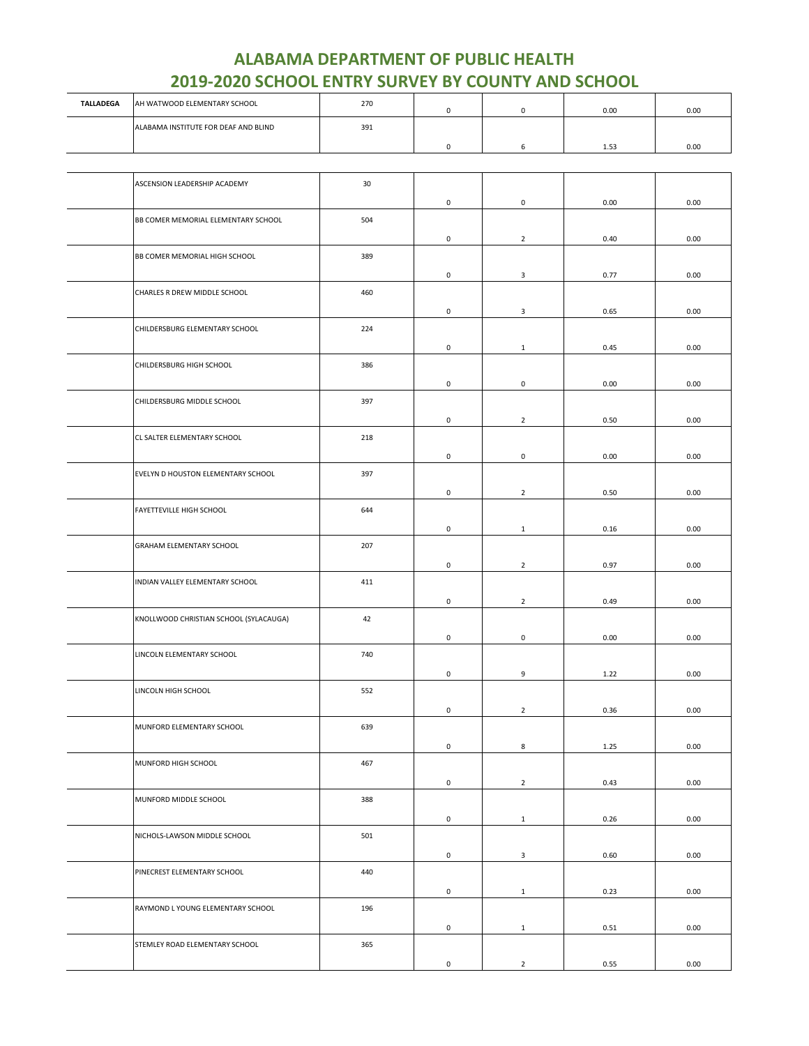# ALABAMA DEPARTMENT OF PUBLIC HEALTH
# 2019-2020 SCHOOL ENTRY SURVEY BY COUNTY AND SCHOOL

| | | | | | | |
|---|---|---|---|---|---|---|
| TALLADEGA | AH WATWOOD ELEMENTARY SCHOOL | 270 | 0 | 0 | 0.00 | 0.00 |
| | ALABAMA INSTITUTE FOR DEAF AND BLIND | 391 | 0 | 6 | 1.53 | 0.00 |
| | ASCENSION LEADERSHIP ACADEMY | 30 | 0 | 0 | 0.00 | 0.00 |
| | BB COMER MEMORIAL ELEMENTARY SCHOOL | 504 | 0 | 2 | 0.40 | 0.00 |
| | BB COMER MEMORIAL HIGH SCHOOL | 389 | 0 | 3 | 0.77 | 0.00 |
| | CHARLES R DREW MIDDLE SCHOOL | 460 | 0 | 3 | 0.65 | 0.00 |
| | CHILDERSBURG ELEMENTARY SCHOOL | 224 | 0 | 1 | 0.45 | 0.00 |
| | CHILDERSBURG HIGH SCHOOL | 386 | 0 | 0 | 0.00 | 0.00 |
| | CHILDERSBURG MIDDLE SCHOOL | 397 | 0 | 2 | 0.50 | 0.00 |
| | CL SALTER ELEMENTARY SCHOOL | 218 | 0 | 0 | 0.00 | 0.00 |
| | EVELYN D HOUSTON ELEMENTARY SCHOOL | 397 | 0 | 2 | 0.50 | 0.00 |
| | FAYETTEVILLE HIGH SCHOOL | 644 | 0 | 1 | 0.16 | 0.00 |
| | GRAHAM ELEMENTARY SCHOOL | 207 | 0 | 2 | 0.97 | 0.00 |
| | INDIAN VALLEY ELEMENTARY SCHOOL | 411 | 0 | 2 | 0.49 | 0.00 |
| | KNOLLWOOD CHRISTIAN SCHOOL (SYLACAUGA) | 42 | 0 | 0 | 0.00 | 0.00 |
| | LINCOLN ELEMENTARY SCHOOL | 740 | 0 | 9 | 1.22 | 0.00 |
| | LINCOLN HIGH SCHOOL | 552 | 0 | 2 | 0.36 | 0.00 |
| | MUNFORD ELEMENTARY SCHOOL | 639 | 0 | 8 | 1.25 | 0.00 |
| | MUNFORD HIGH SCHOOL | 467 | 0 | 2 | 0.43 | 0.00 |
| | MUNFORD MIDDLE SCHOOL | 388 | 0 | 1 | 0.26 | 0.00 |
| | NICHOLS-LAWSON MIDDLE SCHOOL | 501 | 0 | 3 | 0.60 | 0.00 |
| | PINECREST ELEMENTARY SCHOOL | 440 | 0 | 1 | 0.23 | 0.00 |
| | RAYMOND L YOUNG ELEMENTARY SCHOOL | 196 | 0 | 1 | 0.51 | 0.00 |
| | STEMLEY ROAD ELEMENTARY SCHOOL | 365 | 0 | 2 | 0.55 | 0.00 |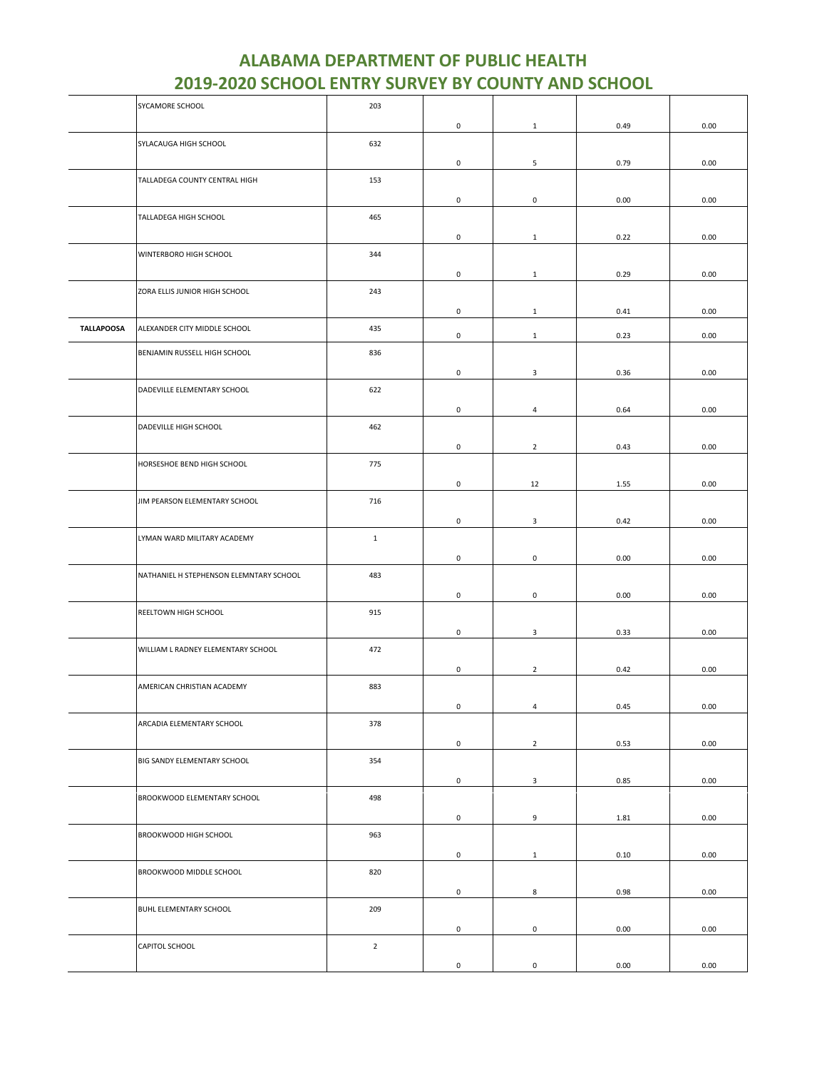# ALABAMA DEPARTMENT OF PUBLIC HEALTH
## 2019-2020 SCHOOL ENTRY SURVEY BY COUNTY AND SCHOOL

| | | | | | | |
|---|---|---|---|---|---|---|
| | SYCAMORE SCHOOL | 203 | 0 | 1 | 0.49 | 0.00 |
| | SYLACAUGA HIGH SCHOOL | 632 | 0 | 5 | 0.79 | 0.00 |
| | TALLADEGA COUNTY CENTRAL HIGH | 153 | 0 | 0 | 0.00 | 0.00 |
| | TALLADEGA HIGH SCHOOL | 465 | 0 | 1 | 0.22 | 0.00 |
| | WINTERBORO HIGH SCHOOL | 344 | 0 | 1 | 0.29 | 0.00 |
| | ZORA ELLIS JUNIOR HIGH SCHOOL | 243 | 0 | 1 | 0.41 | 0.00 |
| **TALLAPOOSA** | ALEXANDER CITY MIDDLE SCHOOL | 435 | 0 | 1 | 0.23 | 0.00 |
| | BENJAMIN RUSSELL HIGH SCHOOL | 836 | 0 | 3 | 0.36 | 0.00 |
| | DADEVILLE ELEMENTARY SCHOOL | 622 | 0 | 4 | 0.64 | 0.00 |
| | DADEVILLE HIGH SCHOOL | 462 | 0 | 2 | 0.43 | 0.00 |
| | HORSESHOE BEND HIGH SCHOOL | 775 | 0 | 12 | 1.55 | 0.00 |
| | JIM PEARSON ELEMENTARY SCHOOL | 716 | 0 | 3 | 0.42 | 0.00 |
| | LYMAN WARD MILITARY ACADEMY | 1 | 0 | 0 | 0.00 | 0.00 |
| | NATHANIEL H STEPHENSON ELEMNTARY SCHOOL | 483 | 0 | 0 | 0.00 | 0.00 |
| | REELTOWN HIGH SCHOOL | 915 | 0 | 3 | 0.33 | 0.00 |
| | WILLIAM L RADNEY ELEMENTARY SCHOOL | 472 | 0 | 2 | 0.42 | 0.00 |
| | AMERICAN CHRISTIAN ACADEMY | 883 | 0 | 4 | 0.45 | 0.00 |
| | ARCADIA ELEMENTARY SCHOOL | 378 | 0 | 2 | 0.53 | 0.00 |
| | BIG SANDY ELEMENTARY SCHOOL | 354 | 0 | 3 | 0.85 | 0.00 |
| | BROOKWOOD ELEMENTARY SCHOOL | 498 | 0 | 9 | 1.81 | 0.00 |
| | BROOKWOOD HIGH SCHOOL | 963 | 0 | 1 | 0.10 | 0.00 |
| | BROOKWOOD MIDDLE SCHOOL | 820 | 0 | 8 | 0.98 | 0.00 |
| | BUHL ELEMENTARY SCHOOL | 209 | 0 | 0 | 0.00 | 0.00 |
| | CAPITOL SCHOOL | 2 | 0 | 0 | 0.00 | 0.00 |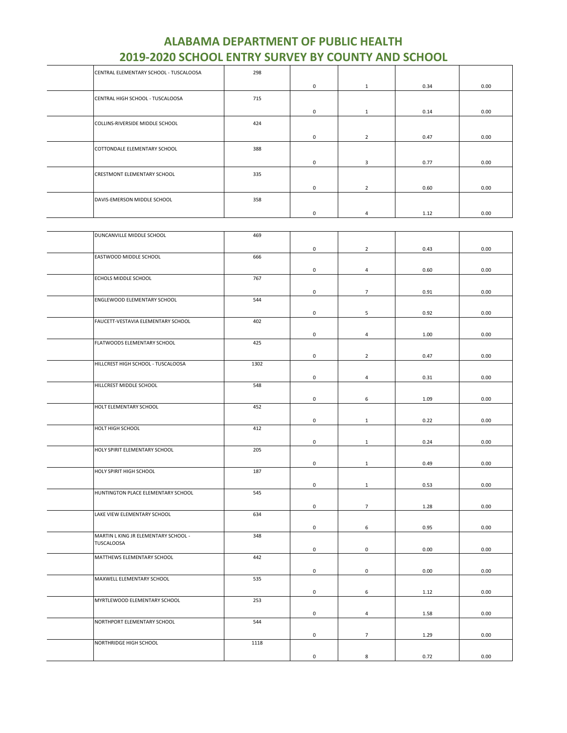# ALABAMA DEPARTMENT OF PUBLIC HEALTH
# 2019-2020 SCHOOL ENTRY SURVEY BY COUNTY AND SCHOOL

| | | | | | | |
|---|---|---|---|---|---|---|
| | CENTRAL ELEMENTARY SCHOOL - TUSCALOOSA | 298 | 0 | 1 | 0.34 | 0.00 |
| | CENTRAL HIGH SCHOOL - TUSCALOOSA | 715 | 0 | 1 | 0.14 | 0.00 |
| | COLLINS-RIVERSIDE MIDDLE SCHOOL | 424 | 0 | 2 | 0.47 | 0.00 |
| | COTTONDALE ELEMENTARY SCHOOL | 388 | 0 | 3 | 0.77 | 0.00 |
| | CRESTMONT ELEMENTARY SCHOOL | 335 | 0 | 2 | 0.60 | 0.00 |
| | DAVIS-EMERSON MIDDLE SCHOOL | 358 | 0 | 4 | 1.12 | 0.00 |
| | DUNCANVILLE MIDDLE SCHOOL | 469 | 0 | 2 | 0.43 | 0.00 |
| | EASTWOOD MIDDLE SCHOOL | 666 | 0 | 4 | 0.60 | 0.00 |
| | ECHOLS MIDDLE SCHOOL | 767 | 0 | 7 | 0.91 | 0.00 |
| | ENGLEWOOD ELEMENTARY SCHOOL | 544 | 0 | 5 | 0.92 | 0.00 |
| | FAUCETT-VESTAVIA ELEMENTARY SCHOOL | 402 | 0 | 4 | 1.00 | 0.00 |
| | FLATWOODS ELEMENTARY SCHOOL | 425 | 0 | 2 | 0.47 | 0.00 |
| | HILLCREST HIGH SCHOOL - TUSCALOOSA | 1302 | 0 | 4 | 0.31 | 0.00 |
| | HILLCREST MIDDLE SCHOOL | 548 | 0 | 6 | 1.09 | 0.00 |
| | HOLT ELEMENTARY SCHOOL | 452 | 0 | 1 | 0.22 | 0.00 |
| | HOLT HIGH SCHOOL | 412 | 0 | 1 | 0.24 | 0.00 |
| | HOLY SPIRIT ELEMENTARY SCHOOL | 205 | 0 | 1 | 0.49 | 0.00 |
| | HOLY SPIRIT HIGH SCHOOL | 187 | 0 | 1 | 0.53 | 0.00 |
| | HUNTINGTON PLACE ELEMENTARY SCHOOL | 545 | 0 | 7 | 1.28 | 0.00 |
| | LAKE VIEW ELEMENTARY SCHOOL | 634 | 0 | 6 | 0.95 | 0.00 |
| | MARTIN L KING JR ELEMENTARY SCHOOL - TUSCALOOSA | 348 | 0 | 0 | 0.00 | 0.00 |
| | MATTHEWS ELEMENTARY SCHOOL | 442 | 0 | 0 | 0.00 | 0.00 |
| | MAXWELL ELEMENTARY SCHOOL | 535 | 0 | 6 | 1.12 | 0.00 |
| | MYRTLEWOOD ELEMENTARY SCHOOL | 253 | 0 | 4 | 1.58 | 0.00 |
| | NORTHPORT ELEMENTARY SCHOOL | 544 | 0 | 7 | 1.29 | 0.00 |
| | NORTHRIDGE HIGH SCHOOL | 1118 | 0 | 8 | 0.72 | 0.00 |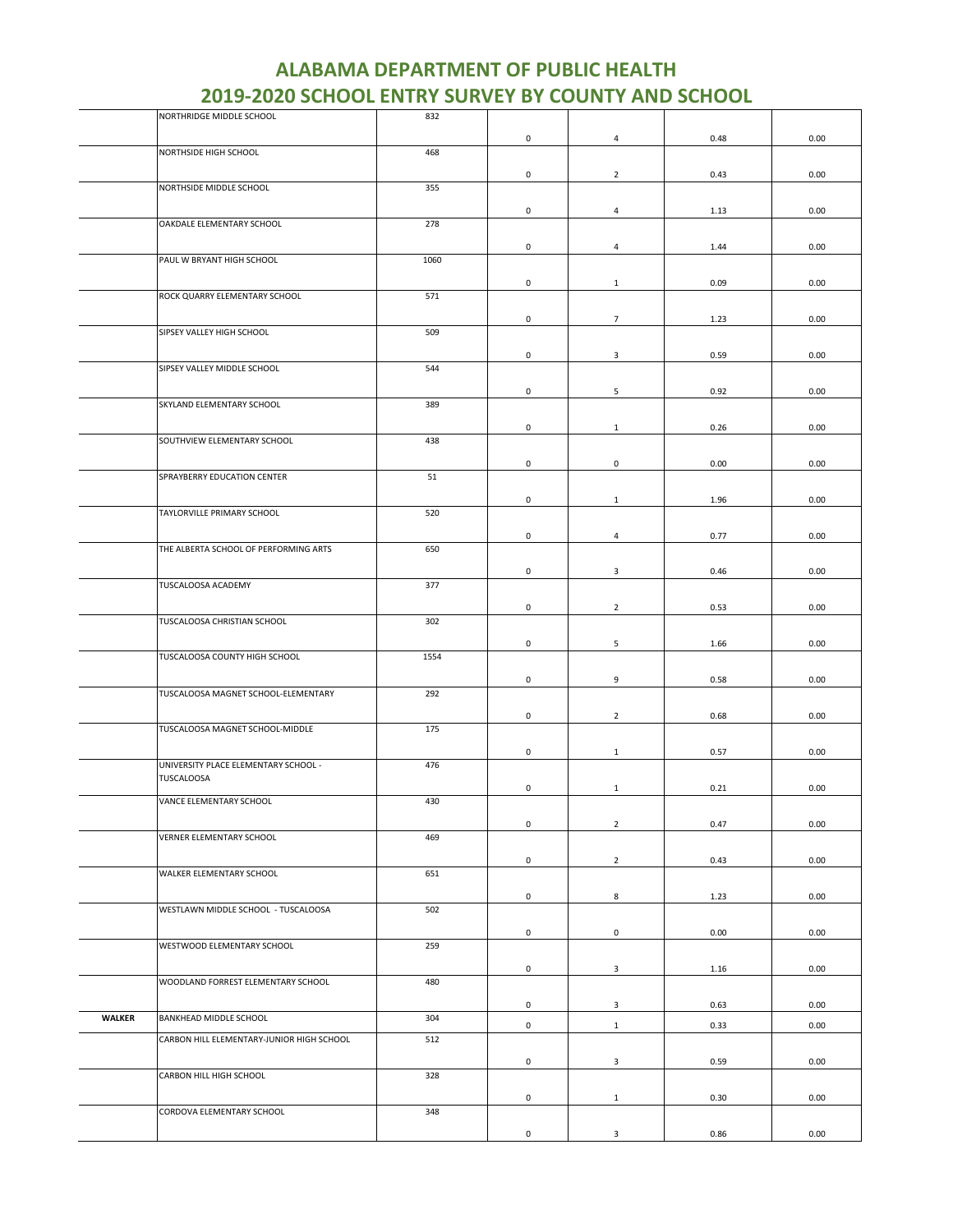# ALABAMA DEPARTMENT OF PUBLIC HEALTH
## 2019-2020 SCHOOL ENTRY SURVEY BY COUNTY AND SCHOOL

| | | | | | | |
|---|---|---|---|---|---|---|
| | NORTHRIDGE MIDDLE SCHOOL | 832 | 0 | 4 | 0.48 | 0.00 |
| | NORTHSIDE HIGH SCHOOL | 468 | 0 | 2 | 0.43 | 0.00 |
| | NORTHSIDE MIDDLE SCHOOL | 355 | 0 | 4 | 1.13 | 0.00 |
| | OAKDALE ELEMENTARY SCHOOL | 278 | 0 | 4 | 1.44 | 0.00 |
| | PAUL W BRYANT HIGH SCHOOL | 1060 | 0 | 1 | 0.09 | 0.00 |
| | ROCK QUARRY ELEMENTARY SCHOOL | 571 | 0 | 7 | 1.23 | 0.00 |
| | SIPSEY VALLEY HIGH SCHOOL | 509 | 0 | 3 | 0.59 | 0.00 |
| | SIPSEY VALLEY MIDDLE SCHOOL | 544 | 0 | 5 | 0.92 | 0.00 |
| | SKYLAND ELEMENTARY SCHOOL | 389 | 0 | 1 | 0.26 | 0.00 |
| | SOUTHVIEW ELEMENTARY SCHOOL | 438 | 0 | 0 | 0.00 | 0.00 |
| | SPRAYBERRY EDUCATION CENTER | 51 | 0 | 1 | 1.96 | 0.00 |
| | TAYLORVILLE PRIMARY SCHOOL | 520 | 0 | 4 | 0.77 | 0.00 |
| | THE ALBERTA SCHOOL OF PERFORMING ARTS | 650 | 0 | 3 | 0.46 | 0.00 |
| | TUSCALOOSA ACADEMY | 377 | 0 | 2 | 0.53 | 0.00 |
| | TUSCALOOSA CHRISTIAN SCHOOL | 302 | 0 | 5 | 1.66 | 0.00 |
| | TUSCALOOSA COUNTY HIGH SCHOOL | 1554 | 0 | 9 | 0.58 | 0.00 |
| | TUSCALOOSA MAGNET SCHOOL-ELEMENTARY | 292 | 0 | 2 | 0.68 | 0.00 |
| | TUSCALOOSA MAGNET SCHOOL-MIDDLE | 175 | 0 | 1 | 0.57 | 0.00 |
| | UNIVERSITY PLACE ELEMENTARY SCHOOL - TUSCALOOSA | 476 | 0 | 1 | 0.21 | 0.00 |
| | VANCE ELEMENTARY SCHOOL | 430 | 0 | 2 | 0.47 | 0.00 |
| | VERNER ELEMENTARY SCHOOL | 469 | 0 | 2 | 0.43 | 0.00 |
| | WALKER ELEMENTARY SCHOOL | 651 | 0 | 8 | 1.23 | 0.00 |
| | WESTLAWN MIDDLE SCHOOL - TUSCALOOSA | 502 | 0 | 0 | 0.00 | 0.00 |
| | WESTWOOD ELEMENTARY SCHOOL | 259 | 0 | 3 | 1.16 | 0.00 |
| | WOODLAND FORREST ELEMENTARY SCHOOL | 480 | 0 | 3 | 0.63 | 0.00 |
| **WALKER** | BANKHEAD MIDDLE SCHOOL | 304 | 0 | 1 | 0.33 | 0.00 |
| | CARBON HILL ELEMENTARY-JUNIOR HIGH SCHOOL | 512 | 0 | 3 | 0.59 | 0.00 |
| | CARBON HILL HIGH SCHOOL | 328 | 0 | 1 | 0.30 | 0.00 |
| | CORDOVA ELEMENTARY SCHOOL | 348 | 0 | 3 | 0.86 | 0.00 |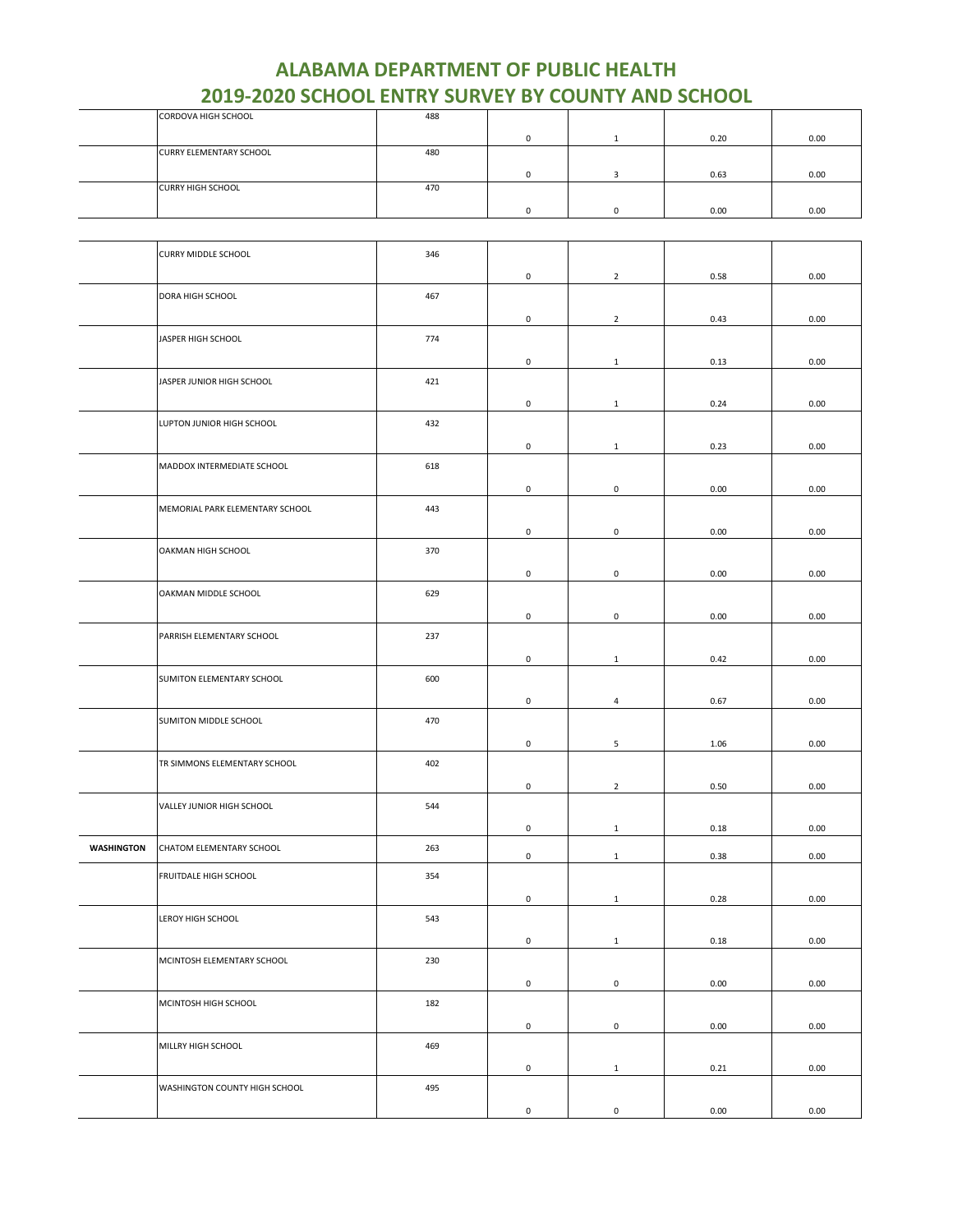# ALABAMA DEPARTMENT OF PUBLIC HEALTH
## 2019-2020 SCHOOL ENTRY SURVEY BY COUNTY AND SCHOOL

| | | | | | | |
|---|---|---|---|---|---|---|
| | CORDOVA HIGH SCHOOL | 488 | 0 | 1 | 0.20 | 0.00 |
| | CURRY ELEMENTARY SCHOOL | 480 | 0 | 3 | 0.63 | 0.00 |
| | CURRY HIGH SCHOOL | 470 | 0 | 0 | 0.00 | 0.00 |
| | CURRY MIDDLE SCHOOL | 346 | 0 | 2 | 0.58 | 0.00 |
| | DORA HIGH SCHOOL | 467 | 0 | 2 | 0.43 | 0.00 |
| | JASPER HIGH SCHOOL | 774 | 0 | 1 | 0.13 | 0.00 |
| | JASPER JUNIOR HIGH SCHOOL | 421 | 0 | 1 | 0.24 | 0.00 |
| | LUPTON JUNIOR HIGH SCHOOL | 432 | 0 | 1 | 0.23 | 0.00 |
| | MADDOX INTERMEDIATE SCHOOL | 618 | 0 | 0 | 0.00 | 0.00 |
| | MEMORIAL PARK ELEMENTARY SCHOOL | 443 | 0 | 0 | 0.00 | 0.00 |
| | OAKMAN HIGH SCHOOL | 370 | 0 | 0 | 0.00 | 0.00 |
| | OAKMAN MIDDLE SCHOOL | 629 | 0 | 0 | 0.00 | 0.00 |
| | PARRISH ELEMENTARY SCHOOL | 237 | 0 | 1 | 0.42 | 0.00 |
| | SUMITON ELEMENTARY SCHOOL | 600 | 0 | 4 | 0.67 | 0.00 |
| | SUMITON MIDDLE SCHOOL | 470 | 0 | 5 | 1.06 | 0.00 |
| | TR SIMMONS ELEMENTARY SCHOOL | 402 | 0 | 2 | 0.50 | 0.00 |
| | VALLEY JUNIOR HIGH SCHOOL | 544 | 0 | 1 | 0.18 | 0.00 |
| **WASHINGTON** | CHATOM ELEMENTARY SCHOOL | 263 | 0 | 1 | 0.38 | 0.00 |
| | FRUITDALE HIGH SCHOOL | 354 | 0 | 1 | 0.28 | 0.00 |
| | LEROY HIGH SCHOOL | 543 | 0 | 1 | 0.18 | 0.00 |
| | MCINTOSH ELEMENTARY SCHOOL | 230 | 0 | 0 | 0.00 | 0.00 |
| | MCINTOSH HIGH SCHOOL | 182 | 0 | 0 | 0.00 | 0.00 |
| | MILLRY HIGH SCHOOL | 469 | 0 | 1 | 0.21 | 0.00 |
| | WASHINGTON COUNTY HIGH SCHOOL | 495 | 0 | 0 | 0.00 | 0.00 |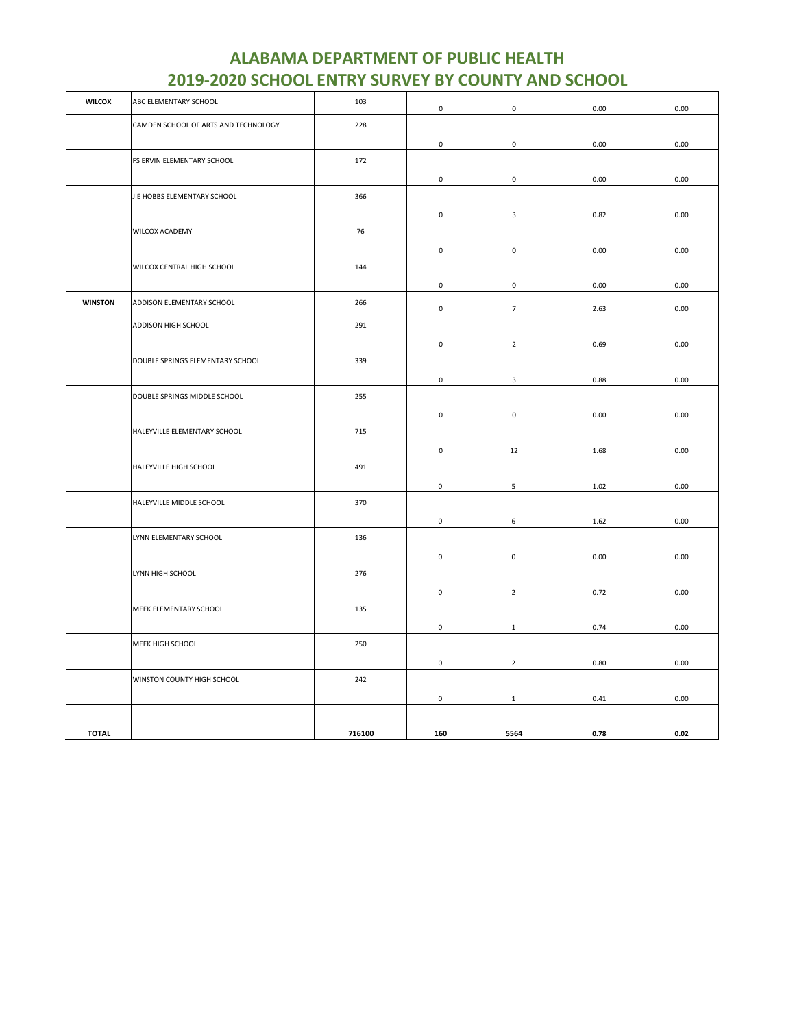# ALABAMA DEPARTMENT OF PUBLIC HEALTH
# 2019-2020 SCHOOL ENTRY SURVEY BY COUNTY AND SCHOOL

| | | | | | | |
|---|---|---|---|---|---|---|
| **WILCOX** | ABC ELEMENTARY SCHOOL | 103 | 0 | 0 | 0.00 | 0.00 |
| | CAMDEN SCHOOL OF ARTS AND TECHNOLOGY | 228 | 0 | 0 | 0.00 | 0.00 |
| | FS ERVIN ELEMENTARY SCHOOL | 172 | 0 | 0 | 0.00 | 0.00 |
| | J E HOBBS ELEMENTARY SCHOOL | 366 | 0 | 3 | 0.82 | 0.00 |
| | WILCOX ACADEMY | 76 | 0 | 0 | 0.00 | 0.00 |
| | WILCOX CENTRAL HIGH SCHOOL | 144 | 0 | 0 | 0.00 | 0.00 |
| **WINSTON** | ADDISON ELEMENTARY SCHOOL | 266 | 0 | 7 | 2.63 | 0.00 |
| | ADDISON HIGH SCHOOL | 291 | 0 | 2 | 0.69 | 0.00 |
| | DOUBLE SPRINGS ELEMENTARY SCHOOL | 339 | 0 | 3 | 0.88 | 0.00 |
| | DOUBLE SPRINGS MIDDLE SCHOOL | 255 | 0 | 0 | 0.00 | 0.00 |
| | HALEYVILLE ELEMENTARY SCHOOL | 715 | 0 | 12 | 1.68 | 0.00 |
| | HALEYVILLE HIGH SCHOOL | 491 | 0 | 5 | 1.02 | 0.00 |
| | HALEYVILLE MIDDLE SCHOOL | 370 | 0 | 6 | 1.62 | 0.00 |
| | LYNN ELEMENTARY SCHOOL | 136 | 0 | 0 | 0.00 | 0.00 |
| | LYNN HIGH SCHOOL | 276 | 0 | 2 | 0.72 | 0.00 |
| | MEEK ELEMENTARY SCHOOL | 135 | 0 | 1 | 0.74 | 0.00 |
| | MEEK HIGH SCHOOL | 250 | 0 | 2 | 0.80 | 0.00 |
| | WINSTON COUNTY HIGH SCHOOL | 242 | 0 | 1 | 0.41 | 0.00 |
| **TOTAL** | | **716100** | **160** | **5564** | **0.78** | **0.02** |